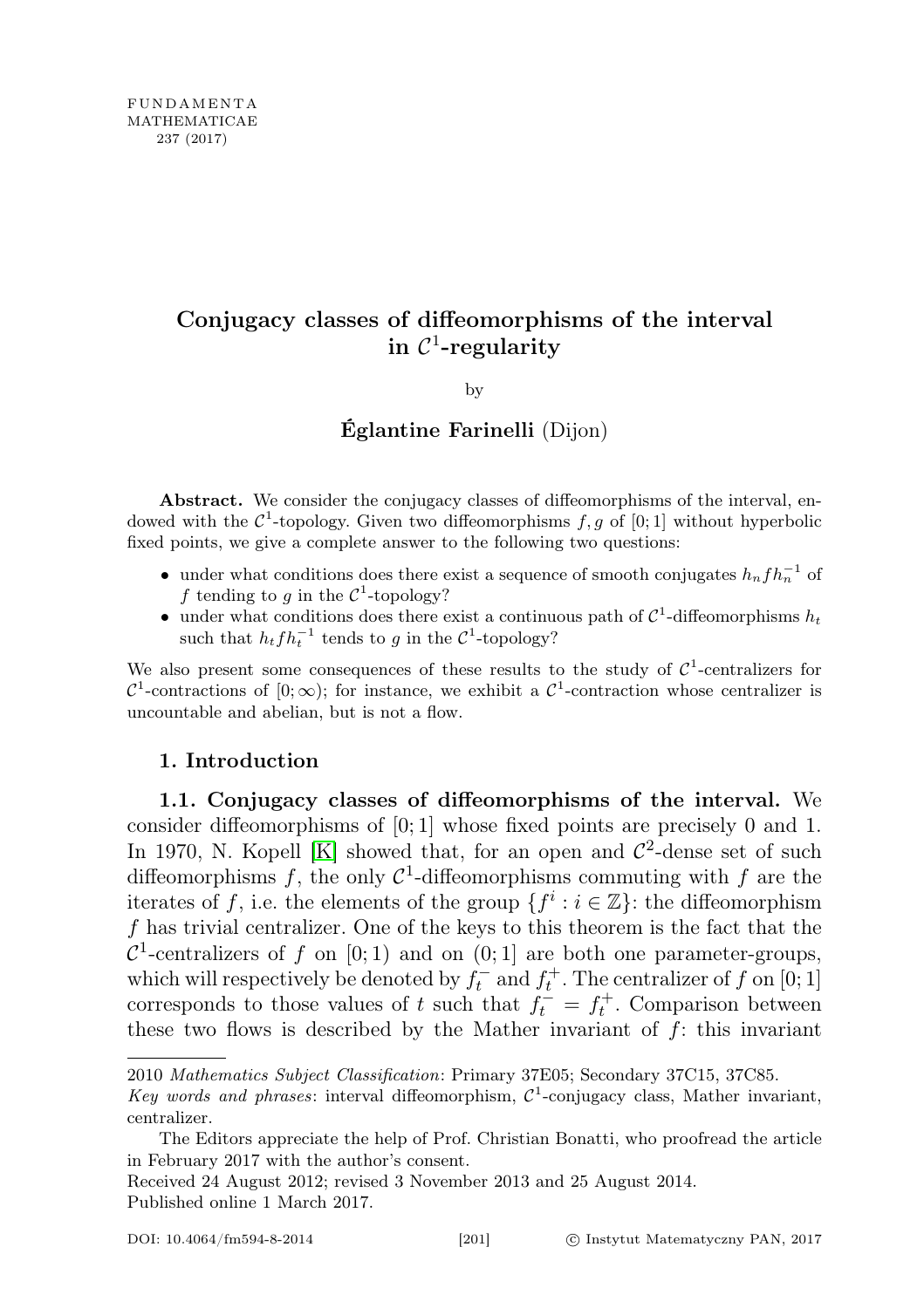# Conjugacy classes of diffeomorphisms of the interval in $\mathcal{C}^1$-regularity

by

**Églantine Farinelli** (Dijon)

**Abstract.** We consider the conjugacy classes of diffeomorphisms of the interval, endowed with the $\mathcal{C}^1$-topology. Given two diffeomorphisms $f, g$ of $[0;1]$ without hyperbolic fixed points, we give a complete answer to the following two questions:

- under what conditions does there exist a sequence of smooth conjugates $h_n f h_n^{-1}$ of $f$ tending to $g$ in the $\mathcal{C}^1$-topology?
- under what conditions does there exist a continuous path of $\mathcal{C}^1$-diffeomorphisms $h_t$ such that $h_t f h_t^{-1}$ tends to $g$ in the $\mathcal{C}^1$-topology?

We also present some consequences of these results to the study of $\mathcal{C}^1$-centralizers for $\mathcal{C}^1$-contractions of $[0;\infty)$; for instance, we exhibit a $\mathcal{C}^1$-contraction whose centralizer is uncountable and abelian, but is not a flow.

## 1. Introduction

**1.1. Conjugacy classes of diffeomorphisms of the interval.** We consider diffeomorphisms of $[0;1]$ whose fixed points are precisely 0 and 1. In 1970, N. Kopell [K] showed that, for an open and $\mathcal{C}^2$-dense set of such diffeomorphisms $f$, the only $\mathcal{C}^1$-diffeomorphisms commuting with $f$ are the iterates of $f$, i.e. the elements of the group $\{f^i : i \in \mathbb{Z}\}$: the diffeomorphism $f$ has trivial centralizer. One of the keys to this theorem is the fact that the $\mathcal{C}^1$-centralizers of $f$ on $[0;1)$ and on $(0;1]$ are both one parameter-groups, which will respectively be denoted by $f_t^-$ and $f_t^+$. The centralizer of $f$ on $[0;1]$ corresponds to those values of $t$ such that $f_t^- = f_t^+$. Comparison between these two flows is described by the Mather invariant of $f$: this invariant

---

2010 *Mathematics Subject Classification*: Primary 37E05; Secondary 37C15, 37C85.

*Key words and phrases*: interval diffeomorphism, $\mathcal{C}^1$-conjugacy class, Mather invariant, centralizer.

The Editors appreciate the help of Prof. Christian Bonatti, who proofread the article in February 2017 with the author's consent.

Received 24 August 2012; revised 3 November 2013 and 25 August 2014.

Published online 1 March 2017.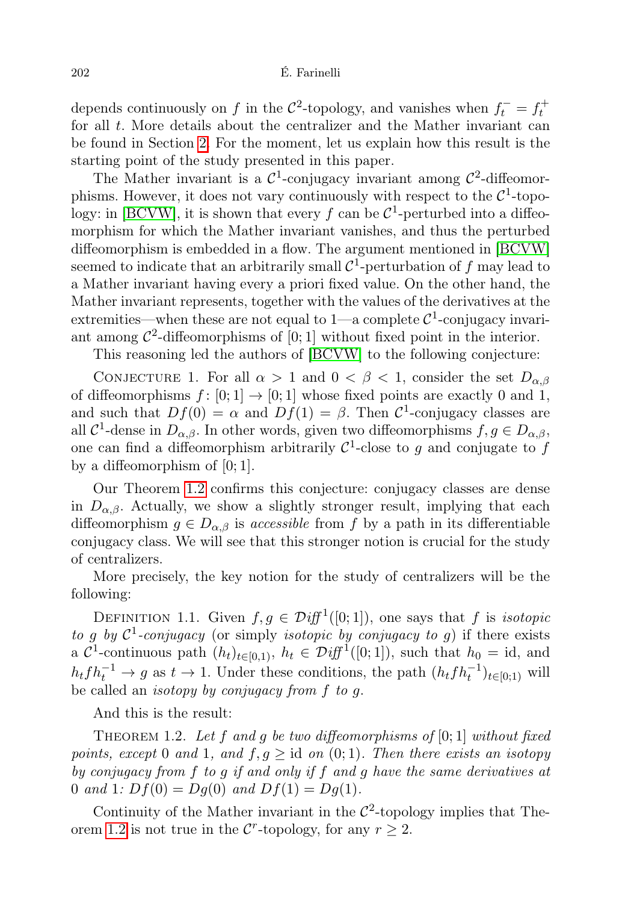depends continuously on $f$ in the $\mathcal{C}^2$-topology, and vanishes when $f_t^- = f_t^+$ for all $t$. More details about the centralizer and the Mather invariant can be found in Section 2. For the moment, let us explain how this result is the starting point of the study presented in this paper.

The Mather invariant is a $\mathcal{C}^1$-conjugacy invariant among $\mathcal{C}^2$-diffeomorphisms. However, it does not vary continuously with respect to the $\mathcal{C}^1$-topology: in [BCVW], it is shown that every $f$ can be $\mathcal{C}^1$-perturbed into a diffeomorphism for which the Mather invariant vanishes, and thus the perturbed diffeomorphism is embedded in a flow. The argument mentioned in [BCVW] seemed to indicate that an arbitrarily small $\mathcal{C}^1$-perturbation of $f$ may lead to a Mather invariant having every a priori fixed value. On the other hand, the Mather invariant represents, together with the values of the derivatives at the extremities—when these are not equal to 1—a complete $\mathcal{C}^1$-conjugacy invariant among $\mathcal{C}^2$-diffeomorphisms of $[0;1]$ without fixed point in the interior.

This reasoning led the authors of [BCVW] to the following conjecture:

Conjecture 1. For all $\alpha > 1$ and $0 < \beta < 1$, consider the set $D_{\alpha,\beta}$ of diffeomorphisms $f\colon [0;1] \to [0;1]$ whose fixed points are exactly 0 and 1, and such that $Df(0) = \alpha$ and $Df(1) = \beta$. Then $\mathcal{C}^1$-conjugacy classes are all $\mathcal{C}^1$-dense in $D_{\alpha,\beta}$. In other words, given two diffeomorphisms $f, g \in D_{\alpha,\beta}$, one can find a diffeomorphism arbitrarily $\mathcal{C}^1$-close to $g$ and conjugate to $f$ by a diffeomorphism of $[0;1]$.

Our Theorem 1.2 confirms this conjecture: conjugacy classes are dense in $D_{\alpha,\beta}$. Actually, we show a slightly stronger result, implying that each diffeomorphism $g \in D_{\alpha,\beta}$ is *accessible* from $f$ by a path in its differentiable conjugacy class. We will see that this stronger notion is crucial for the study of centralizers.

More precisely, the key notion for the study of centralizers will be the following:

Definition 1.1. Given $f, g \in \mathcal{D}\mathit{iff}^1([0;1])$, one says that $f$ is *isotopic to $g$ by $\mathcal{C}^1$-conjugacy* (or simply *isotopic by conjugacy to $g$*) if there exists a $\mathcal{C}^1$-continuous path $(h_t)_{t\in[0,1)}$, $h_t \in \mathcal{D}\mathit{iff}^1([0;1])$, such that $h_0 = \mathrm{id}$, and $h_t f h_t^{-1} \to g$ as $t \to 1$. Under these conditions, the path $(h_t f h_t^{-1})_{t\in[0;1)}$ will be called an *isotopy by conjugacy from $f$ to $g$*.

And this is the result:

Theorem 1.2. *Let $f$ and $g$ be two diffeomorphisms of $[0;1]$ without fixed points, except 0 and 1, and $f, g \geq \mathrm{id}$ on $(0;1)$. Then there exists an isotopy by conjugacy from $f$ to $g$ if and only if $f$ and $g$ have the same derivatives at 0 and 1: $Df(0) = Dg(0)$ and $Df(1) = Dg(1)$.*

Continuity of the Mather invariant in the $\mathcal{C}^2$-topology implies that Theorem 1.2 is not true in the $\mathcal{C}^r$-topology, for any $r \geq 2$.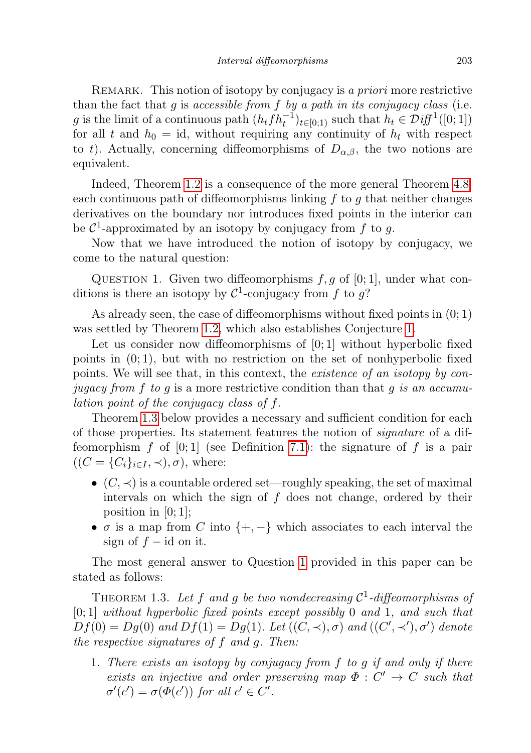Remark. This notion of isotopy by conjugacy is *a priori* more restrictive than the fact that $g$ is *accessible from $f$ by a path in its conjugacy class* (i.e. $g$ is the limit of a continuous path $(h_t f h_t^{-1})_{t\in[0;1)}$ such that $h_t \in \mathcal{D}\!\mathit{iff}^{\,1}([0;1])$ for all $t$ and $h_0 = \mathrm{id}$, without requiring any continuity of $h_t$ with respect to $t$). Actually, concerning diffeomorphisms of $D_{\alpha,\beta}$, the two notions are equivalent.

Indeed, Theorem 1.2 is a consequence of the more general Theorem 4.8: each continuous path of diffeomorphisms linking $f$ to $g$ that neither changes derivatives on the boundary nor introduces fixed points in the interior can be $\mathcal{C}^1$-approximated by an isotopy by conjugacy from $f$ to $g$.

Now that we have introduced the notion of isotopy by conjugacy, we come to the natural question:

Question 1. Given two diffeomorphisms $f, g$ of $[0;1]$, under what conditions is there an isotopy by $\mathcal{C}^1$-conjugacy from $f$ to $g$?

As already seen, the case of diffeomorphisms without fixed points in $(0;1)$ was settled by Theorem 1.2, which also establishes Conjecture 1.

Let us consider now diffeomorphisms of $[0;1]$ without hyperbolic fixed points in $(0;1)$, but with no restriction on the set of nonhyperbolic fixed points. We will see that, in this context, the *existence of an isotopy by conjugacy from $f$ to $g$* is a more restrictive condition than that *$g$ is an accumulation point of the conjugacy class of $f$*.

Theorem 1.3 below provides a necessary and sufficient condition for each of those properties. Its statement features the notion of *signature* of a diffeomorphism $f$ of $[0;1]$ (see Definition 7.1): the signature of $f$ is a pair $((C = \{C_i\}_{i\in I}, \prec), \sigma)$, where:

- $(C, \prec)$ is a countable ordered set—roughly speaking, the set of maximal intervals on which the sign of $f$ does not change, ordered by their position in $[0;1]$;
- $\sigma$ is a map from $C$ into $\{+,-\}$ which associates to each interval the sign of $f - \mathrm{id}$ on it.

The most general answer to Question 1 provided in this paper can be stated as follows:

Theorem 1.3. *Let $f$ and $g$ be two nondecreasing $\mathcal{C}^1$-diffeomorphisms of $[0;1]$ without hyperbolic fixed points except possibly $0$ and $1$, and such that $Df(0) = Dg(0)$ and $Df(1) = Dg(1)$. Let $((C,\prec),\sigma)$ and $((C',\prec'),\sigma')$ denote the respective signatures of $f$ and $g$. Then:*

1. *There exists an isotopy by conjugacy from $f$ to $g$ if and only if there exists an injective and order preserving map $\Phi : C' \to C$ such that $\sigma'(c') = \sigma(\Phi(c'))$ for all $c' \in C'$.*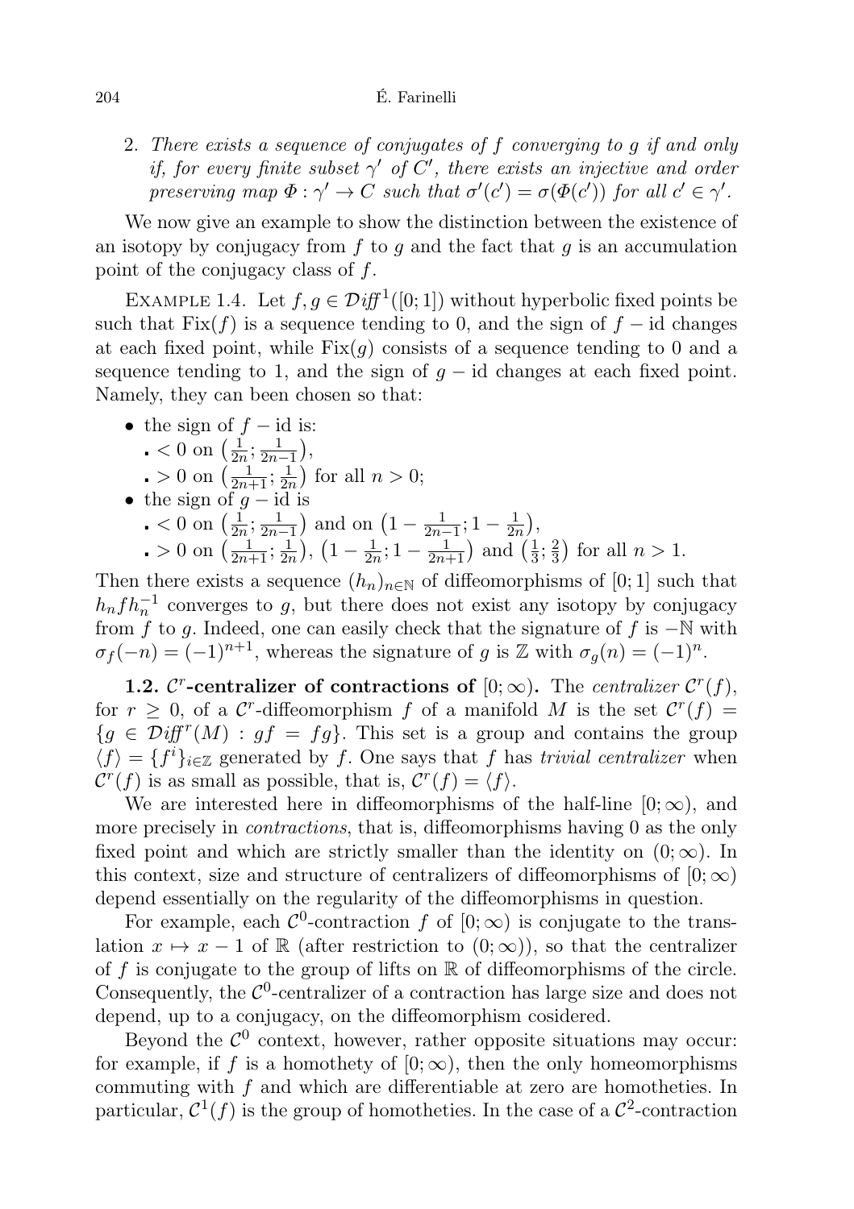2. *There exists a sequence of conjugates of $f$ converging to $g$ if and only if, for every finite subset $\gamma'$ of $C'$, there exists an injective and order preserving map $\Phi : \gamma' \to C$ such that $\sigma'(c') = \sigma(\Phi(c'))$ for all $c' \in \gamma'$.*

We now give an example to show the distinction between the existence of an isotopy by conjugacy from $f$ to $g$ and the fact that $g$ is an accumulation point of the conjugacy class of $f$.

Example 1.4. Let $f, g \in \mathcal{D}iff^1([0;1])$ without hyperbolic fixed points be such that $\mathrm{Fix}(f)$ is a sequence tending to 0, and the sign of $f - \mathrm{id}$ changes at each fixed point, while $\mathrm{Fix}(g)$ consists of a sequence tending to 0 and a sequence tending to 1, and the sign of $g - \mathrm{id}$ changes at each fixed point. Namely, they can been chosen so that:

- the sign of $f - \mathrm{id}$ is:
  - $< 0$ on $\left(\frac{1}{2n}; \frac{1}{2n-1}\right)$,
  - $> 0$ on $\left(\frac{1}{2n+1}; \frac{1}{2n}\right)$ for all $n > 0$;
- the sign of $g - \mathrm{id}$ is
  - $< 0$ on $\left(\frac{1}{2n}; \frac{1}{2n-1}\right)$ and on $\left(1 - \frac{1}{2n-1}; 1 - \frac{1}{2n}\right)$,
  - $> 0$ on $\left(\frac{1}{2n+1}; \frac{1}{2n}\right)$, $\left(1 - \frac{1}{2n}; 1 - \frac{1}{2n+1}\right)$ and $\left(\frac{1}{3}; \frac{2}{3}\right)$ for all $n > 1$.

Then there exists a sequence $(h_n)_{n\in\mathbb{N}}$ of diffeomorphisms of $[0;1]$ such that $h_n f h_n^{-1}$ converges to $g$, but there does not exist any isotopy by conjugacy from $f$ to $g$. Indeed, one can easily check that the signature of $f$ is $-\mathbb{N}$ with $\sigma_f(-n) = (-1)^{n+1}$, whereas the signature of $g$ is $\mathbb{Z}$ with $\sigma_g(n) = (-1)^n$.

**1.2. $\mathcal{C}^r$-centralizer of contractions of $[0;\infty)$.** The *centralizer* $\mathcal{C}^r(f)$, for $r \geq 0$, of a $\mathcal{C}^r$-diffeomorphism $f$ of a manifold $M$ is the set $\mathcal{C}^r(f) = \{g \in \mathcal{D}iff^r(M) : gf = fg\}$. This set is a group and contains the group $\langle f \rangle = \{f^i\}_{i\in\mathbb{Z}}$ generated by $f$. One says that $f$ has *trivial centralizer* when $\mathcal{C}^r(f)$ is as small as possible, that is, $\mathcal{C}^r(f) = \langle f \rangle$.

We are interested here in diffeomorphisms of the half-line $[0;\infty)$, and more precisely in *contractions*, that is, diffeomorphisms having 0 as the only fixed point and which are strictly smaller than the identity on $(0;\infty)$. In this context, size and structure of centralizers of diffeomorphisms of $[0;\infty)$ depend essentially on the regularity of the diffeomorphisms in question.

For example, each $\mathcal{C}^0$-contraction $f$ of $[0;\infty)$ is conjugate to the translation $x \mapsto x - 1$ of $\mathbb{R}$ (after restriction to $(0;\infty)$), so that the centralizer of $f$ is conjugate to the group of lifts on $\mathbb{R}$ of diffeomorphisms of the circle. Consequently, the $\mathcal{C}^0$-centralizer of a contraction has large size and does not depend, up to a conjugacy, on the diffeomorphism cosidered.

Beyond the $\mathcal{C}^0$ context, however, rather opposite situations may occur: for example, if $f$ is a homothety of $[0;\infty)$, then the only homeomorphisms commuting with $f$ and which are differentiable at zero are homotheties. In particular, $\mathcal{C}^1(f)$ is the group of homotheties. In the case of a $\mathcal{C}^2$-contraction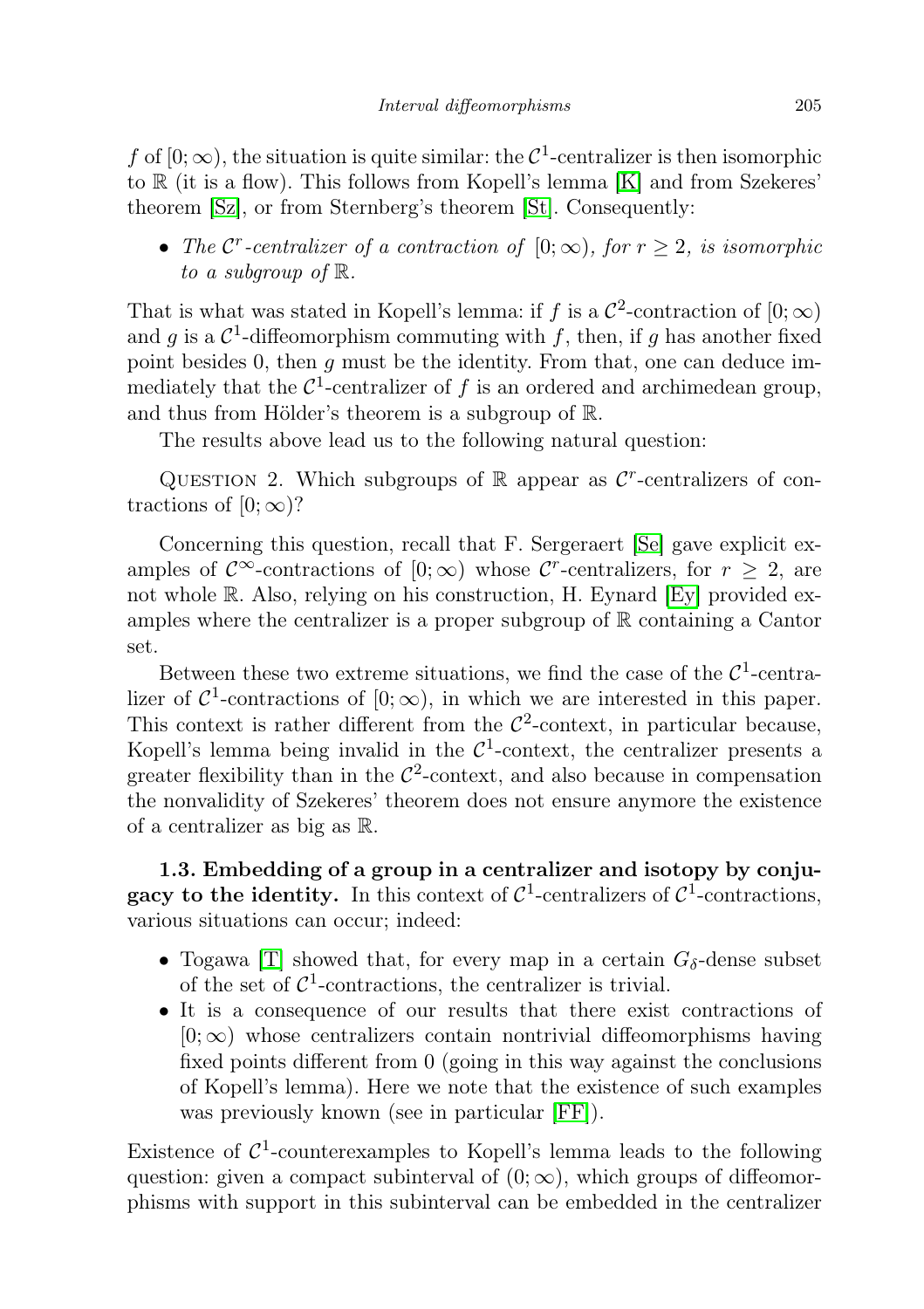$f$ of $[0;\infty)$, the situation is quite similar: the $\mathcal{C}^1$-centralizer is then isomorphic to $\mathbb{R}$ (it is a flow). This follows from Kopell's lemma [K] and from Szekeres' theorem [Sz], or from Sternberg's theorem [St]. Consequently:

- *The $\mathcal{C}^r$-centralizer of a contraction of $[0;\infty)$, for $r \geq 2$, is isomorphic to a subgroup of $\mathbb{R}$.*

That is what was stated in Kopell's lemma: if $f$ is a $\mathcal{C}^2$-contraction of $[0;\infty)$ and $g$ is a $\mathcal{C}^1$-diffeomorphism commuting with $f$, then, if $g$ has another fixed point besides 0, then $g$ must be the identity. From that, one can deduce immediately that the $\mathcal{C}^1$-centralizer of $f$ is an ordered and archimedean group, and thus from Hölder's theorem is a subgroup of $\mathbb{R}$.

The results above lead us to the following natural question:

QUESTION 2. Which subgroups of $\mathbb{R}$ appear as $\mathcal{C}^r$-centralizers of contractions of $[0;\infty)$?

Concerning this question, recall that F. Sergeraert [Se] gave explicit examples of $\mathcal{C}^\infty$-contractions of $[0;\infty)$ whose $\mathcal{C}^r$-centralizers, for $r \geq 2$, are not whole $\mathbb{R}$. Also, relying on his construction, H. Eynard [Ey] provided examples where the centralizer is a proper subgroup of $\mathbb{R}$ containing a Cantor set.

Between these two extreme situations, we find the case of the $\mathcal{C}^1$-centralizer of $\mathcal{C}^1$-contractions of $[0;\infty)$, in which we are interested in this paper. This context is rather different from the $\mathcal{C}^2$-context, in particular because, Kopell's lemma being invalid in the $\mathcal{C}^1$-context, the centralizer presents a greater flexibility than in the $\mathcal{C}^2$-context, and also because in compensation the nonvalidity of Szekeres' theorem does not ensure anymore the existence of a centralizer as big as $\mathbb{R}$.

**1.3. Embedding of a group in a centralizer and isotopy by conjugacy to the identity.** In this context of $\mathcal{C}^1$-centralizers of $\mathcal{C}^1$-contractions, various situations can occur; indeed:

- Togawa [T] showed that, for every map in a certain $G_\delta$-dense subset of the set of $\mathcal{C}^1$-contractions, the centralizer is trivial.
- It is a consequence of our results that there exist contractions of $[0;\infty)$ whose centralizers contain nontrivial diffeomorphisms having fixed points different from 0 (going in this way against the conclusions of Kopell's lemma). Here we note that the existence of such examples was previously known (see in particular [FF]).

Existence of $\mathcal{C}^1$-counterexamples to Kopell's lemma leads to the following question: given a compact subinterval of $(0;\infty)$, which groups of diffeomorphisms with support in this subinterval can be embedded in the centralizer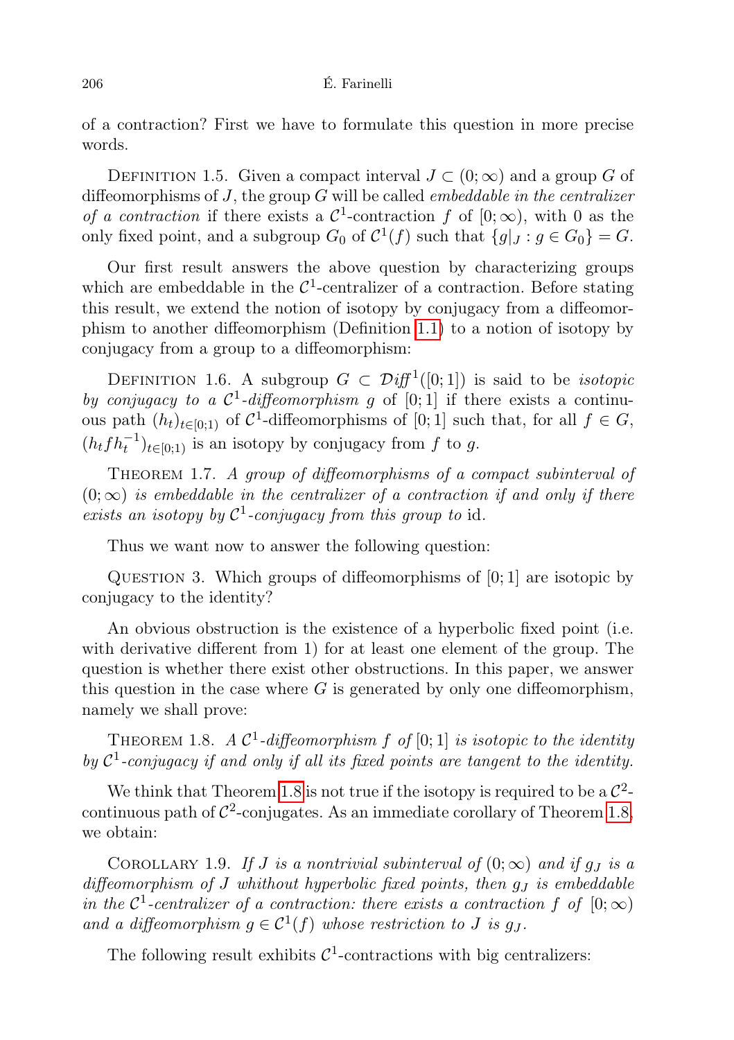of a contraction? First we have to formulate this question in more precise words.

Definition 1.5. Given a compact interval $J \subset (0;\infty)$ and a group $G$ of diffeomorphisms of $J$, the group $G$ will be called *embeddable in the centralizer of a contraction* if there exists a $\mathcal{C}^1$-contraction $f$ of $[0;\infty)$, with 0 as the only fixed point, and a subgroup $G_0$ of $\mathcal{C}^1(f)$ such that $\{g|_J : g \in G_0\} = G$.

Our first result answers the above question by characterizing groups which are embeddable in the $\mathcal{C}^1$-centralizer of a contraction. Before stating this result, we extend the notion of isotopy by conjugacy from a diffeomorphism to another diffeomorphism (Definition 1.1) to a notion of isotopy by conjugacy from a group to a diffeomorphism:

Definition 1.6. A subgroup $G \subset \mathcal{D}\mathit{iff}^1([0;1])$ is said to be *isotopic by conjugacy to a $\mathcal{C}^1$-diffeomorphism $g$* of $[0;1]$ if there exists a continuous path $(h_t)_{t\in[0;1)}$ of $\mathcal{C}^1$-diffeomorphisms of $[0;1]$ such that, for all $f \in G$, $(h_t f h_t^{-1})_{t\in[0;1)}$ is an isotopy by conjugacy from $f$ to $g$.

Theorem 1.7. *A group of diffeomorphisms of a compact subinterval of $(0;\infty)$ is embeddable in the centralizer of a contraction if and only if there exists an isotopy by $\mathcal{C}^1$-conjugacy from this group to* id.

Thus we want now to answer the following question:

Question 3. Which groups of diffeomorphisms of $[0;1]$ are isotopic by conjugacy to the identity?

An obvious obstruction is the existence of a hyperbolic fixed point (i.e. with derivative different from 1) for at least one element of the group. The question is whether there exist other obstructions. In this paper, we answer this question in the case where $G$ is generated by only one diffeomorphism, namely we shall prove:

Theorem 1.8. *A $\mathcal{C}^1$-diffeomorphism $f$ of $[0;1]$ is isotopic to the identity by $\mathcal{C}^1$-conjugacy if and only if all its fixed points are tangent to the identity.*

We think that Theorem 1.8 is not true if the isotopy is required to be a $\mathcal{C}^2$-continuous path of $\mathcal{C}^2$-conjugates. As an immediate corollary of Theorem 1.8, we obtain:

Corollary 1.9. *If $J$ is a nontrivial subinterval of $(0;\infty)$ and if $g_J$ is a diffeomorphism of $J$ whithout hyperbolic fixed points, then $g_J$ is embeddable in the $\mathcal{C}^1$-centralizer of a contraction: there exists a contraction $f$ of $[0;\infty)$ and a diffeomorphism $g \in \mathcal{C}^1(f)$ whose restriction to $J$ is $g_J$.*

The following result exhibits $\mathcal{C}^1$-contractions with big centralizers: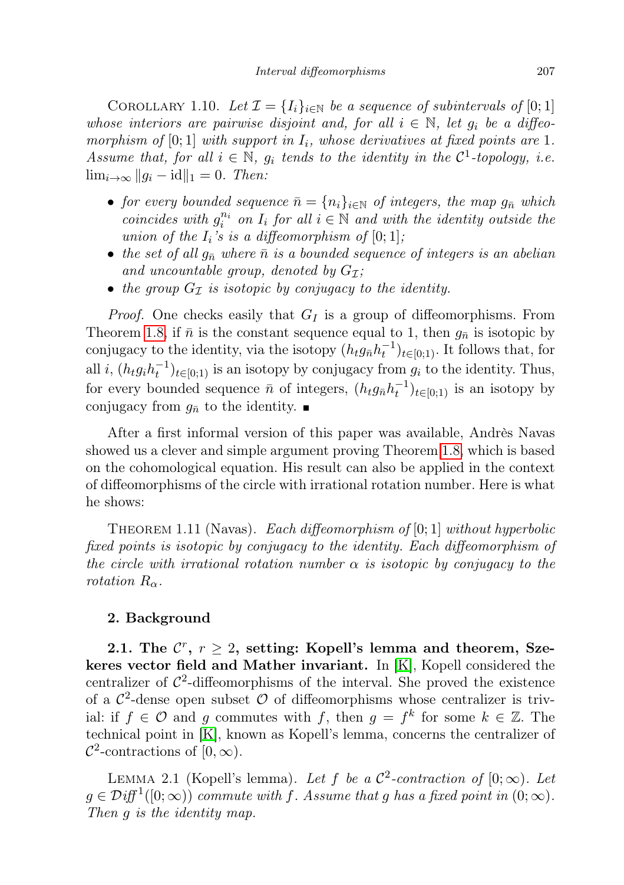COROLLARY 1.10. *Let $\mathcal{I} = \{I_i\}_{i\in\mathbb{N}}$ be a sequence of subintervals of $[0;1]$ whose interiors are pairwise disjoint and, for all $i \in \mathbb{N}$, let $g_i$ be a diffeomorphism of $[0;1]$ with support in $I_i$, whose derivatives at fixed points are 1. Assume that, for all $i \in \mathbb{N}$, $g_i$ tends to the identity in the $\mathcal{C}^1$-topology, i.e. $\lim_{i\to\infty} \|g_i - \mathrm{id}\|_1 = 0$. Then:*

- *for every bounded sequence $\bar{n} = \{n_i\}_{i\in\mathbb{N}}$ of integers, the map $g_{\bar{n}}$ which coincides with $g_i^{n_i}$ on $I_i$ for all $i \in \mathbb{N}$ and with the identity outside the union of the $I_i$'s is a diffeomorphism of $[0;1]$;*
- *the set of all $g_{\bar{n}}$ where $\bar{n}$ is a bounded sequence of integers is an abelian and uncountable group, denoted by $G_{\mathcal{I}}$;*
- *the group $G_{\mathcal{I}}$ is isotopic by conjugacy to the identity.*

*Proof.* One checks easily that $G_I$ is a group of diffeomorphisms. From Theorem 1.8, if $\bar{n}$ is the constant sequence equal to 1, then $g_{\bar{n}}$ is isotopic by conjugacy to the identity, via the isotopy $(h_t g_{\bar{n}} h_t^{-1})_{t\in[0;1)}$. It follows that, for all $i$, $(h_t g_i h_t^{-1})_{t\in[0;1)}$ is an isotopy by conjugacy from $g_i$ to the identity. Thus, for every bounded sequence $\bar{n}$ of integers, $(h_t g_{\bar{n}} h_t^{-1})_{t\in[0;1)}$ is an isotopy by conjugacy from $g_{\bar{n}}$ to the identity. ∎

After a first informal version of this paper was available, Andrès Navas showed us a clever and simple argument proving Theorem 1.8, which is based on the cohomological equation. His result can also be applied in the context of diffeomorphisms of the circle with irrational rotation number. Here is what he shows:

THEOREM 1.11 (Navas). *Each diffeomorphism of $[0;1]$ without hyperbolic fixed points is isotopic by conjugacy to the identity. Each diffeomorphism of the circle with irrational rotation number $\alpha$ is isotopic by conjugacy to the rotation $R_\alpha$.*

## 2. Background

**2.1. The $\mathcal{C}^r$, $r \geq 2$, setting: Kopell's lemma and theorem, Szekeres vector field and Mather invariant.** In [K], Kopell considered the centralizer of $\mathcal{C}^2$-diffeomorphisms of the interval. She proved the existence of a $\mathcal{C}^2$-dense open subset $\mathcal{O}$ of diffeomorphisms whose centralizer is trivial: if $f \in \mathcal{O}$ and $g$ commutes with $f$, then $g = f^k$ for some $k \in \mathbb{Z}$. The technical point in [K], known as Kopell's lemma, concerns the centralizer of $\mathcal{C}^2$-contractions of $[0,\infty)$.

LEMMA 2.1 (Kopell's lemma). *Let $f$ be a $\mathcal{C}^2$-contraction of $[0;\infty)$. Let $g \in \mathcal{D}\mathit{iff}^1([0;\infty))$ commute with $f$. Assume that $g$ has a fixed point in $(0;\infty)$. Then $g$ is the identity map.*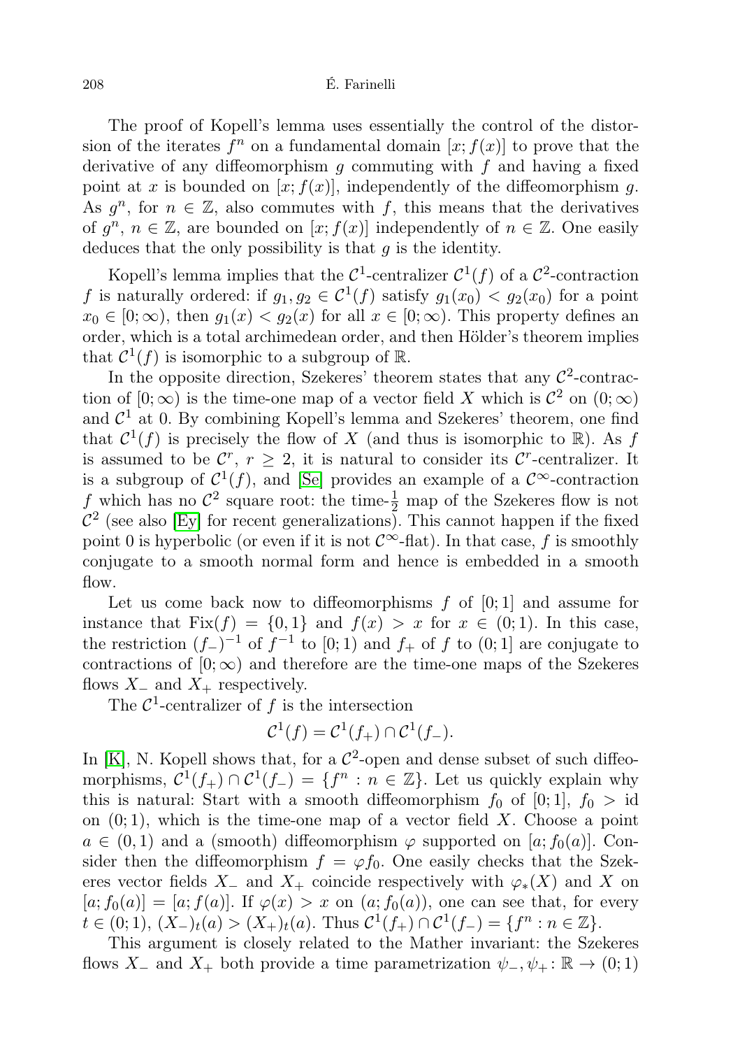The proof of Kopell's lemma uses essentially the control of the distorsion of the iterates $f^n$ on a fundamental domain $[x; f(x)]$ to prove that the derivative of any diffeomorphism $g$ commuting with $f$ and having a fixed point at $x$ is bounded on $[x; f(x)]$, independently of the diffeomorphism $g$. As $g^n$, for $n \in \mathbb{Z}$, also commutes with $f$, this means that the derivatives of $g^n$, $n \in \mathbb{Z}$, are bounded on $[x; f(x)]$ independently of $n \in \mathbb{Z}$. One easily deduces that the only possibility is that $g$ is the identity.

Kopell's lemma implies that the $\mathcal{C}^1$-centralizer $\mathcal{C}^1(f)$ of a $\mathcal{C}^2$-contraction $f$ is naturally ordered: if $g_1, g_2 \in \mathcal{C}^1(f)$ satisfy $g_1(x_0) < g_2(x_0)$ for a point $x_0 \in [0; \infty)$, then $g_1(x) < g_2(x)$ for all $x \in [0; \infty)$. This property defines an order, which is a total archimedean order, and then Hölder's theorem implies that $\mathcal{C}^1(f)$ is isomorphic to a subgroup of $\mathbb{R}$.

In the opposite direction, Szekeres' theorem states that any $\mathcal{C}^2$-contraction of $[0; \infty)$ is the time-one map of a vector field $X$ which is $\mathcal{C}^2$ on $(0; \infty)$ and $\mathcal{C}^1$ at 0. By combining Kopell's lemma and Szekeres' theorem, one find that $\mathcal{C}^1(f)$ is precisely the flow of $X$ (and thus is isomorphic to $\mathbb{R}$). As $f$ is assumed to be $\mathcal{C}^r$, $r \geq 2$, it is natural to consider its $\mathcal{C}^r$-centralizer. It is a subgroup of $\mathcal{C}^1(f)$, and [Se] provides an example of a $\mathcal{C}^\infty$-contraction $f$ which has no $\mathcal{C}^2$ square root: the time-$\frac{1}{2}$ map of the Szekeres flow is not $\mathcal{C}^2$ (see also [Ey] for recent generalizations). This cannot happen if the fixed point 0 is hyperbolic (or even if it is not $\mathcal{C}^\infty$-flat). In that case, $f$ is smoothly conjugate to a smooth normal form and hence is embedded in a smooth flow.

Let us come back now to diffeomorphisms $f$ of $[0; 1]$ and assume for instance that $\mathrm{Fix}(f) = \{0, 1\}$ and $f(x) > x$ for $x \in (0; 1)$. In this case, the restriction $(f_-)^{-1}$ of $f^{-1}$ to $[0; 1)$ and $f_+$ of $f$ to $(0; 1]$ are conjugate to contractions of $[0; \infty)$ and therefore are the time-one maps of the Szekeres flows $X_-$ and $X_+$ respectively.

The $\mathcal{C}^1$-centralizer of $f$ is the intersection

$$\mathcal{C}^1(f) = \mathcal{C}^1(f_+) \cap \mathcal{C}^1(f_-).$$

In [K], N. Kopell shows that, for a $\mathcal{C}^2$-open and dense subset of such diffeomorphisms, $\mathcal{C}^1(f_+) \cap \mathcal{C}^1(f_-) = \{f^n : n \in \mathbb{Z}\}$. Let us quickly explain why this is natural: Start with a smooth diffeomorphism $f_0$ of $[0; 1]$, $f_0 > \mathrm{id}$ on $(0; 1)$, which is the time-one map of a vector field $X$. Choose a point $a \in (0, 1)$ and a (smooth) diffeomorphism $\varphi$ supported on $[a; f_0(a)]$. Consider then the diffeomorphism $f = \varphi f_0$. One easily checks that the Szekeres vector fields $X_-$ and $X_+$ coincide respectively with $\varphi_*(X)$ and $X$ on $[a; f_0(a)] = [a; f(a)]$. If $\varphi(x) > x$ on $(a; f_0(a))$, one can see that, for every $t \in (0; 1)$, $(X_-)_t(a) > (X_+)_t(a)$. Thus $\mathcal{C}^1(f_+) \cap \mathcal{C}^1(f_-) = \{f^n : n \in \mathbb{Z}\}$.

This argument is closely related to the Mather invariant: the Szekeres flows $X_-$ and $X_+$ both provide a time parametrization $\psi_-, \psi_+ \colon \mathbb{R} \to (0; 1)$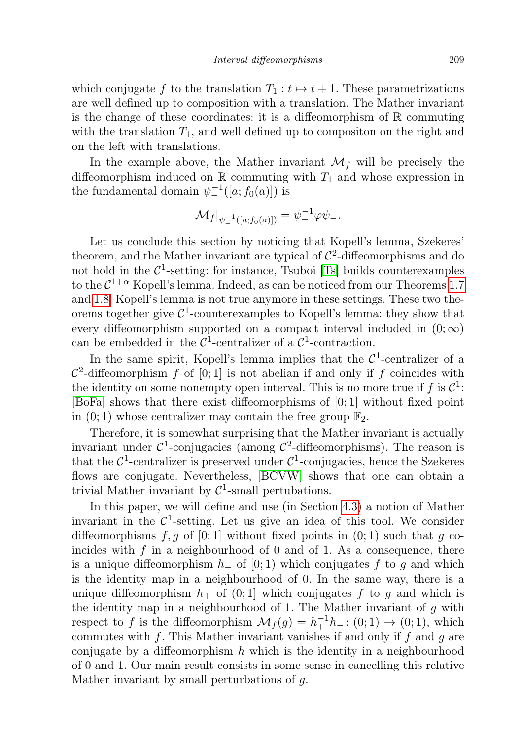which conjugate $f$ to the translation $T_1 : t \mapsto t+1$. These parametrizations are well defined up to composition with a translation. The Mather invariant is the change of these coordinates: it is a diffeomorphism of $\mathbb{R}$ commuting with the translation $T_1$, and well defined up to compositon on the right and on the left with translations.

In the example above, the Mather invariant $\mathcal{M}_f$ will be precisely the diffeomorphism induced on $\mathbb{R}$ commuting with $T_1$ and whose expression in the fundamental domain $\psi_-^{-1}([a; f_0(a)])$ is

$$\mathcal{M}_f|_{\psi_-^{-1}([a;f_0(a)])} = \psi_+^{-1}\varphi\psi_-.$$

Let us conclude this section by noticing that Kopell's lemma, Szekeres' theorem, and the Mather invariant are typical of $\mathcal{C}^2$-diffeomorphisms and do not hold in the $\mathcal{C}^1$-setting: for instance, Tsuboi [Ts] builds counterexamples to the $\mathcal{C}^{1+\alpha}$ Kopell's lemma. Indeed, as can be noticed from our Theorems 1.7 and 1.8, Kopell's lemma is not true anymore in these settings. These two theorems together give $\mathcal{C}^1$-counterexamples to Kopell's lemma: they show that every diffeomorphism supported on a compact interval included in $(0;\infty)$ can be embedded in the $\mathcal{C}^1$-centralizer of a $\mathcal{C}^1$-contraction.

In the same spirit, Kopell's lemma implies that the $\mathcal{C}^1$-centralizer of a $\mathcal{C}^2$-diffeomorphism $f$ of $[0;1]$ is not abelian if and only if $f$ coincides with the identity on some nonempty open interval. This is no more true if $f$ is $\mathcal{C}^1$: [BoFa] shows that there exist diffeomorphisms of $[0;1]$ without fixed point in $(0;1)$ whose centralizer may contain the free group $\mathbb{F}_2$.

Therefore, it is somewhat surprising that the Mather invariant is actually invariant under $\mathcal{C}^1$-conjugacies (among $\mathcal{C}^2$-diffeomorphisms). The reason is that the $\mathcal{C}^1$-centralizer is preserved under $\mathcal{C}^1$-conjugacies, hence the Szekeres flows are conjugate. Nevertheless, [BCVW] shows that one can obtain a trivial Mather invariant by $\mathcal{C}^1$-small pertubations.

In this paper, we will define and use (in Section 4.3) a notion of Mather invariant in the $\mathcal{C}^1$-setting. Let us give an idea of this tool. We consider diffeomorphisms $f, g$ of $[0;1]$ without fixed points in $(0;1)$ such that $g$ coincides with $f$ in a neighbourhood of 0 and of 1. As a consequence, there is a unique diffeomorphism $h_-$ of $[0;1)$ which conjugates $f$ to $g$ and which is the identity map in a neighbourhood of 0. In the same way, there is a unique diffeomorphism $h_+$ of $(0;1]$ which conjugates $f$ to $g$ and which is the identity map in a neighbourhood of 1. The Mather invariant of $g$ with respect to $f$ is the diffeomorphism $\mathcal{M}_f(g) = h_+^{-1}h_- \colon (0;1) \to (0;1)$, which commutes with $f$. This Mather invariant vanishes if and only if $f$ and $g$ are conjugate by a diffeomorphism $h$ which is the identity in a neighbourhood of 0 and 1. Our main result consists in some sense in cancelling this relative Mather invariant by small perturbations of $g$.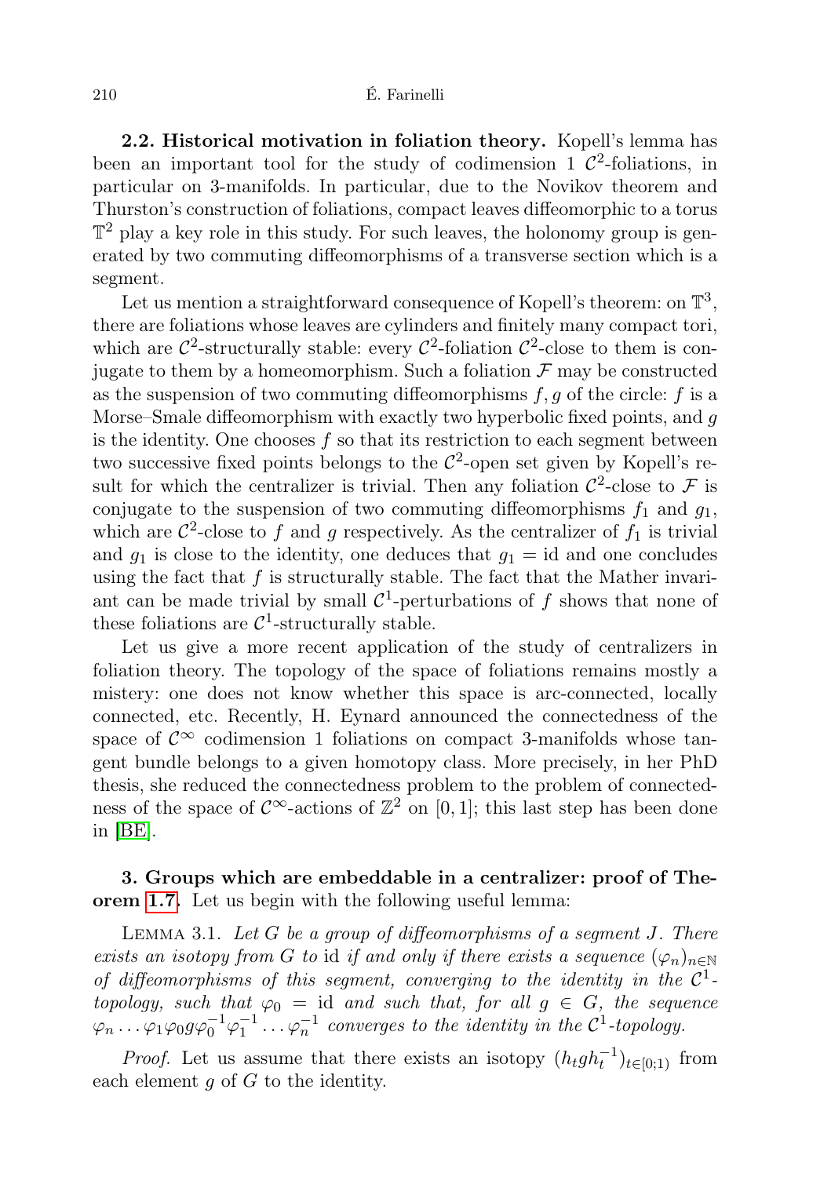**2.2. Historical motivation in foliation theory.** Kopell's lemma has been an important tool for the study of codimension 1 $\mathcal{C}^2$-foliations, in particular on 3-manifolds. In particular, due to the Novikov theorem and Thurston's construction of foliations, compact leaves diffeomorphic to a torus $\mathbb{T}^2$ play a key role in this study. For such leaves, the holonomy group is generated by two commuting diffeomorphisms of a transverse section which is a segment.

Let us mention a straightforward consequence of Kopell's theorem: on $\mathbb{T}^3$, there are foliations whose leaves are cylinders and finitely many compact tori, which are $\mathcal{C}^2$-structurally stable: every $\mathcal{C}^2$-foliation $\mathcal{C}^2$-close to them is conjugate to them by a homeomorphism. Such a foliation $\mathcal{F}$ may be constructed as the suspension of two commuting diffeomorphisms $f, g$ of the circle: $f$ is a Morse–Smale diffeomorphism with exactly two hyperbolic fixed points, and $g$ is the identity. One chooses $f$ so that its restriction to each segment between two successive fixed points belongs to the $\mathcal{C}^2$-open set given by Kopell's result for which the centralizer is trivial. Then any foliation $\mathcal{C}^2$-close to $\mathcal{F}$ is conjugate to the suspension of two commuting diffeomorphisms $f_1$ and $g_1$, which are $\mathcal{C}^2$-close to $f$ and $g$ respectively. As the centralizer of $f_1$ is trivial and $g_1$ is close to the identity, one deduces that $g_1 = \mathrm{id}$ and one concludes using the fact that $f$ is structurally stable. The fact that the Mather invariant can be made trivial by small $\mathcal{C}^1$-perturbations of $f$ shows that none of these foliations are $\mathcal{C}^1$-structurally stable.

Let us give a more recent application of the study of centralizers in foliation theory. The topology of the space of foliations remains mostly a mistery: one does not know whether this space is arc-connected, locally connected, etc. Recently, H. Eynard announced the connectedness of the space of $\mathcal{C}^\infty$ codimension 1 foliations on compact 3-manifolds whose tangent bundle belongs to a given homotopy class. More precisely, in her PhD thesis, she reduced the connectedness problem to the problem of connectedness of the space of $\mathcal{C}^\infty$-actions of $\mathbb{Z}^2$ on $[0, 1]$; this last step has been done in [BE].

## 3. Groups which are embeddable in a centralizer: proof of Theorem 1.7.

Let us begin with the following useful lemma:

Lemma 3.1. *Let $G$ be a group of diffeomorphisms of a segment $J$. There exists an isotopy from $G$ to* id *if and only if there exists a sequence $(\varphi_n)_{n\in\mathbb{N}}$ of diffeomorphisms of this segment, converging to the identity in the $\mathcal{C}^1$-topology, such that $\varphi_0 = \mathrm{id}$ and such that, for all $g \in G$, the sequence $\varphi_n \dots \varphi_1 \varphi_0 g \varphi_0^{-1} \varphi_1^{-1} \dots \varphi_n^{-1}$ converges to the identity in the $\mathcal{C}^1$-topology.*

*Proof.* Let us assume that there exists an isotopy $(h_t g h_t^{-1})_{t\in[0;1)}$ from each element $g$ of $G$ to the identity.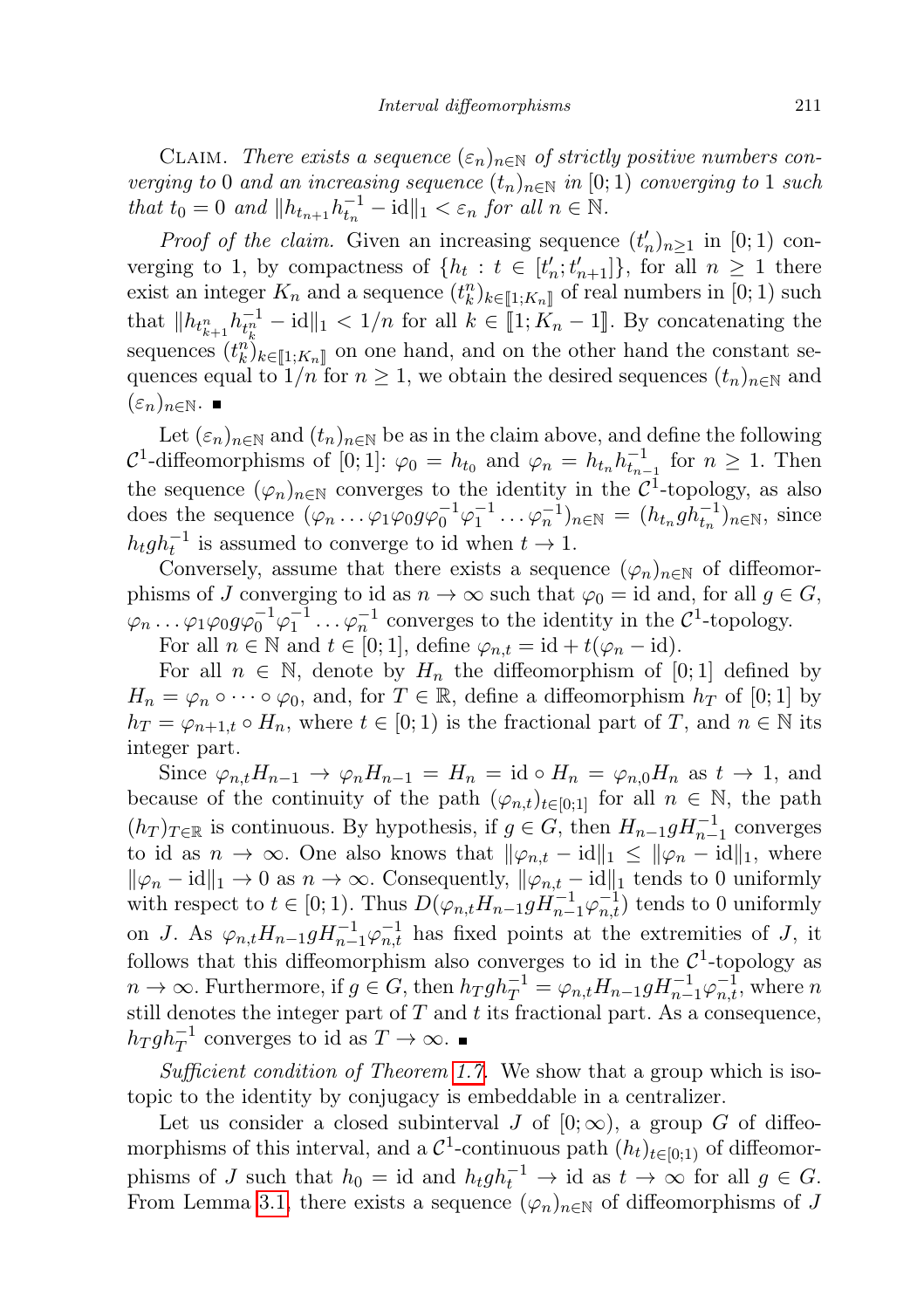CLAIM. *There exists a sequence $(\varepsilon_n)_{n\in\mathbb{N}}$ of strictly positive numbers converging to 0 and an increasing sequence $(t_n)_{n\in\mathbb{N}}$ in $[0;1)$ converging to 1 such that $t_0 = 0$ and $\|h_{t_{n+1}}h_{t_n}^{-1} - \mathrm{id}\|_1 < \varepsilon_n$ for all $n \in \mathbb{N}$.*

*Proof of the claim.* Given an increasing sequence $(t'_n)_{n\geq 1}$ in $[0;1)$ converging to 1, by compactness of $\{h_t : t \in [t'_n; t'_{n+1}]\}$, for all $n \geq 1$ there exist an integer $K_n$ and a sequence $(t^n_k)_{k\in[\![1;K_n]\!]}$ of real numbers in $[0;1)$ such that $\|h_{t^n_{k+1}}h_{t^n_k}^{-1} - \mathrm{id}\|_1 < 1/n$ for all $k \in [\![1; K_n - 1]\!]$. By concatenating the sequences $(t^n_k)_{k\in[\![1;K_n]\!]}$ on one hand, and on the other hand the constant sequences equal to $1/n$ for $n \geq 1$, we obtain the desired sequences $(t_n)_{n\in\mathbb{N}}$ and $(\varepsilon_n)_{n\in\mathbb{N}}$. ∎

Let $(\varepsilon_n)_{n\in\mathbb{N}}$ and $(t_n)_{n\in\mathbb{N}}$ be as in the claim above, and define the following $\mathcal{C}^1$-diffeomorphisms of $[0;1]$: $\varphi_0 = h_{t_0}$ and $\varphi_n = h_{t_n}h_{t_{n-1}}^{-1}$ for $n \geq 1$. Then the sequence $(\varphi_n)_{n\in\mathbb{N}}$ converges to the identity in the $\mathcal{C}^1$-topology, as also does the sequence $(\varphi_n \dots \varphi_1\varphi_0 g \varphi_0^{-1}\varphi_1^{-1} \dots \varphi_n^{-1})_{n\in\mathbb{N}} = (h_{t_n} g h_{t_n}^{-1})_{n\in\mathbb{N}}$, since $h_t g h_t^{-1}$ is assumed to converge to id when $t \to 1$.

Conversely, assume that there exists a sequence $(\varphi_n)_{n\in\mathbb{N}}$ of diffeomorphisms of $J$ converging to id as $n \to \infty$ such that $\varphi_0 = \mathrm{id}$ and, for all $g \in G$, $\varphi_n \dots \varphi_1\varphi_0 g \varphi_0^{-1}\varphi_1^{-1} \dots \varphi_n^{-1}$ converges to the identity in the $\mathcal{C}^1$-topology.

For all $n \in \mathbb{N}$ and $t \in [0;1]$, define $\varphi_{n,t} = \mathrm{id} + t(\varphi_n - \mathrm{id})$.

For all $n \in \mathbb{N}$, denote by $H_n$ the diffeomorphism of $[0;1]$ defined by $H_n = \varphi_n \circ \dots \circ \varphi_0$, and, for $T \in \mathbb{R}$, define a diffeomorphism $h_T$ of $[0;1]$ by $h_T = \varphi_{n+1,t} \circ H_n$, where $t \in [0;1)$ is the fractional part of $T$, and $n \in \mathbb{N}$ its integer part.

Since $\varphi_{n,t}H_{n-1} \to \varphi_n H_{n-1} = H_n = \mathrm{id} \circ H_n = \varphi_{n,0}H_n$ as $t \to 1$, and because of the continuity of the path $(\varphi_{n,t})_{t\in[0;1]}$ for all $n \in \mathbb{N}$, the path $(h_T)_{T\in\mathbb{R}}$ is continuous. By hypothesis, if $g \in G$, then $H_{n-1} g H_{n-1}^{-1}$ converges to id as $n \to \infty$. One also knows that $\|\varphi_{n,t} - \mathrm{id}\|_1 \leq \|\varphi_n - \mathrm{id}\|_1$, where $\|\varphi_n - \mathrm{id}\|_1 \to 0$ as $n \to \infty$. Consequently, $\|\varphi_{n,t} - \mathrm{id}\|_1$ tends to 0 uniformly with respect to $t \in [0;1)$. Thus $D(\varphi_{n,t}H_{n-1} g H_{n-1}^{-1}\varphi_{n,t}^{-1})$ tends to 0 uniformly on $J$. As $\varphi_{n,t}H_{n-1} g H_{n-1}^{-1}\varphi_{n,t}^{-1}$ has fixed points at the extremities of $J$, it follows that this diffeomorphism also converges to id in the $\mathcal{C}^1$-topology as $n \to \infty$. Furthermore, if $g \in G$, then $h_T g h_T^{-1} = \varphi_{n,t}H_{n-1} g H_{n-1}^{-1}\varphi_{n,t}^{-1}$, where $n$ still denotes the integer part of $T$ and $t$ its fractional part. As a consequence, $h_T g h_T^{-1}$ converges to id as $T \to \infty$. ∎

*Sufficient condition of Theorem 1.7.* We show that a group which is isotopic to the identity by conjugacy is embeddable in a centralizer.

Let us consider a closed subinterval $J$ of $[0;\infty)$, a group $G$ of diffeomorphisms of this interval, and a $\mathcal{C}^1$-continuous path $(h_t)_{t\in[0;1)}$ of diffeomorphisms of $J$ such that $h_0 = \mathrm{id}$ and $h_t g h_t^{-1} \to \mathrm{id}$ as $t \to \infty$ for all $g \in G$. From Lemma 3.1, there exists a sequence $(\varphi_n)_{n\in\mathbb{N}}$ of diffeomorphisms of $J$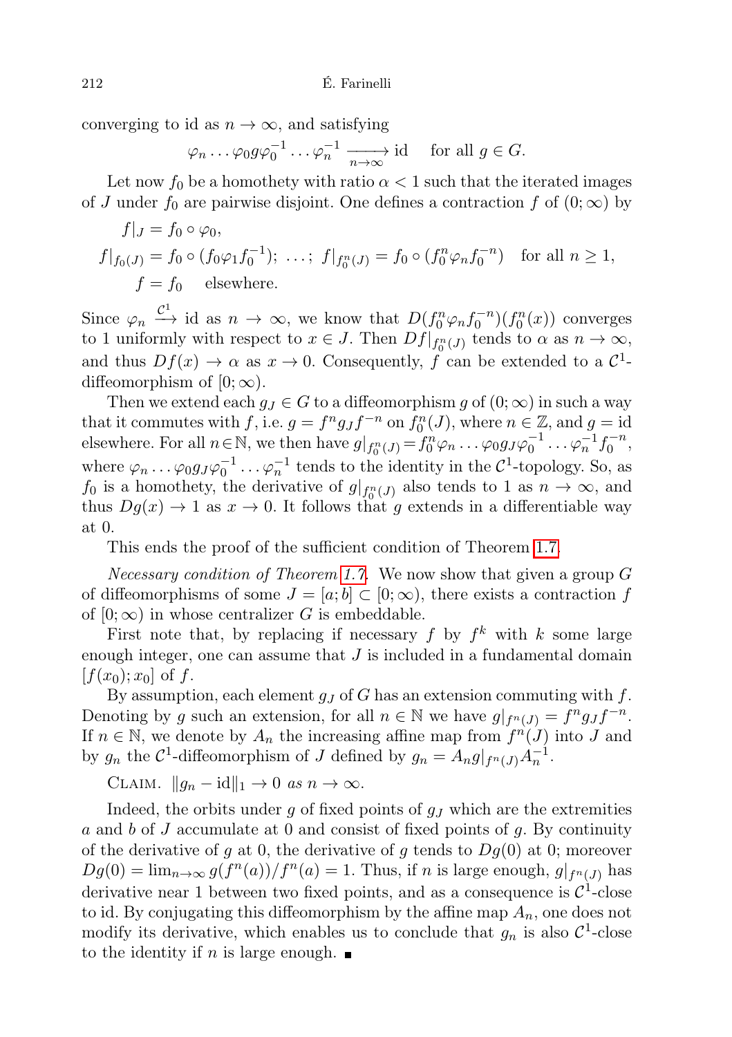converging to id as $n \to \infty$, and satisfying

$$\varphi_n \dots \varphi_0 g \varphi_0^{-1} \dots \varphi_n^{-1} \xrightarrow[n\to\infty]{} \mathrm{id} \quad \text{for all } g \in G.$$

Let now $f_0$ be a homothety with ratio $\alpha < 1$ such that the iterated images of $J$ under $f_0$ are pairwise disjoint. One defines a contraction $f$ of $(0;\infty)$ by

$$\begin{aligned} f|_J &= f_0 \circ \varphi_0, \\ f|_{f_0(J)} &= f_0 \circ (f_0 \varphi_1 f_0^{-1});\ \dots;\ f|_{f_0^n(J)} = f_0 \circ (f_0^n \varphi_n f_0^{-n}) \quad \text{for all } n \geq 1, \\ f &= f_0 \quad \text{elsewhere.} \end{aligned}$$

Since $\varphi_n \xrightarrow{\mathcal{C}^1} \mathrm{id}$ as $n \to \infty$, we know that $D(f_0^n \varphi_n f_0^{-n})(f_0^n(x))$ converges to 1 uniformly with respect to $x \in J$. Then $Df|_{f_0^n(J)}$ tends to $\alpha$ as $n \to \infty$, and thus $Df(x) \to \alpha$ as $x \to 0$. Consequently, $f$ can be extended to a $\mathcal{C}^1$-diffeomorphism of $[0;\infty)$.

Then we extend each $g_J \in G$ to a diffeomorphism $g$ of $(0;\infty)$ in such a way that it commutes with $f$, i.e. $g = f^n g_J f^{-n}$ on $f_0^n(J)$, where $n \in \mathbb{Z}$, and $g = \mathrm{id}$ elsewhere. For all $n \in \mathbb{N}$, we then have $g|_{f_0^n(J)} = f_0^n \varphi_n \dots \varphi_0 g_J \varphi_0^{-1} \dots \varphi_n^{-1} f_0^{-n}$, where $\varphi_n \dots \varphi_0 g_J \varphi_0^{-1} \dots \varphi_n^{-1}$ tends to the identity in the $\mathcal{C}^1$-topology. So, as $f_0$ is a homothety, the derivative of $g|_{f_0^n(J)}$ also tends to 1 as $n \to \infty$, and thus $Dg(x) \to 1$ as $x \to 0$. It follows that $g$ extends in a differentiable way at 0.

This ends the proof of the sufficient condition of Theorem 1.7.

*Necessary condition of Theorem 1.7.* We now show that given a group $G$ of diffeomorphisms of some $J = [a;b] \subset [0;\infty)$, there exists a contraction $f$ of $[0;\infty)$ in whose centralizer $G$ is embeddable.

First note that, by replacing if necessary $f$ by $f^k$ with $k$ some large enough integer, one can assume that $J$ is included in a fundamental domain $[f(x_0); x_0]$ of $f$.

By assumption, each element $g_J$ of $G$ has an extension commuting with $f$. Denoting by $g$ such an extension, for all $n \in \mathbb{N}$ we have $g|_{f^n(J)} = f^n g_J f^{-n}$. If $n \in \mathbb{N}$, we denote by $A_n$ the increasing affine map from $f^n(J)$ into $J$ and by $g_n$ the $\mathcal{C}^1$-diffeomorphism of $J$ defined by $g_n = A_n g|_{f^n(J)} A_n^{-1}$.

Claim. $\|g_n - \mathrm{id}\|_1 \to 0$ *as* $n \to \infty$.

Indeed, the orbits under $g$ of fixed points of $g_J$ which are the extremities $a$ and $b$ of $J$ accumulate at 0 and consist of fixed points of $g$. By continuity of the derivative of $g$ at 0, the derivative of $g$ tends to $Dg(0)$ at 0; moreover $Dg(0) = \lim_{n\to\infty} g(f^n(a))/f^n(a) = 1$. Thus, if $n$ is large enough, $g|_{f^n(J)}$ has derivative near 1 between two fixed points, and as a consequence is $\mathcal{C}^1$-close to id. By conjugating this diffeomorphism by the affine map $A_n$, one does not modify its derivative, which enables us to conclude that $g_n$ is also $\mathcal{C}^1$-close to the identity if $n$ is large enough. ∎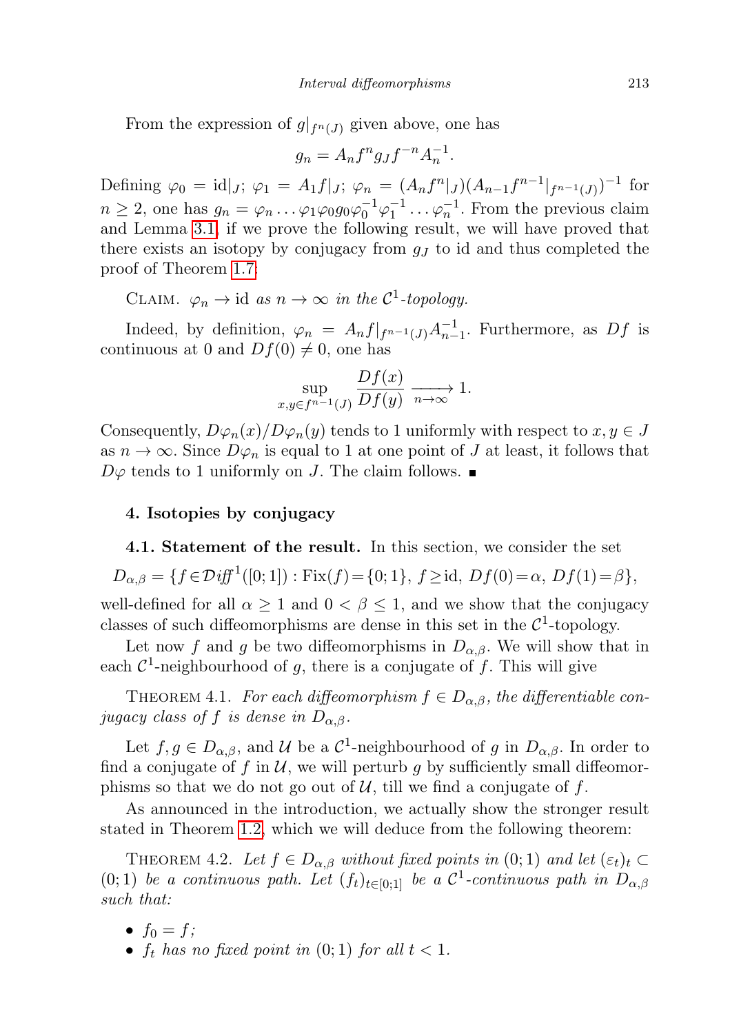From the expression of $g|_{f^n(J)}$ given above, one has

$$g_n = A_n f^n g_J f^{-n} A_n^{-1}.$$

Defining $\varphi_0 = \mathrm{id}|_J$; $\varphi_1 = A_1 f|_J$; $\varphi_n = (A_n f^n|_J)(A_{n-1} f^{n-1}|_{f^{n-1}(J)})^{-1}$ for $n \geq 2$, one has $g_n = \varphi_n \dots \varphi_1 \varphi_0 g_0 \varphi_0^{-1} \varphi_1^{-1} \dots \varphi_n^{-1}$. From the previous claim and Lemma 3.1, if we prove the following result, we will have proved that there exists an isotopy by conjugacy from $g_J$ to id and thus completed the proof of Theorem 1.7:

Claim. *$\varphi_n \to \mathrm{id}$ as $n \to \infty$ in the $\mathcal{C}^1$-topology.*

Indeed, by definition, $\varphi_n = A_n f|_{f^{n-1}(J)} A_{n-1}^{-1}$. Furthermore, as $Df$ is continuous at 0 and $Df(0) \neq 0$, one has

$$\sup_{x,y \in f^{n-1}(J)} \frac{Df(x)}{Df(y)} \xrightarrow[n\to\infty]{} 1.$$

Consequently, $D\varphi_n(x)/D\varphi_n(y)$ tends to 1 uniformly with respect to $x, y \in J$ as $n \to \infty$. Since $D\varphi_n$ is equal to 1 at one point of $J$ at least, it follows that $D\varphi$ tends to 1 uniformly on $J$. The claim follows. ■

## 4. Isotopies by conjugacy

**4.1. Statement of the result.** In this section, we consider the set

$$D_{\alpha,\beta} = \{f \in \mathcal{D}\mathit{iff}^1([0;1]) : \mathrm{Fix}(f) = \{0;1\},\ f \geq \mathrm{id},\ Df(0) = \alpha,\ Df(1) = \beta\},$$

well-defined for all $\alpha \geq 1$ and $0 < \beta \leq 1$, and we show that the conjugacy classes of such diffeomorphisms are dense in this set in the $\mathcal{C}^1$-topology.

Let now $f$ and $g$ be two diffeomorphisms in $D_{\alpha,\beta}$. We will show that in each $\mathcal{C}^1$-neighbourhood of $g$, there is a conjugate of $f$. This will give

Theorem 4.1. *For each diffeomorphism $f \in D_{\alpha,\beta}$, the differentiable conjugacy class of $f$ is dense in $D_{\alpha,\beta}$.*

Let $f, g \in D_{\alpha,\beta}$, and $\mathcal{U}$ be a $\mathcal{C}^1$-neighbourhood of $g$ in $D_{\alpha,\beta}$. In order to find a conjugate of $f$ in $\mathcal{U}$, we will perturb $g$ by sufficiently small diffeomorphisms so that we do not go out of $\mathcal{U}$, till we find a conjugate of $f$.

As announced in the introduction, we actually show the stronger result stated in Theorem 1.2, which we will deduce from the following theorem:

Theorem 4.2. *Let $f \in D_{\alpha,\beta}$ without fixed points in $(0;1)$ and let $(\varepsilon_t)_t \subset (0;1)$ be a continuous path. Let $(f_t)_{t\in[0;1]}$ be a $\mathcal{C}^1$-continuous path in $D_{\alpha,\beta}$ such that:*

- *$f_0 = f$;*
- *$f_t$ has no fixed point in $(0;1)$ for all $t < 1$.*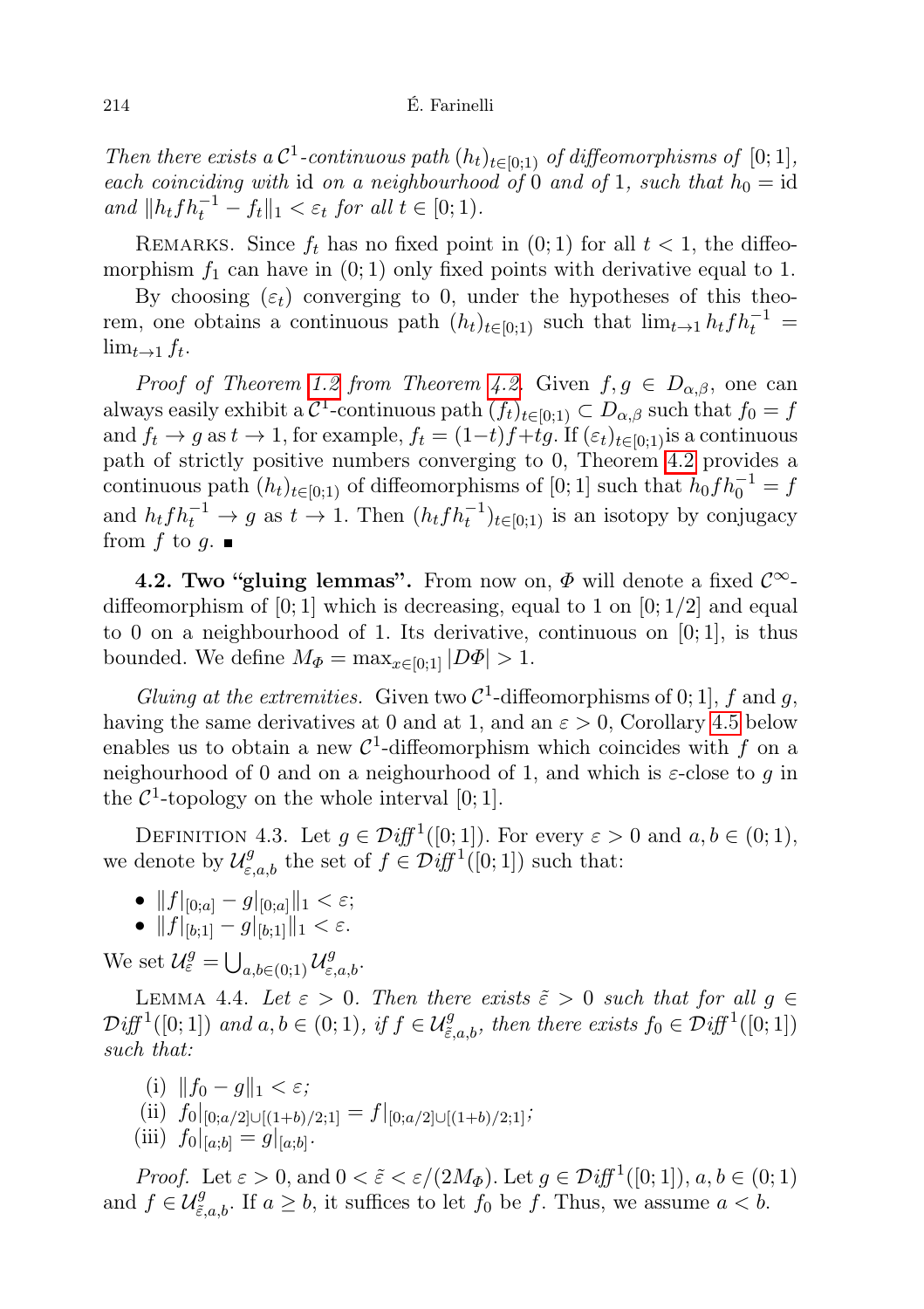*Then there exists a $\mathcal{C}^1$-continuous path $(h_t)_{t\in[0;1)}$ of diffeomorphisms of $[0;1]$, each coinciding with* id *on a neighbourhood of* 0 *and of* 1*, such that $h_0 = \mathrm{id}$ and $\|h_t f h_t^{-1} - f_t\|_1 < \varepsilon_t$ for all $t \in [0;1)$.*

Remarks. Since $f_t$ has no fixed point in $(0;1)$ for all $t < 1$, the diffeomorphism $f_1$ can have in $(0;1)$ only fixed points with derivative equal to 1.

By choosing $(\varepsilon_t)$ converging to 0, under the hypotheses of this theorem, one obtains a continuous path $(h_t)_{t\in[0;1)}$ such that $\lim_{t\to1} h_t f h_t^{-1} = \lim_{t\to1} f_t$.

*Proof of Theorem 1.2 from Theorem 4.2.* Given $f, g \in D_{\alpha,\beta}$, one can always easily exhibit a $\mathcal{C}^1$-continuous path $(f_t)_{t\in[0;1)} \subset D_{\alpha,\beta}$ such that $f_0 = f$ and $f_t \to g$ as $t \to 1$, for example, $f_t = (1-t)f + tg$. If $(\varepsilon_t)_{t\in[0;1)}$ is a continuous path of strictly positive numbers converging to 0, Theorem 4.2 provides a continuous path $(h_t)_{t\in[0;1)}$ of diffeomorphisms of $[0;1]$ such that $h_0 f h_0^{-1} = f$ and $h_t f h_t^{-1} \to g$ as $t \to 1$. Then $(h_t f h_t^{-1})_{t\in[0;1)}$ is an isotopy by conjugacy from $f$ to $g$. ∎

**4.2. Two "gluing lemmas".** From now on, $\Phi$ will denote a fixed $\mathcal{C}^\infty$-diffeomorphism of $[0;1]$ which is decreasing, equal to 1 on $[0;1/2]$ and equal to 0 on a neighbourhood of 1. Its derivative, continuous on $[0;1]$, is thus bounded. We define $M_\Phi = \max_{x\in[0;1]} |D\Phi| > 1$.

*Gluing at the extremities.* Given two $\mathcal{C}^1$-diffeomorphisms of $0;1]$, $f$ and $g$, having the same derivatives at 0 and at 1, and an $\varepsilon > 0$, Corollary 4.5 below enables us to obtain a new $\mathcal{C}^1$-diffeomorphism which coincides with $f$ on a neighbourhood of 0 and on a neighbourhood of 1, and which is $\varepsilon$-close to $g$ in the $\mathcal{C}^1$-topology on the whole interval $[0;1]$.

Definition 4.3. Let $g \in \mathcal{D}\mathit{iff}^1([0;1])$. For every $\varepsilon > 0$ and $a, b \in (0;1)$, we denote by $\mathcal{U}^g_{\varepsilon,a,b}$ the set of $f \in \mathcal{D}\mathit{iff}^1([0;1])$ such that:

- $\|f|_{[0;a]} - g|_{[0;a]}\|_1 < \varepsilon$;
- $\|f|_{[b;1]} - g|_{[b;1]}\|_1 < \varepsilon$.

We set $\mathcal{U}^g_\varepsilon = \bigcup_{a,b\in(0;1)} \mathcal{U}^g_{\varepsilon,a,b}$.

Lemma 4.4. *Let $\varepsilon > 0$. Then there exists $\tilde{\varepsilon} > 0$ such that for all $g \in \mathcal{D}\mathit{iff}^1([0;1])$ and $a, b \in (0;1)$, if $f \in \mathcal{U}^g_{\tilde{\varepsilon},a,b}$, then there exists $f_0 \in \mathcal{D}\mathit{iff}^1([0;1])$ such that:*

(i) $\|f_0 - g\|_1 < \varepsilon$;
(ii) $f_0|_{[0;a/2]\cup[(1+b)/2;1]} = f|_{[0;a/2]\cup[(1+b)/2;1]}$;
(iii) $f_0|_{[a;b]} = g|_{[a;b]}$.

*Proof.* Let $\varepsilon > 0$, and $0 < \tilde{\varepsilon} < \varepsilon/(2M_\Phi)$. Let $g \in \mathcal{D}\mathit{iff}^1([0;1])$, $a, b \in (0;1)$ and $f \in \mathcal{U}^g_{\tilde{\varepsilon},a,b}$. If $a \geq b$, it suffices to let $f_0$ be $f$. Thus, we assume $a < b$.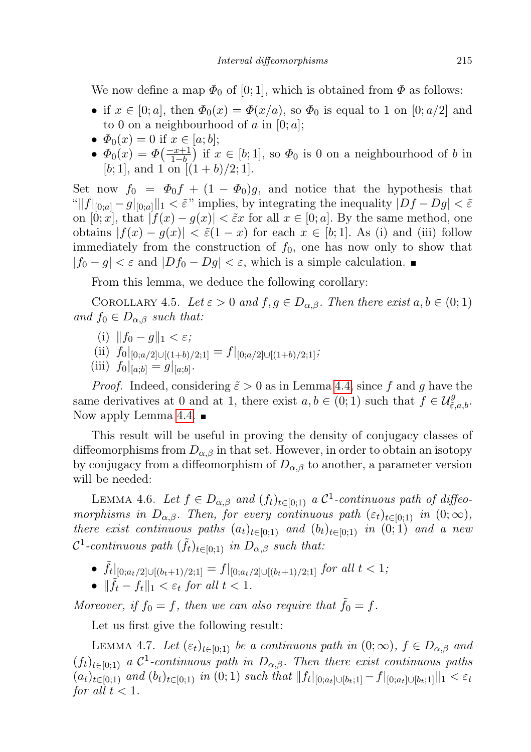We now define a map $\Phi_0$ of $[0;1]$, which is obtained from $\Phi$ as follows:

- if $x \in [0;a]$, then $\Phi_0(x) = \Phi(x/a)$, so $\Phi_0$ is equal to 1 on $[0;a/2]$ and to 0 on a neighbourhood of $a$ in $[0;a]$;
- $\Phi_0(x) = 0$ if $x \in [a;b]$;
- $\Phi_0(x) = \Phi\big(\frac{-x+1}{1-b}\big)$ if $x \in [b;1]$, so $\Phi_0$ is 0 on a neighbourhood of $b$ in $[b;1]$, and 1 on $[(1+b)/2;1]$.

Set now $f_0 = \Phi_0 f + (1-\Phi_0)g$, and notice that the hypothesis that "$\|f|_{[0;a]} - g|_{[0;a]}\|_1 < \tilde{\varepsilon}$" implies, by integrating the inequality $|Df - Dg| < \tilde{\varepsilon}$ on $[0;x]$, that $|f(x) - g(x)| < \tilde{\varepsilon}x$ for all $x \in [0;a]$. By the same method, one obtains $|f(x) - g(x)| < \tilde{\varepsilon}(1-x)$ for each $x \in [b;1]$. As (i) and (iii) follow immediately from the construction of $f_0$, one has now only to show that $|f_0 - g| < \varepsilon$ and $|Df_0 - Dg| < \varepsilon$, which is a simple calculation. ∎

From this lemma, we deduce the following corollary:

COROLLARY 4.5. *Let $\varepsilon > 0$ and $f, g \in D_{\alpha,\beta}$. Then there exist $a, b \in (0;1)$ and $f_0 \in D_{\alpha,\beta}$ such that:*

(i) $\|f_0 - g\|_1 < \varepsilon$;
(ii) $f_0|_{[0;a/2]\cup[(1+b)/2;1]} = f|_{[0;a/2]\cup[(1+b)/2;1]}$;
(iii) $f_0|_{[a;b]} = g|_{[a;b]}$.

*Proof.* Indeed, considering $\tilde{\varepsilon} > 0$ as in Lemma 4.4, since $f$ and $g$ have the same derivatives at 0 and at 1, there exist $a, b \in (0;1)$ such that $f \in \mathcal{U}^g_{\tilde{\varepsilon},a,b}$. Now apply Lemma 4.4. ∎

This result will be useful in proving the density of conjugacy classes of diffeomorphisms from $D_{\alpha,\beta}$ in that set. However, in order to obtain an isotopy by conjugacy from a diffeomorphism of $D_{\alpha,\beta}$ to another, a parameter version will be needed:

LEMMA 4.6. *Let $f \in D_{\alpha,\beta}$ and $(f_t)_{t\in[0;1)}$ a $\mathcal{C}^1$-continuous path of diffeomorphisms in $D_{\alpha,\beta}$. Then, for every continuous path $(\varepsilon_t)_{t\in[0;1)}$ in $(0;\infty)$, there exist continuous paths $(a_t)_{t\in[0;1)}$ and $(b_t)_{t\in[0;1)}$ in $(0;1)$ and a new $\mathcal{C}^1$-continuous path $(\tilde{f}_t)_{t\in[0;1)}$ in $D_{\alpha,\beta}$ such that:*

- $\tilde{f}_t|_{[0;a_t/2]\cup[(b_t+1)/2;1]} = f|_{[0;a_t/2]\cup[(b_t+1)/2;1]}$ *for all $t < 1$;*
- $\|\tilde{f}_t - f_t\|_1 < \varepsilon_t$ *for all $t < 1$.*

*Moreover, if $f_0 = f$, then we can also require that $\tilde{f}_0 = f$.*

Let us first give the following result:

LEMMA 4.7. *Let $(\varepsilon_t)_{t\in[0;1)}$ be a continuous path in $(0;\infty)$, $f \in D_{\alpha,\beta}$ and $(f_t)_{t\in[0;1)}$ a $\mathcal{C}^1$-continuous path in $D_{\alpha,\beta}$. Then there exist continuous paths $(a_t)_{t\in[0;1)}$ and $(b_t)_{t\in[0;1)}$ in $(0;1)$ such that $\|f_t|_{[0;a_t]\cup[b_t;1]} - f|_{[0;a_t]\cup[b_t;1]}\|_1 < \varepsilon_t$ for all $t < 1$.*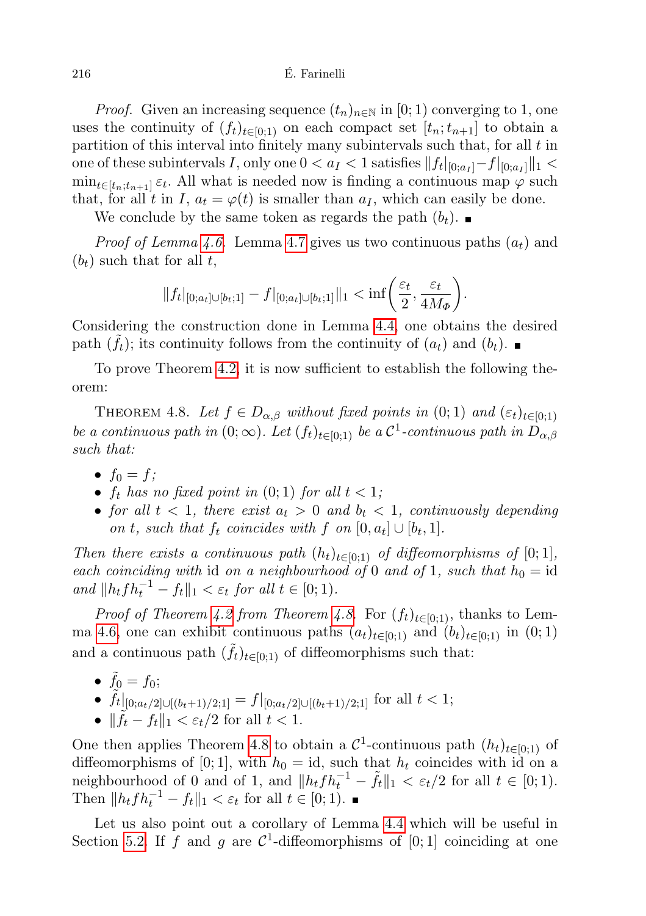*Proof.* Given an increasing sequence $(t_n)_{n\in\mathbb{N}}$ in $[0;1)$ converging to 1, one uses the continuity of $(f_t)_{t\in[0;1)}$ on each compact set $[t_n;t_{n+1}]$ to obtain a partition of this interval into finitely many subintervals such that, for all $t$ in one of these subintervals $I$, only one $0 < a_I < 1$ satisfies $\|f_t|_{[0;a_I]} - f|_{[0;a_I]}\|_1 < \min_{t\in[t_n;t_{n+1}]} \varepsilon_t$. All what is needed now is finding a continuous map $\varphi$ such that, for all $t$ in $I$, $a_t = \varphi(t)$ is smaller than $a_I$, which can easily be done.

We conclude by the same token as regards the path $(b_t)$. ∎

*Proof of Lemma 4.6.* Lemma 4.7 gives us two continuous paths $(a_t)$ and $(b_t)$ such that for all $t$,

$$\|f_t|_{[0;a_t]\cup[b_t;1]} - f|_{[0;a_t]\cup[b_t;1]}\|_1 < \inf\left(\frac{\varepsilon_t}{2}, \frac{\varepsilon_t}{4M_\Phi}\right).$$

Considering the construction done in Lemma 4.4, one obtains the desired path $(\tilde{f}_t)$; its continuity follows from the continuity of $(a_t)$ and $(b_t)$. ∎

To prove Theorem 4.2, it is now sufficient to establish the following theorem:

THEOREM 4.8. *Let $f \in D_{\alpha,\beta}$ without fixed points in $(0;1)$ and $(\varepsilon_t)_{t\in[0;1)}$ be a continuous path in $(0;\infty)$. Let $(f_t)_{t\in[0;1)}$ be a $\mathcal{C}^1$-continuous path in $D_{\alpha,\beta}$ such that:*

- *$f_0 = f$;*
- *$f_t$ has no fixed point in $(0;1)$ for all $t < 1$;*
- *for all $t < 1$, there exist $a_t > 0$ and $b_t < 1$, continuously depending on $t$, such that $f_t$ coincides with $f$ on $[0,a_t] \cup [b_t,1]$.*

*Then there exists a continuous path $(h_t)_{t\in[0;1)}$ of diffeomorphisms of $[0;1]$, each coinciding with* id *on a neighbourhood of 0 and of 1, such that $h_0 = \mathrm{id}$ and $\|h_t f h_t^{-1} - f_t\|_1 < \varepsilon_t$ for all $t \in [0;1)$.*

*Proof of Theorem 4.2 from Theorem 4.8.* For $(f_t)_{t\in[0;1)}$, thanks to Lemma 4.6, one can exhibit continuous paths $(a_t)_{t\in[0;1)}$ and $(b_t)_{t\in[0;1)}$ in $(0;1)$ and a continuous path $(\tilde{f}_t)_{t\in[0;1)}$ of diffeomorphisms such that:

- $\tilde{f}_0 = f_0$;
- $\tilde{f}_t|_{[0;a_t/2]\cup[(b_t+1)/2;1]} = f|_{[0;a_t/2]\cup[(b_t+1)/2;1]}$ for all $t < 1$;
- $\|\tilde{f}_t - f_t\|_1 < \varepsilon_t/2$ for all $t < 1$.

One then applies Theorem 4.8 to obtain a $\mathcal{C}^1$-continuous path $(h_t)_{t\in[0;1)}$ of diffeomorphisms of $[0;1]$, with $h_0 = \mathrm{id}$, such that $h_t$ coincides with id on a neighbourhood of 0 and of 1, and $\|h_t f h_t^{-1} - \tilde{f}_t\|_1 < \varepsilon_t/2$ for all $t \in [0;1)$. Then $\|h_t f h_t^{-1} - f_t\|_1 < \varepsilon_t$ for all $t \in [0;1)$. ∎

Let us also point out a corollary of Lemma 4.4 which will be useful in Section 5.2. If $f$ and $g$ are $\mathcal{C}^1$-diffeomorphisms of $[0;1]$ coinciding at one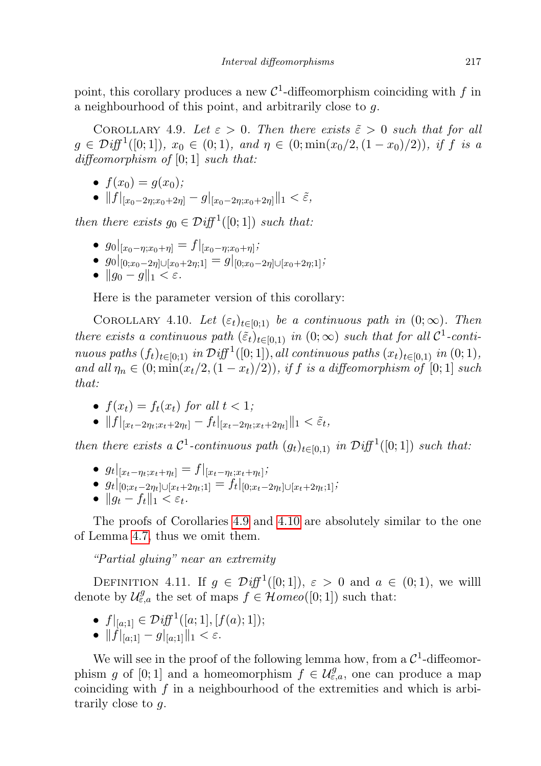point, this corollary produces a new $\mathcal{C}^1$-diffeomorphism coinciding with $f$ in a neighbourhood of this point, and arbitrarily close to $g$.

COROLLARY 4.9. *Let $\varepsilon > 0$. Then there exists $\tilde{\varepsilon} > 0$ such that for all $g \in \mathcal{D}iff^1([0;1])$, $x_0 \in (0;1)$, and $\eta \in (0; \min(x_0/2, (1-x_0)/2))$, if $f$ is a diffeomorphism of $[0;1]$ such that:*

- $f(x_0) = g(x_0)$;
- $\|f|_{[x_0-2\eta;x_0+2\eta]} - g|_{[x_0-2\eta;x_0+2\eta]}\|_1 < \tilde{\varepsilon}$,

*then there exists $g_0 \in \mathcal{D}iff^1([0;1])$ such that:*

- $g_0|_{[x_0-\eta;x_0+\eta]} = f|_{[x_0-\eta;x_0+\eta]}$;
- $g_0|_{[0;x_0-2\eta]\cup[x_0+2\eta;1]} = g|_{[0;x_0-2\eta]\cup[x_0+2\eta;1]}$;
- $\|g_0 - g\|_1 < \varepsilon$.

Here is the parameter version of this corollary:

COROLLARY 4.10. *Let $(\varepsilon_t)_{t\in[0;1)}$ be a continuous path in $(0;\infty)$. Then there exists a continuous path $(\tilde{\varepsilon}_t)_{t\in[0,1)}$ in $(0;\infty)$ such that for all $\mathcal{C}^1$-continuous paths $(f_t)_{t\in[0;1)}$ in $\mathcal{D}iff^1([0;1])$, all continuous paths $(x_t)_{t\in[0,1)}$ in $(0;1)$, and all $\eta_n \in (0; \min(x_t/2, (1-x_t)/2))$, if $f$ is a diffeomorphism of $[0;1]$ such that:*

- $f(x_t) = f_t(x_t)$ *for all* $t < 1$;
- $\|f|_{[x_t-2\eta_t;x_t+2\eta_t]} - f_t|_{[x_t-2\eta_t;x_t+2\eta_t]}\|_1 < \tilde{\varepsilon}_t$,

*then there exists a $\mathcal{C}^1$-continuous path $(g_t)_{t\in[0,1)}$ in $\mathcal{D}iff^1([0;1])$ such that:*

- $g_t|_{[x_t-\eta_t;x_t+\eta_t]} = f|_{[x_t-\eta_t;x_t+\eta_t]}$;
- $g_t|_{[0;x_t-2\eta_t]\cup[x_t+2\eta_t;1]} = f_t|_{[0;x_t-2\eta_t]\cup[x_t+2\eta_t;1]}$;
- $\|g_t - f_t\|_1 < \varepsilon_t$.

The proofs of Corollaries 4.9 and 4.10 are absolutely similar to the one of Lemma 4.7, thus we omit them.

*"Partial gluing" near an extremity*

DEFINITION 4.11. If $g \in \mathcal{D}iff^1([0;1])$, $\varepsilon > 0$ and $a \in (0;1)$, we willl denote by $\mathcal{U}^g_{\varepsilon,a}$ the set of maps $f \in \mathcal{H}omeo([0;1])$ such that:

- $f|_{[a;1]} \in \mathcal{D}iff^1([a;1],[f(a);1])$;
- $\|f|_{[a;1]} - g|_{[a;1]}\|_1 < \varepsilon$.

We will see in the proof of the following lemma how, from a $\mathcal{C}^1$-diffeomorphism $g$ of $[0;1]$ and a homeomorphism $f \in \mathcal{U}^g_{\varepsilon,a}$, one can produce a map coinciding with $f$ in a neighbourhood of the extremities and which is arbitrarily close to $g$.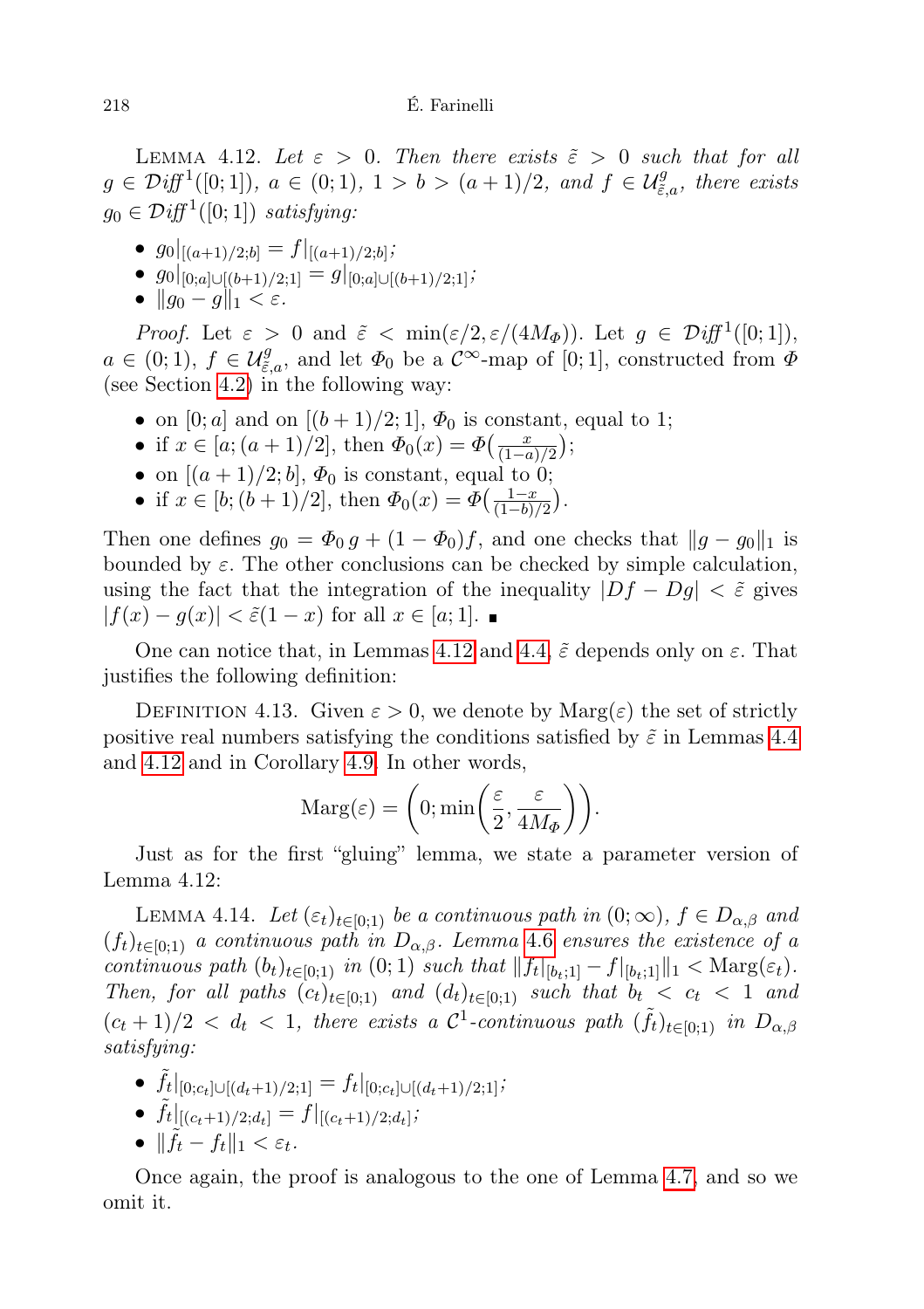LEMMA 4.12. *Let $\varepsilon > 0$. Then there exists $\tilde{\varepsilon} > 0$ such that for all $g \in \mathcal{D}\!\mathit{iff}^1([0;1])$, $a \in (0;1)$, $1 > b > (a+1)/2$, and $f \in \mathcal{U}^g_{\tilde{\varepsilon},a}$, there exists $g_0 \in \mathcal{D}\!\mathit{iff}^1([0;1])$ satisfying:*

- $g_0|_{[(a+1)/2;b]} = f|_{[(a+1)/2;b]}$;
- $g_0|_{[0;a]\cup[(b+1)/2;1]} = g|_{[0;a]\cup[(b+1)/2;1]}$;
- $\|g_0 - g\|_1 < \varepsilon$.

*Proof.* Let $\varepsilon > 0$ and $\tilde{\varepsilon} < \min(\varepsilon/2, \varepsilon/(4M_\Phi))$. Let $g \in \mathcal{D}\!\mathit{iff}^1([0;1])$, $a \in (0;1)$, $f \in \mathcal{U}^g_{\tilde{\varepsilon},a}$, and let $\Phi_0$ be a $\mathcal{C}^\infty$-map of $[0;1]$, constructed from $\Phi$ (see Section 4.2) in the following way:

- on $[0;a]$ and on $[(b+1)/2;1]$, $\Phi_0$ is constant, equal to 1;
- if $x \in [a;(a+1)/2]$, then $\Phi_0(x) = \Phi\big(\frac{x}{(1-a)/2}\big)$;
- on $[(a+1)/2;b]$, $\Phi_0$ is constant, equal to 0;
- if $x \in [b;(b+1)/2]$, then $\Phi_0(x) = \Phi\big(\frac{1-x}{(1-b)/2}\big)$.

Then one defines $g_0 = \Phi_0\, g + (1-\Phi_0)f$, and one checks that $\|g - g_0\|_1$ is bounded by $\varepsilon$. The other conclusions can be checked by simple calculation, using the fact that the integration of the inequality $|Df - Dg| < \tilde{\varepsilon}$ gives $|f(x) - g(x)| < \tilde{\varepsilon}(1-x)$ for all $x \in [a;1]$. ∎

One can notice that, in Lemmas 4.12 and 4.4, $\tilde{\varepsilon}$ depends only on $\varepsilon$. That justifies the following definition:

DEFINITION 4.13. Given $\varepsilon > 0$, we denote by $\mathrm{Marg}(\varepsilon)$ the set of strictly positive real numbers satisfying the conditions satisfied by $\tilde{\varepsilon}$ in Lemmas 4.4 and 4.12 and in Corollary 4.9. In other words,

$$\mathrm{Marg}(\varepsilon) = \left(0; \min\left(\frac{\varepsilon}{2}, \frac{\varepsilon}{4M_\Phi}\right)\right).$$

Just as for the first "gluing" lemma, we state a parameter version of Lemma 4.12:

LEMMA 4.14. *Let $(\varepsilon_t)_{t\in[0;1)}$ be a continuous path in $(0;\infty)$, $f \in D_{\alpha,\beta}$ and $(f_t)_{t\in[0;1)}$ a continuous path in $D_{\alpha,\beta}$. Lemma 4.6 ensures the existence of a continuous path $(b_t)_{t\in[0;1)}$ in $(0;1)$ such that $\|f_t|_{[b_t;1]} - f|_{[b_t;1]}\|_1 < \mathrm{Marg}(\varepsilon_t)$. Then, for all paths $(c_t)_{t\in[0;1)}$ and $(d_t)_{t\in[0;1)}$ such that $b_t < c_t < 1$ and $(c_t+1)/2 < d_t < 1$, there exists a $\mathcal{C}^1$-continuous path $(\tilde{f}_t)_{t\in[0;1)}$ in $D_{\alpha,\beta}$ satisfying:*

- $\tilde{f}_t|_{[0;c_t]\cup[(d_t+1)/2;1]} = f_t|_{[0;c_t]\cup[(d_t+1)/2;1]}$;
- $\tilde{f}_t|_{[(c_t+1)/2;d_t]} = f|_{[(c_t+1)/2;d_t]}$;
- $\|\tilde{f}_t - f_t\|_1 < \varepsilon_t$.

Once again, the proof is analogous to the one of Lemma 4.7, and so we omit it.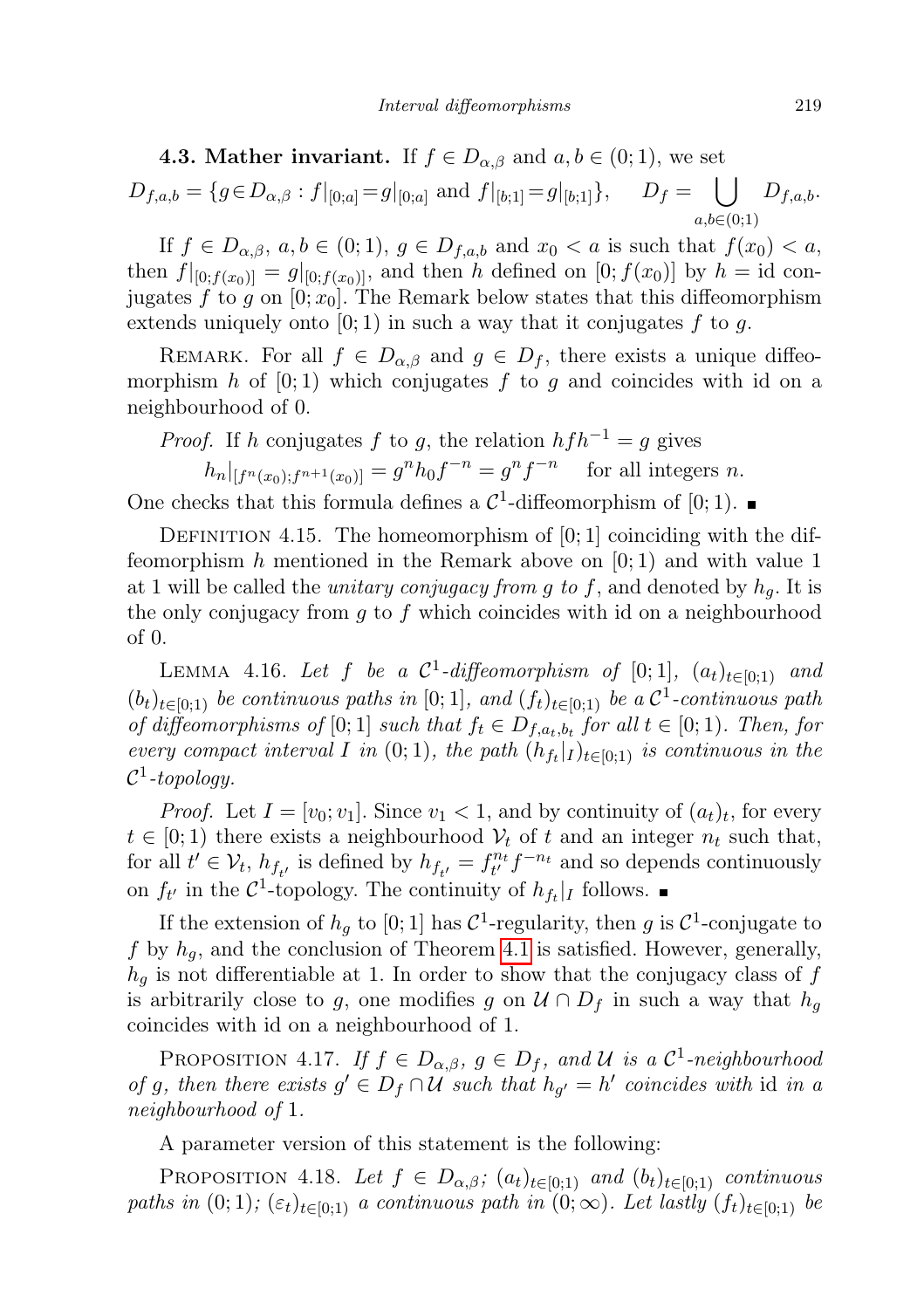**4.3. Mather invariant.** If $f \in D_{\alpha,\beta}$ and $a, b \in (0;1)$, we set

$$D_{f,a,b} = \{g \in D_{\alpha,\beta} : f|_{[0;a]} = g|_{[0;a]} \text{ and } f|_{[b;1]} = g|_{[b;1]}\}, \quad D_f = \bigcup_{a,b \in (0;1)} D_{f,a,b}.$$

If $f \in D_{\alpha,\beta}$, $a, b \in (0;1)$, $g \in D_{f,a,b}$ and $x_0 < a$ is such that $f(x_0) < a$, then $f|_{[0;f(x_0)]} = g|_{[0;f(x_0)]}$, and then $h$ defined on $[0; f(x_0)]$ by $h = \mathrm{id}$ conjugates $f$ to $g$ on $[0; x_0]$. The Remark below states that this diffeomorphism extends uniquely onto $[0;1)$ in such a way that it conjugates $f$ to $g$.

Remark. For all $f \in D_{\alpha,\beta}$ and $g \in D_f$, there exists a unique diffeomorphism $h$ of $[0;1)$ which conjugates $f$ to $g$ and coincides with id on a neighbourhood of 0.

*Proof.* If $h$ conjugates $f$ to $g$, the relation $hfh^{-1} = g$ gives

$$h_n|_{[f^n(x_0);f^{n+1}(x_0)]} = g^n h_0 f^{-n} = g^n f^{-n} \quad \text{for all integers } n.$$

One checks that this formula defines a $\mathcal{C}^1$-diffeomorphism of $[0;1)$. ∎

Definition 4.15. The homeomorphism of $[0;1]$ coinciding with the diffeomorphism $h$ mentioned in the Remark above on $[0;1)$ and with value 1 at 1 will be called the *unitary conjugacy from $g$ to $f$*, and denoted by $h_g$. It is the only conjugacy from $g$ to $f$ which coincides with id on a neighbourhood of 0.

Lemma 4.16. *Let $f$ be a $\mathcal{C}^1$-diffeomorphism of $[0;1]$, $(a_t)_{t\in[0;1)}$ and $(b_t)_{t\in[0;1)}$ be continuous paths in $[0;1]$, and $(f_t)_{t\in[0;1)}$ be a $\mathcal{C}^1$-continuous path of diffeomorphisms of $[0;1]$ such that $f_t \in D_{f,a_t,b_t}$ for all $t \in [0;1)$. Then, for every compact interval $I$ in $(0;1)$, the path $(h_{f_t}|_I)_{t\in[0;1)}$ is continuous in the $\mathcal{C}^1$-topology.*

*Proof.* Let $I = [v_0; v_1]$. Since $v_1 < 1$, and by continuity of $(a_t)_t$, for every $t \in [0;1)$ there exists a neighbourhood $\mathcal{V}_t$ of $t$ and an integer $n_t$ such that, for all $t' \in \mathcal{V}_t$, $h_{f_{t'}}$ is defined by $h_{f_{t'}} = f_{t'}^{n_t} f^{-n_t}$ and so depends continuously on $f_{t'}$ in the $\mathcal{C}^1$-topology. The continuity of $h_{f_t}|_I$ follows. ∎

If the extension of $h_g$ to $[0;1]$ has $\mathcal{C}^1$-regularity, then $g$ is $\mathcal{C}^1$-conjugate to $f$ by $h_g$, and the conclusion of Theorem 4.1 is satisfied. However, generally, $h_g$ is not differentiable at 1. In order to show that the conjugacy class of $f$ is arbitrarily close to $g$, one modifies $g$ on $\mathcal{U} \cap D_f$ in such a way that $h_g$ coincides with id on a neighbourhood of 1.

Proposition 4.17. *If $f \in D_{\alpha,\beta}$, $g \in D_f$, and $\mathcal{U}$ is a $\mathcal{C}^1$-neighbourhood of $g$, then there exists $g' \in D_f \cap \mathcal{U}$ such that $h_{g'} = h'$ coincides with* id *in a neighbourhood of* 1.

A parameter version of this statement is the following:

Proposition 4.18. *Let $f \in D_{\alpha,\beta}$; $(a_t)_{t\in[0;1)}$ and $(b_t)_{t\in[0;1)}$ continuous paths in $(0;1)$; $(\varepsilon_t)_{t\in[0;1)}$ a continuous path in $(0;\infty)$. Let lastly $(f_t)_{t\in[0;1)}$ be*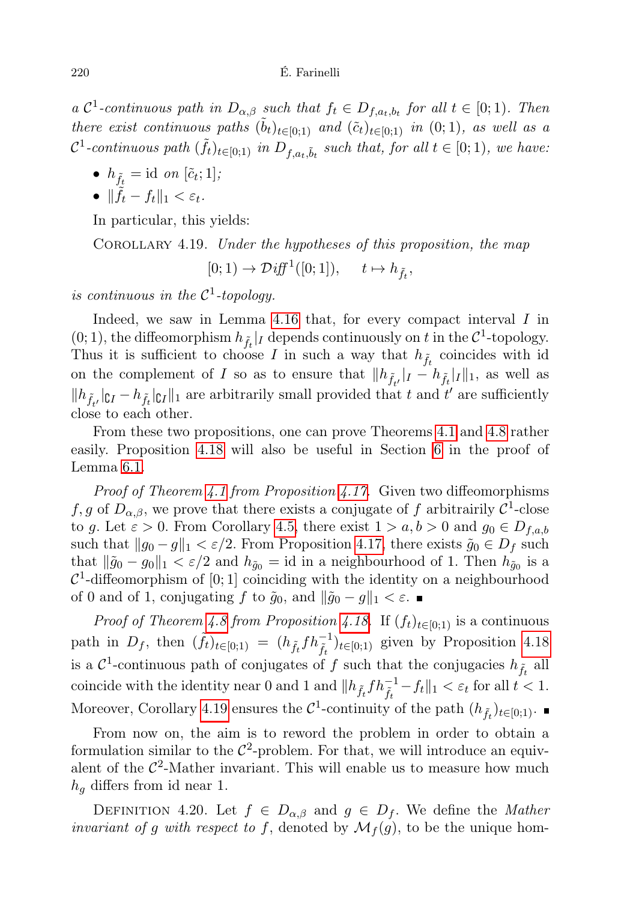*a $\mathcal{C}^1$-continuous path in $D_{\alpha,\beta}$ such that $f_t \in D_{f,a_t,b_t}$ for all $t \in [0;1)$. Then there exist continuous paths $(\tilde{b}_t)_{t\in[0;1)}$ and $(\tilde{c}_t)_{t\in[0;1)}$ in $(0;1)$, as well as a $\mathcal{C}^1$-continuous path $(\tilde{f}_t)_{t\in[0;1)}$ in $D_{f,a_t,\tilde{b}_t}$ such that, for all $t \in [0;1)$, we have:*

- $h_{\tilde{f}_t} = \mathrm{id}$ *on* $[\tilde{c}_t; 1]$*;*
- $\|\tilde{f}_t - f_t\|_1 < \varepsilon_t$.

In particular, this yields:

Corollary 4.19. *Under the hypotheses of this proposition, the map*

$$[0;1) \to \mathcal{D}\mathit{iff}^1([0;1]), \qquad t \mapsto h_{\tilde{f}_t},$$

*is continuous in the $\mathcal{C}^1$-topology.*

Indeed, we saw in Lemma 4.16 that, for every compact interval $I$ in $(0;1)$, the diffeomorphism $h_{\tilde{f}_t}|_I$ depends continuously on $t$ in the $\mathcal{C}^1$-topology. Thus it is sufficient to choose $I$ in such a way that $h_{\tilde{f}_t}$ coincides with id on the complement of $I$ so as to ensure that $\|h_{\tilde{f}_{t'}}|_I - h_{\tilde{f}_t}|_I\|_1$, as well as $\|h_{\tilde{f}_{t'}}|_{\complement I} - h_{\tilde{f}_t}|_{\complement I}\|_1$ are arbitrarily small provided that $t$ and $t'$ are sufficiently close to each other.

From these two propositions, one can prove Theorems 4.1 and 4.8 rather easily. Proposition 4.18 will also be useful in Section 6 in the proof of Lemma 6.1.

*Proof of Theorem 4.1 from Proposition 4.17.* Given two diffeomorphisms $f, g$ of $D_{\alpha,\beta}$, we prove that there exists a conjugate of $f$ arbitrairily $\mathcal{C}^1$-close to $g$. Let $\varepsilon > 0$. From Corollary 4.5, there exist $1 > a, b > 0$ and $g_0 \in D_{f,a,b}$ such that $\|g_0 - g\|_1 < \varepsilon/2$. From Proposition 4.17, there exists $\tilde{g}_0 \in D_f$ such that $\|\tilde{g}_0 - g_0\|_1 < \varepsilon/2$ and $h_{\tilde{g}_0} = \mathrm{id}$ in a neighbourhood of 1. Then $h_{\tilde{g}_0}$ is a $\mathcal{C}^1$-diffeomorphism of $[0;1]$ coinciding with the identity on a neighbourhood of 0 and of 1, conjugating $f$ to $\tilde{g}_0$, and $\|\tilde{g}_0 - g\|_1 < \varepsilon$. ∎

*Proof of Theorem 4.8 from Proposition 4.18.* If $(f_t)_{t\in[0;1)}$ is a continuous path in $D_f$, then $(\tilde{f}_t)_{t\in[0;1)} = (h_{\tilde{f}_t} f h_{\tilde{f}_t}^{-1})_{t\in[0;1)}$ given by Proposition 4.18 is a $\mathcal{C}^1$-continuous path of conjugates of $f$ such that the conjugacies $h_{\tilde{f}_t}$ all coincide with the identity near 0 and 1 and $\|h_{\tilde{f}_t} f h_{\tilde{f}_t}^{-1} - f_t\|_1 < \varepsilon_t$ for all $t < 1$. Moreover, Corollary 4.19 ensures the $\mathcal{C}^1$-continuity of the path $(h_{\tilde{f}_t})_{t\in[0;1)}$. ∎

From now on, the aim is to reword the problem in order to obtain a formulation similar to the $\mathcal{C}^2$-problem. For that, we will introduce an equivalent of the $\mathcal{C}^2$-Mather invariant. This will enable us to measure how much $h_g$ differs from id near 1.

Definition 4.20. Let $f \in D_{\alpha,\beta}$ and $g \in D_f$. We define the *Mather invariant of $g$ with respect to $f$*, denoted by $\mathcal{M}_f(g)$, to be the unique hom-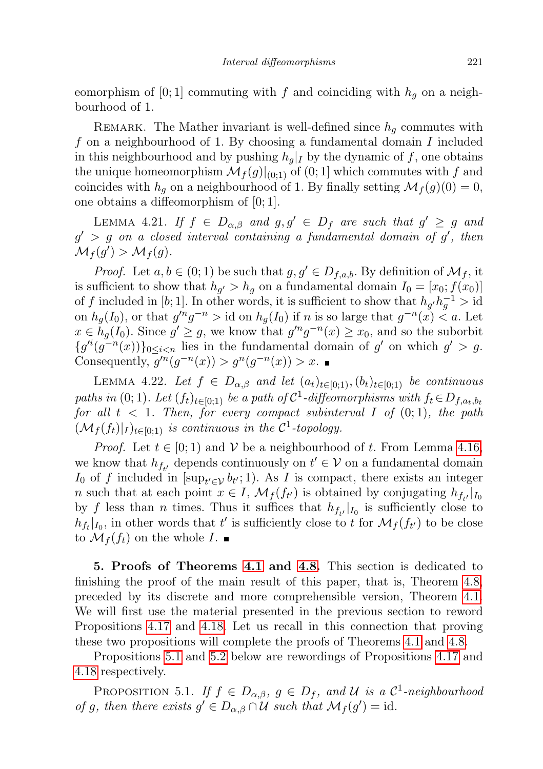eomorphism of $[0;1]$ commuting with $f$ and coinciding with $h_g$ on a neighbourhood of 1.

Remark. The Mather invariant is well-defined since $h_g$ commutes with $f$ on a neighbourhood of 1. By choosing a fundamental domain $I$ included in this neighbourhood and by pushing $h_g|_I$ by the dynamic of $f$, one obtains the unique homeomorphism $\mathcal{M}_f(g)|_{(0;1)}$ of $(0;1]$ which commutes with $f$ and coincides with $h_g$ on a neighbourhood of 1. By finally setting $\mathcal{M}_f(g)(0) = 0$, one obtains a diffeomorphism of $[0;1]$.

Lemma 4.21. *If $f \in D_{\alpha,\beta}$ and $g, g' \in D_f$ are such that $g' \geq g$ and $g' > g$ on a closed interval containing a fundamental domain of $g'$, then $\mathcal{M}_f(g') > \mathcal{M}_f(g)$.*

*Proof.* Let $a, b \in (0;1)$ be such that $g, g' \in D_{f,a,b}$. By definition of $\mathcal{M}_f$, it is sufficient to show that $h_{g'} > h_g$ on a fundamental domain $I_0 = [x_0; f(x_0)]$ of $f$ included in $[b;1]$. In other words, it is sufficient to show that $h_{g'}h_g^{-1} > \mathrm{id}$ on $h_g(I_0)$, or that $g'^n g^{-n} > \mathrm{id}$ on $h_g(I_0)$ if $n$ is so large that $g^{-n}(x) < a$. Let $x \in h_g(I_0)$. Since $g' \geq g$, we know that $g'^n g^{-n}(x) \geq x_0$, and so the suborbit $\{g'^i(g^{-n}(x))\}_{0 \leq i < n}$ lies in the fundamental domain of $g'$ on which $g' > g$. Consequently, $g'^n(g^{-n}(x)) > g^n(g^{-n}(x)) > x$. ∎

Lemma 4.22. *Let $f \in D_{\alpha,\beta}$ and let $(a_t)_{t\in[0;1)}, (b_t)_{t\in[0;1)}$ be continuous paths in $(0;1)$. Let $(f_t)_{t\in[0;1)}$ be a path of $\mathcal{C}^1$-diffeomorphisms with $f_t \in D_{f,a_t,b_t}$ for all $t < 1$. Then, for every compact subinterval $I$ of $(0;1)$, the path $(\mathcal{M}_f(f_t)|_I)_{t\in[0;1)}$ is continuous in the $\mathcal{C}^1$-topology.*

*Proof.* Let $t \in [0;1)$ and $\mathcal{V}$ be a neighbourhood of $t$. From Lemma 4.16, we know that $h_{f_{t'}}$ depends continuously on $t' \in \mathcal{V}$ on a fundamental domain $I_0$ of $f$ included in $[\sup_{t'\in\mathcal{V}} b_{t'}; 1)$. As $I$ is compact, there exists an integer $n$ such that at each point $x \in I$, $\mathcal{M}_f(f_{t'})$ is obtained by conjugating $h_{f_{t'}}|_{I_0}$ by $f$ less than $n$ times. Thus it suffices that $h_{f_{t'}}|_{I_0}$ is sufficiently close to $h_{f_t}|_{I_0}$, in other words that $t'$ is sufficiently close to $t$ for $\mathcal{M}_f(f_{t'})$ to be close to $\mathcal{M}_f(f_t)$ on the whole $I$. ∎

**5. Proofs of Theorems 4.1 and 4.8.** This section is dedicated to finishing the proof of the main result of this paper, that is, Theorem 4.8, preceded by its discrete and more comprehensible version, Theorem 4.1. We will first use the material presented in the previous section to reword Propositions 4.17 and 4.18. Let us recall in this connection that proving these two propositions will complete the proofs of Theorems 4.1 and 4.8.

Propositions 5.1 and 5.2 below are rewordings of Propositions 4.17 and 4.18 respectively.

Proposition 5.1. *If $f \in D_{\alpha,\beta}$, $g \in D_f$, and $\mathcal{U}$ is a $\mathcal{C}^1$-neighbourhood of $g$, then there exists $g' \in D_{\alpha,\beta} \cap \mathcal{U}$ such that $\mathcal{M}_f(g') = \mathrm{id}$.*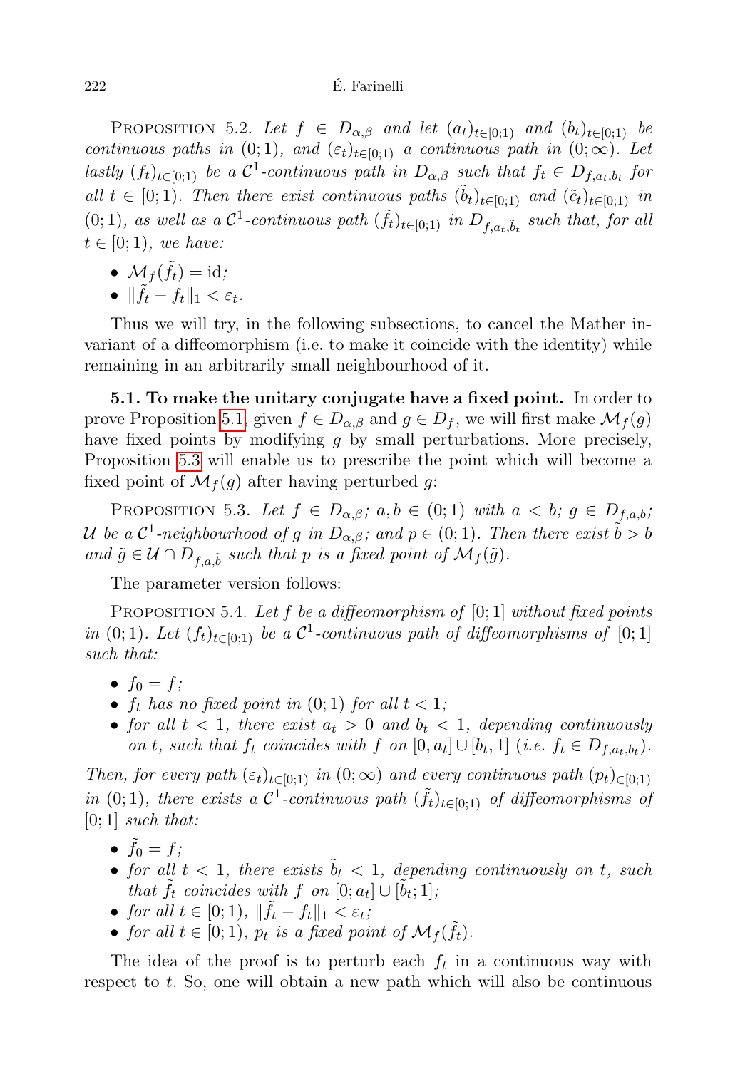Proposition 5.2. *Let $f \in D_{\alpha,\beta}$ and let $(a_t)_{t\in[0;1)}$ and $(b_t)_{t\in[0;1)}$ be continuous paths in $(0;1)$, and $(\varepsilon_t)_{t\in[0;1)}$ a continuous path in $(0;\infty)$. Let lastly $(f_t)_{t\in[0;1)}$ be a $\mathcal{C}^1$-continuous path in $D_{\alpha,\beta}$ such that $f_t \in D_{f,a_t,b_t}$ for all $t \in [0;1)$. Then there exist continuous paths $(\tilde{b}_t)_{t\in[0;1)}$ and $(\tilde{c}_t)_{t\in[0;1)}$ in $(0;1)$, as well as a $\mathcal{C}^1$-continuous path $(\tilde{f}_t)_{t\in[0;1)}$ in $D_{f,a_t,\tilde{b}_t}$ such that, for all $t \in [0;1)$, we have:*

- $\mathcal{M}_f(\tilde{f}_t) = \mathrm{id}$;
- $\|\tilde{f}_t - f_t\|_1 < \varepsilon_t$.

Thus we will try, in the following subsections, to cancel the Mather invariant of a diffeomorphism (i.e. to make it coincide with the identity) while remaining in an arbitrarily small neighbourhood of it.

**5.1. To make the unitary conjugate have a fixed point.** In order to prove Proposition 5.1, given $f \in D_{\alpha,\beta}$ and $g \in D_f$, we will first make $\mathcal{M}_f(g)$ have fixed points by modifying $g$ by small perturbations. More precisely, Proposition 5.3 will enable us to prescribe the point which will become a fixed point of $\mathcal{M}_f(g)$ after having perturbed $g$:

Proposition 5.3. *Let $f \in D_{\alpha,\beta}$; $a, b \in (0;1)$ with $a < b$; $g \in D_{f,a,b}$; $\mathcal{U}$ be a $\mathcal{C}^1$-neighbourhood of $g$ in $D_{\alpha,\beta}$; and $p \in (0;1)$. Then there exist $\tilde{b} > b$ and $\tilde{g} \in \mathcal{U} \cap D_{f,a,\tilde{b}}$ such that $p$ is a fixed point of $\mathcal{M}_f(\tilde{g})$.*

The parameter version follows:

Proposition 5.4. *Let $f$ be a diffeomorphism of $[0;1]$ without fixed points in $(0;1)$. Let $(f_t)_{t\in[0;1)}$ be a $\mathcal{C}^1$-continuous path of diffeomorphisms of $[0;1]$ such that:*

- $f_0 = f$;
- *$f_t$ has no fixed point in $(0;1)$ for all $t < 1$;*
- *for all $t < 1$, there exist $a_t > 0$ and $b_t < 1$, depending continuously on $t$, such that $f_t$ coincides with $f$ on $[0,a_t] \cup [b_t,1]$ (i.e. $f_t \in D_{f,a_t,b_t}$).*

*Then, for every path $(\varepsilon_t)_{t\in[0;1)}$ in $(0;\infty)$ and every continuous path $(p_t)_{\in[0;1)}$ in $(0;1)$, there exists a $\mathcal{C}^1$-continuous path $(\tilde{f}_t)_{t\in[0;1)}$ of diffeomorphisms of $[0;1]$ such that:*

- $\tilde{f}_0 = f$;
- *for all $t < 1$, there exists $\tilde{b}_t < 1$, depending continuously on $t$, such that $\tilde{f}_t$ coincides with $f$ on $[0;a_t] \cup [\tilde{b}_t;1]$;*
- *for all $t \in [0;1)$, $\|\tilde{f}_t - f_t\|_1 < \varepsilon_t$;*
- *for all $t \in [0;1)$, $p_t$ is a fixed point of $\mathcal{M}_f(\tilde{f}_t)$.*

The idea of the proof is to perturb each $f_t$ in a continuous way with respect to $t$. So, one will obtain a new path which will also be continuous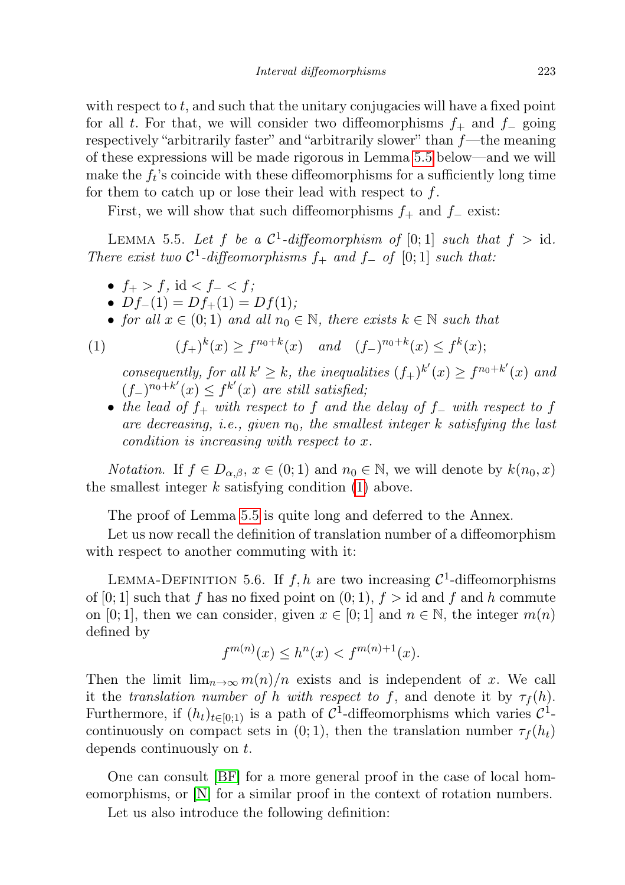with respect to $t$, and such that the unitary conjugacies will have a fixed point for all $t$. For that, we will consider two diffeomorphisms $f_+$ and $f_-$ going respectively "arbitrarily faster" and "arbitrarily slower" than $f$—the meaning of these expressions will be made rigorous in Lemma 5.5 below—and we will make the $f_t$'s coincide with these diffeomorphisms for a sufficiently long time for them to catch up or lose their lead with respect to $f$.

First, we will show that such diffeomorphisms $f_+$ and $f_-$ exist:

LEMMA 5.5. *Let $f$ be a $\mathcal{C}^1$-diffeomorphism of $[0;1]$ such that $f > \mathrm{id}$. There exist two $\mathcal{C}^1$-diffeomorphisms $f_+$ and $f_-$ of $[0;1]$ such that:*

- $f_+ > f$, $\mathrm{id} < f_- < f$;
- $Df_-(1) = Df_+(1) = Df(1)$;
- *for all $x \in (0;1)$ and all $n_0 \in \mathbb{N}$, there exists $k \in \mathbb{N}$ such that*

$$(1) \qquad (f_+)^k(x) \geq f^{n_0+k}(x) \quad \text{and} \quad (f_-)^{n_0+k}(x) \leq f^k(x);$$

  *consequently, for all $k' \geq k$, the inequalities $(f_+)^{k'}(x) \geq f^{n_0+k'}(x)$ and $(f_-)^{n_0+k'}(x) \leq f^{k'}(x)$ are still satisfied;*
- *the lead of $f_+$ with respect to $f$ and the delay of $f_-$ with respect to $f$ are decreasing, i.e., given $n_0$, the smallest integer $k$ satisfying the last condition is increasing with respect to $x$.*

*Notation.* If $f \in D_{\alpha,\beta}$, $x \in (0;1)$ and $n_0 \in \mathbb{N}$, we will denote by $k(n_0, x)$ the smallest integer $k$ satisfying condition (1) above.

The proof of Lemma 5.5 is quite long and deferred to the Annex.

Let us now recall the definition of translation number of a diffeomorphism with respect to another commuting with it:

LEMMA-DEFINITION 5.6. If $f, h$ are two increasing $\mathcal{C}^1$-diffeomorphisms of $[0;1]$ such that $f$ has no fixed point on $(0;1)$, $f > \mathrm{id}$ and $f$ and $h$ commute on $[0;1]$, then we can consider, given $x \in [0;1]$ and $n \in \mathbb{N}$, the integer $m(n)$ defined by

$$f^{m(n)}(x) \leq h^n(x) < f^{m(n)+1}(x).$$

Then the limit $\lim_{n\to\infty} m(n)/n$ exists and is independent of $x$. We call it the *translation number of $h$ with respect to $f$*, and denote it by $\tau_f(h)$. Furthermore, if $(h_t)_{t\in[0;1)}$ is a path of $\mathcal{C}^1$-diffeomorphisms which varies $\mathcal{C}^1$-continuously on compact sets in $(0;1)$, then the translation number $\tau_f(h_t)$ depends continuously on $t$.

One can consult [BF] for a more general proof in the case of local homeomorphisms, or [N] for a similar proof in the context of rotation numbers.

Let us also introduce the following definition: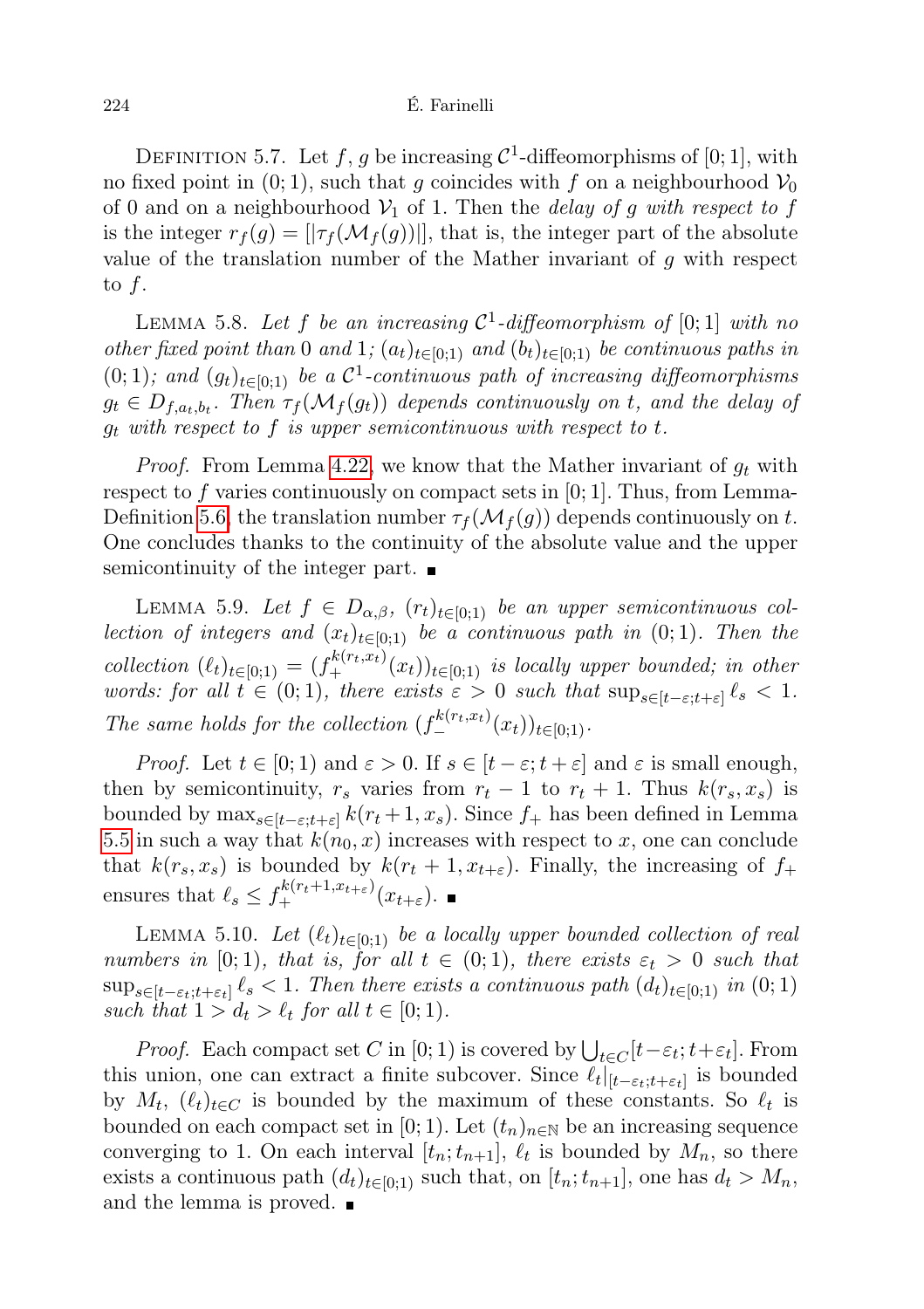Definition 5.7. Let $f$, $g$ be increasing $\mathcal{C}^1$-diffeomorphisms of $[0;1]$, with no fixed point in $(0;1)$, such that $g$ coincides with $f$ on a neighbourhood $\mathcal{V}_0$ of 0 and on a neighbourhood $\mathcal{V}_1$ of 1. Then the *delay of $g$ with respect to $f$* is the integer $r_f(g) = [|\tau_f(\mathcal{M}_f(g))|]$, that is, the integer part of the absolute value of the translation number of the Mather invariant of $g$ with respect to $f$.

Lemma 5.8. *Let $f$ be an increasing $\mathcal{C}^1$-diffeomorphism of $[0;1]$ with no other fixed point than 0 and 1; $(a_t)_{t\in[0;1)}$ and $(b_t)_{t\in[0;1)}$ be continuous paths in $(0;1)$; and $(g_t)_{t\in[0;1)}$ be a $\mathcal{C}^1$-continuous path of increasing diffeomorphisms $g_t \in D_{f,a_t,b_t}$. Then $\tau_f(\mathcal{M}_f(g_t))$ depends continuously on $t$, and the delay of $g_t$ with respect to $f$ is upper semicontinuous with respect to $t$.*

*Proof.* From Lemma 4.22, we know that the Mather invariant of $g_t$ with respect to $f$ varies continuously on compact sets in $[0;1]$. Thus, from Lemma-Definition 5.6, the translation number $\tau_f(\mathcal{M}_f(g))$ depends continuously on $t$. One concludes thanks to the continuity of the absolute value and the upper semicontinuity of the integer part. ∎

Lemma 5.9. *Let $f \in D_{\alpha,\beta}$, $(r_t)_{t\in[0;1)}$ be an upper semicontinuous collection of integers and $(x_t)_{t\in[0;1)}$ be a continuous path in $(0;1)$. Then the collection $(\ell_t)_{t\in[0;1)} = (f_+^{k(r_t,x_t)}(x_t))_{t\in[0;1)}$ is locally upper bounded; in other words: for all $t \in (0;1)$, there exists $\varepsilon > 0$ such that $\sup_{s\in[t-\varepsilon;t+\varepsilon]} \ell_s < 1$. The same holds for the collection $(f_-^{k(r_t,x_t)}(x_t))_{t\in[0;1)}$.*

*Proof.* Let $t \in [0;1)$ and $\varepsilon > 0$. If $s \in [t-\varepsilon;t+\varepsilon]$ and $\varepsilon$ is small enough, then by semicontinuity, $r_s$ varies from $r_t - 1$ to $r_t + 1$. Thus $k(r_s, x_s)$ is bounded by $\max_{s\in[t-\varepsilon;t+\varepsilon]} k(r_t+1, x_s)$. Since $f_+$ has been defined in Lemma 5.5 in such a way that $k(n_0, x)$ increases with respect to $x$, one can conclude that $k(r_s, x_s)$ is bounded by $k(r_t + 1, x_{t+\varepsilon})$. Finally, the increasing of $f_+$ ensures that $\ell_s \le f_+^{k(r_t+1,x_{t+\varepsilon})}(x_{t+\varepsilon})$. ∎

Lemma 5.10. *Let $(\ell_t)_{t\in[0;1)}$ be a locally upper bounded collection of real numbers in $[0;1)$, that is, for all $t \in (0;1)$, there exists $\varepsilon_t > 0$ such that $\sup_{s\in[t-\varepsilon_t;t+\varepsilon_t]} \ell_s < 1$. Then there exists a continuous path $(d_t)_{t\in[0;1)}$ in $(0;1)$ such that $1 > d_t > \ell_t$ for all $t \in [0;1)$.*

*Proof.* Each compact set $C$ in $[0;1)$ is covered by $\bigcup_{t\in C}[t-\varepsilon_t;t+\varepsilon_t]$. From this union, one can extract a finite subcover. Since $\ell_t|_{[t-\varepsilon_t;t+\varepsilon_t]}$ is bounded by $M_t$, $(\ell_t)_{t\in C}$ is bounded by the maximum of these constants. So $\ell_t$ is bounded on each compact set in $[0;1)$. Let $(t_n)_{n\in\mathbb{N}}$ be an increasing sequence converging to 1. On each interval $[t_n;t_{n+1}]$, $\ell_t$ is bounded by $M_n$, so there exists a continuous path $(d_t)_{t\in[0;1)}$ such that, on $[t_n;t_{n+1}]$, one has $d_t > M_n$, and the lemma is proved. ∎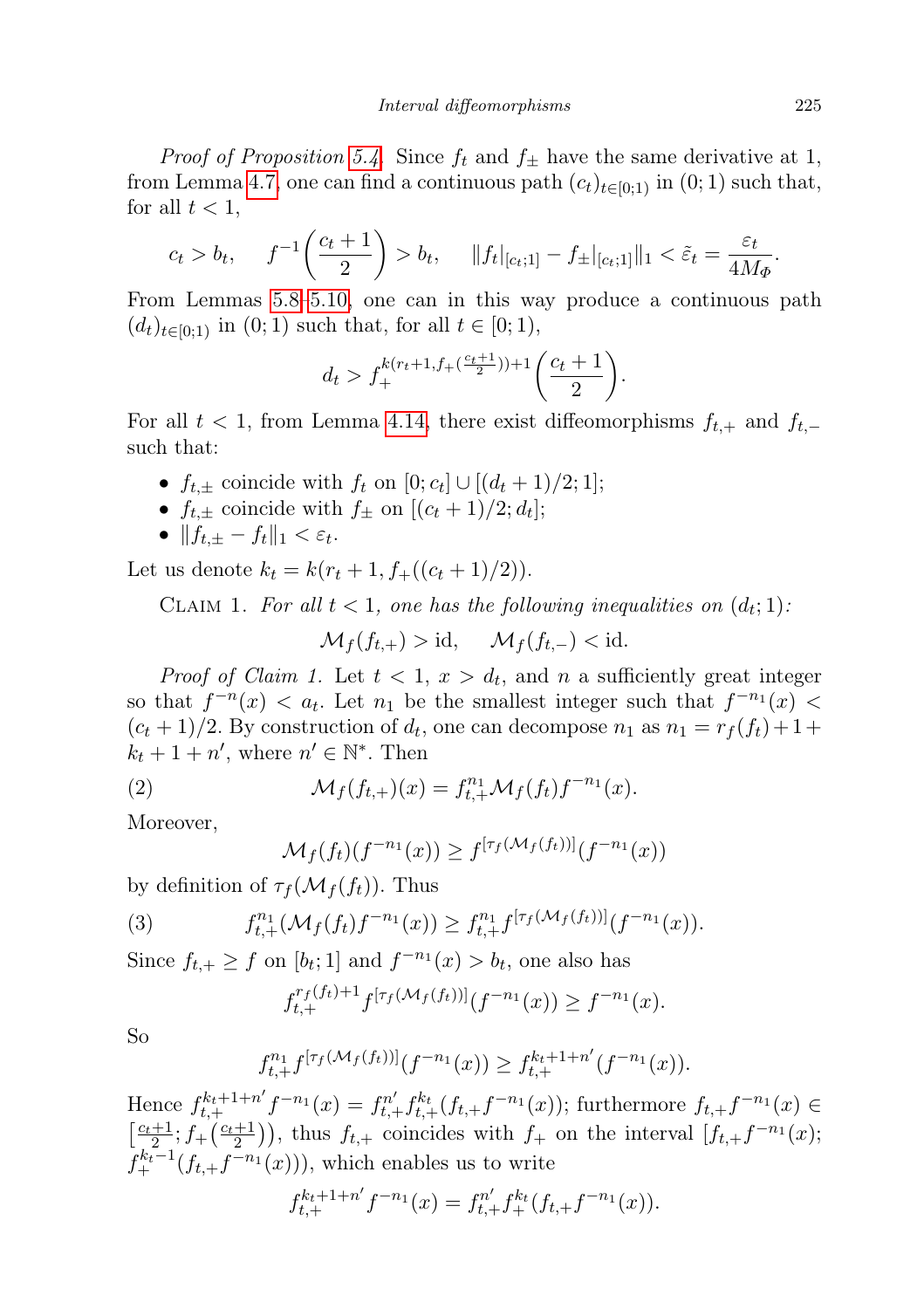*Proof of Proposition 5.4.* Since $f_t$ and $f_\pm$ have the same derivative at 1, from Lemma 4.7, one can find a continuous path $(c_t)_{t\in[0;1)}$ in $(0;1)$ such that, for all $t<1$,

$$c_t > b_t, \quad f^{-1}\left(\frac{c_t+1}{2}\right) > b_t, \quad \|f_t|_{[c_t;1]} - f_\pm|_{[c_t;1]}\|_1 < \tilde{\varepsilon}_t = \frac{\varepsilon_t}{4M_\Phi}.$$

From Lemmas 5.8–5.10, one can in this way produce a continuous path $(d_t)_{t\in[0;1)}$ in $(0;1)$ such that, for all $t\in[0;1)$,

$$d_t > f_+^{k(r_t+1, f_+(\frac{c_t+1}{2}))+1}\left(\frac{c_t+1}{2}\right).$$

For all $t<1$, from Lemma 4.14, there exist diffeomorphisms $f_{t,+}$ and $f_{t,-}$ such that:

- $f_{t,\pm}$ coincide with $f_t$ on $[0;c_t]\cup[(d_t+1)/2;1]$;
- $f_{t,\pm}$ coincide with $f_\pm$ on $[(c_t+1)/2;d_t]$;
- $\|f_{t,\pm}-f_t\|_1 < \varepsilon_t$.

Let us denote $k_t = k(r_t+1, f_+((c_t+1)/2))$.

Claim 1. *For all $t<1$, one has the following inequalities on $(d_t;1)$:*

$$\mathcal{M}_f(f_{t,+}) > \mathrm{id}, \quad \mathcal{M}_f(f_{t,-}) < \mathrm{id}.$$

*Proof of Claim 1.* Let $t<1$, $x>d_t$, and $n$ a sufficiently great integer so that $f^{-n}(x) < a_t$. Let $n_1$ be the smallest integer such that $f^{-n_1}(x) < (c_t+1)/2$. By construction of $d_t$, one can decompose $n_1$ as $n_1 = r_f(f_t)+1+k_t+1+n'$, where $n'\in\mathbb{N}^*$. Then

$$\mathcal{M}_f(f_{t,+})(x) = f_{t,+}^{n_1}\mathcal{M}_f(f_t)f^{-n_1}(x). \tag{2}$$

Moreover,

$$\mathcal{M}_f(f_t)(f^{-n_1}(x)) \geq f^{[\tau_f(\mathcal{M}_f(f_t))]}(f^{-n_1}(x))$$

by definition of $\tau_f(\mathcal{M}_f(f_t))$. Thus

$$f_{t,+}^{n_1}(\mathcal{M}_f(f_t)f^{-n_1}(x)) \geq f_{t,+}^{n_1}f^{[\tau_f(\mathcal{M}_f(f_t))]}(f^{-n_1}(x)). \tag{3}$$

Since $f_{t,+}\geq f$ on $[b_t;1]$ and $f^{-n_1}(x) > b_t$, one also has

$$f_{t,+}^{r_f(f_t)+1}f^{[\tau_f(\mathcal{M}_f(f_t))]}(f^{-n_1}(x)) \geq f^{-n_1}(x).$$

So

$$f_{t,+}^{n_1}f^{[\tau_f(\mathcal{M}_f(f_t))]}(f^{-n_1}(x)) \geq f_{t,+}^{k_t+1+n'}(f^{-n_1}(x)).$$

Hence $f_{t,+}^{k_t+1+n'}f^{-n_1}(x) = f_{t,+}^{n'}f_{t,+}^{k_t}(f_{t,+}f^{-n_1}(x))$; furthermore $f_{t,+}f^{-n_1}(x) \in \left[\frac{c_t+1}{2}; f_+\left(\frac{c_t+1}{2}\right)\right)$, thus $f_{t,+}$ coincides with $f_+$ on the interval $[f_{t,+}f^{-n_1}(x); f_+^{k_t-1}(f_{t,+}f^{-n_1}(x)))$, which enables us to write

$$f_{t,+}^{k_t+1+n'}f^{-n_1}(x) = f_{t,+}^{n'}f_+^{k_t}(f_{t,+}f^{-n_1}(x)).$$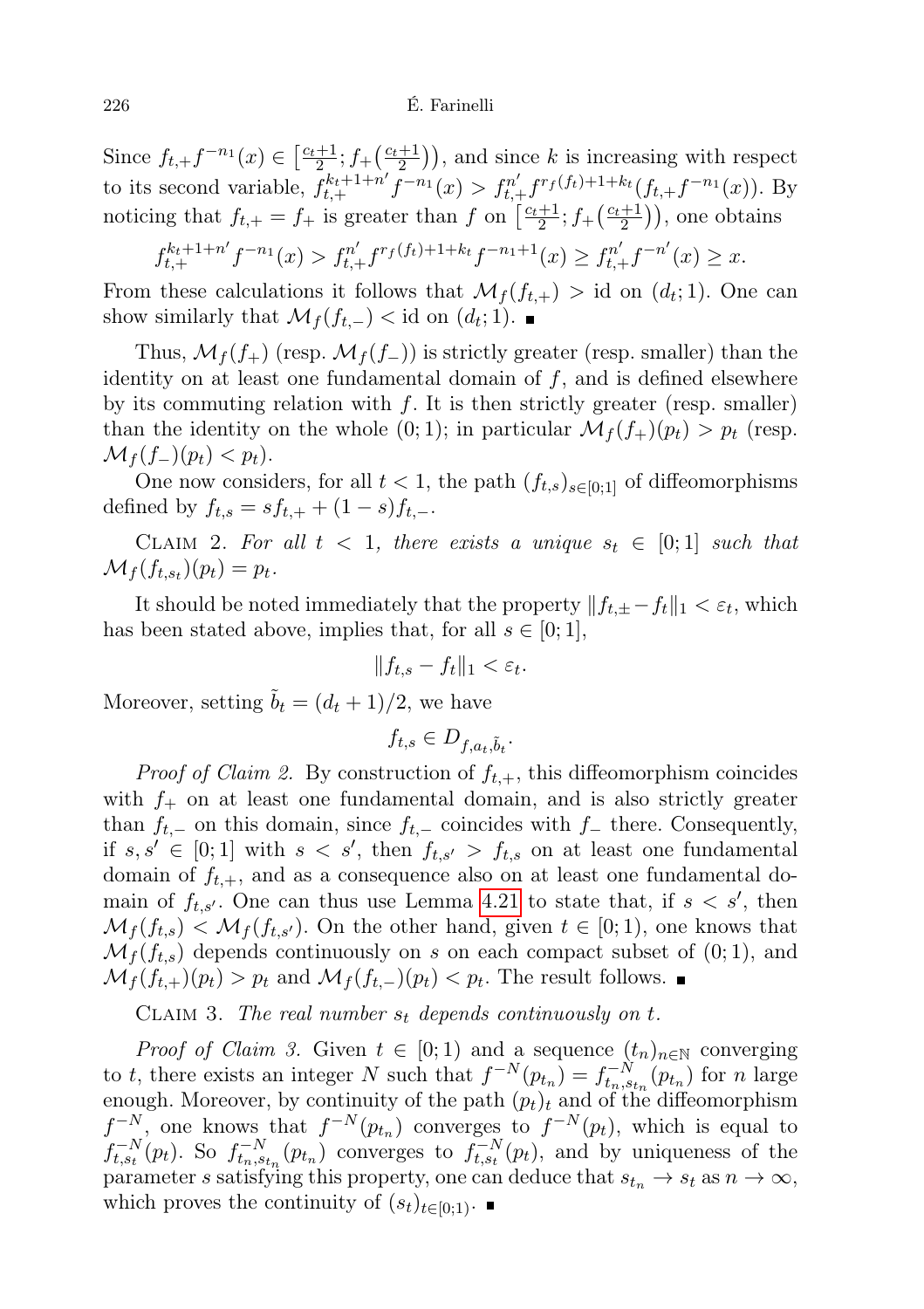Since $f_{t,+}f^{-n_1}(x) \in \left[\frac{c_t+1}{2}; f_+\left(\frac{c_t+1}{2}\right)\right)$, and since $k$ is increasing with respect to its second variable, $f_{t,+}^{k_t+1+n'} f^{-n_1}(x) > f_{t,+}^{n'} f^{r_f(f_t)+1+k_t}(f_{t,+}f^{-n_1}(x))$. By noticing that $f_{t,+} = f_+$ is greater than $f$ on $\left[\frac{c_t+1}{2}; f_+\left(\frac{c_t+1}{2}\right)\right)$, one obtains

$$f_{t,+}^{k_t+1+n'} f^{-n_1}(x) > f_{t,+}^{n'} f^{r_f(f_t)+1+k_t} f^{-n_1+1}(x) \geq f_{t,+}^{n'} f^{-n'}(x) \geq x.$$

From these calculations it follows that $\mathcal{M}_f(f_{t,+}) > \mathrm{id}$ on $(d_t; 1)$. One can show similarly that $\mathcal{M}_f(f_{t,-}) < \mathrm{id}$ on $(d_t; 1)$. ■

Thus, $\mathcal{M}_f(f_+)$ (resp. $\mathcal{M}_f(f_-)$) is strictly greater (resp. smaller) than the identity on at least one fundamental domain of $f$, and is defined elsewhere by its commuting relation with $f$. It is then strictly greater (resp. smaller) than the identity on the whole $(0; 1)$; in particular $\mathcal{M}_f(f_+)(p_t) > p_t$ (resp. $\mathcal{M}_f(f_-)(p_t) < p_t$).

One now considers, for all $t < 1$, the path $(f_{t,s})_{s\in[0;1]}$ of diffeomorphisms defined by $f_{t,s} = sf_{t,+} + (1-s)f_{t,-}$.

Claim 2. *For all $t < 1$, there exists a unique $s_t \in [0; 1]$ such that $\mathcal{M}_f(f_{t,s_t})(p_t) = p_t$.*

It should be noted immediately that the property $\|f_{t,\pm} - f_t\|_1 < \varepsilon_t$, which has been stated above, implies that, for all $s \in [0; 1]$,

$$\|f_{t,s} - f_t\|_1 < \varepsilon_t.$$

Moreover, setting $\tilde{b}_t = (d_t + 1)/2$, we have

$$f_{t,s} \in D_{f,a_t,\tilde{b}_t}.$$

*Proof of Claim 2.* By construction of $f_{t,+}$, this diffeomorphism coincides with $f_+$ on at least one fundamental domain, and is also strictly greater than $f_{t,-}$ on this domain, since $f_{t,-}$ coincides with $f_-$ there. Consequently, if $s, s' \in [0; 1]$ with $s < s'$, then $f_{t,s'} > f_{t,s}$ on at least one fundamental domain of $f_{t,+}$, and as a consequence also on at least one fundamental domain of $f_{t,s'}$. One can thus use Lemma 4.21 to state that, if $s < s'$, then $\mathcal{M}_f(f_{t,s}) < \mathcal{M}_f(f_{t,s'})$. On the other hand, given $t \in [0; 1)$, one knows that $\mathcal{M}_f(f_{t,s})$ depends continuously on $s$ on each compact subset of $(0; 1)$, and $\mathcal{M}_f(f_{t,+})(p_t) > p_t$ and $\mathcal{M}_f(f_{t,-})(p_t) < p_t$. The result follows. ■

Claim 3. *The real number $s_t$ depends continuously on $t$.*

*Proof of Claim 3.* Given $t \in [0; 1)$ and a sequence $(t_n)_{n\in\mathbb{N}}$ converging to $t$, there exists an integer $N$ such that $f^{-N}(p_{t_n}) = f_{t_n,s_{t_n}}^{-N}(p_{t_n})$ for $n$ large enough. Moreover, by continuity of the path $(p_t)_t$ and of the diffeomorphism $f^{-N}$, one knows that $f^{-N}(p_{t_n})$ converges to $f^{-N}(p_t)$, which is equal to $f_{t,s_t}^{-N}(p_t)$. So $f_{t_n,s_{t_n}}^{-N}(p_{t_n})$ converges to $f_{t,s_t}^{-N}(p_t)$, and by uniqueness of the parameter $s$ satisfying this property, one can deduce that $s_{t_n} \to s_t$ as $n \to \infty$, which proves the continuity of $(s_t)_{t\in[0;1)}$. ■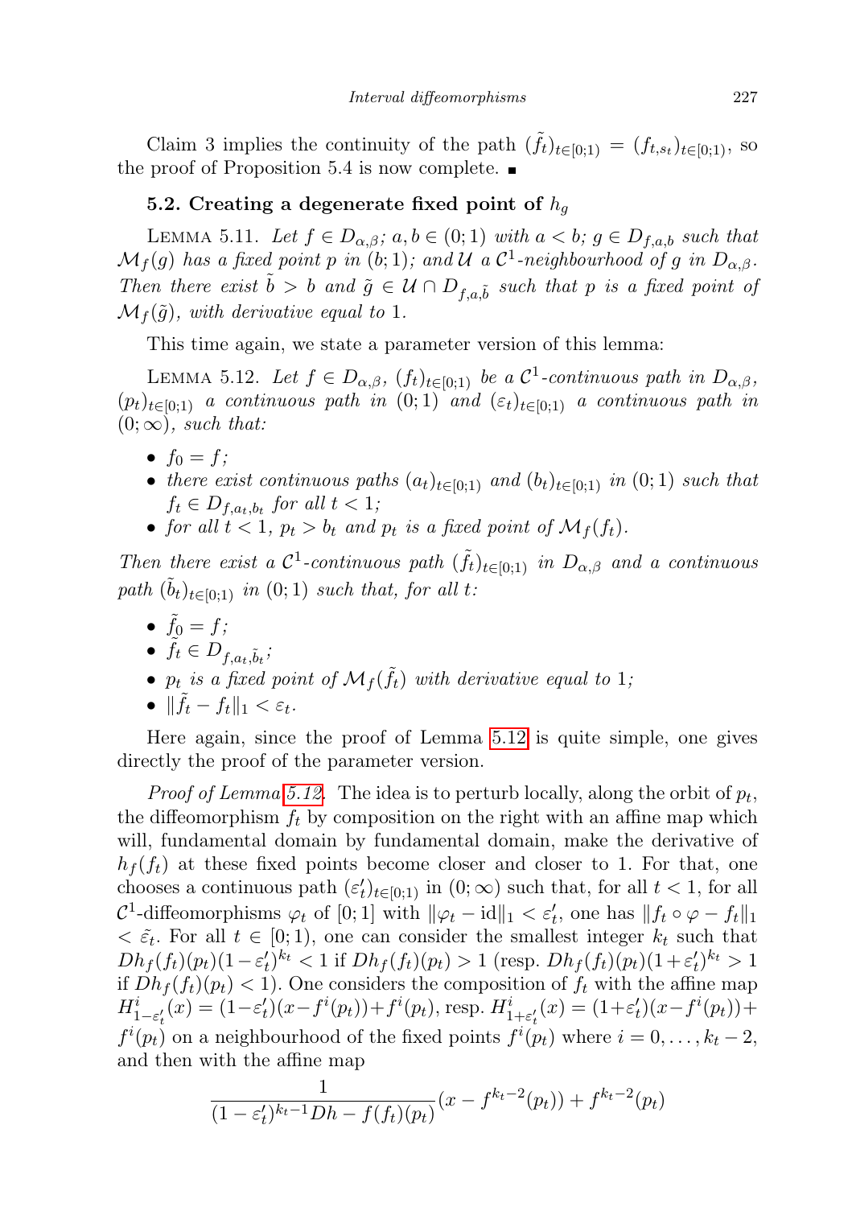Claim 3 implies the continuity of the path $(\tilde{f}_t)_{t\in[0;1)} = (f_{t,s_t})_{t\in[0;1)}$, so the proof of Proposition 5.4 is now complete. ∎

### 5.2. Creating a degenerate fixed point of $h_g$

LEMMA 5.11. *Let $f \in D_{\alpha,\beta}$; $a, b \in (0;1)$ with $a < b$; $g \in D_{f,a,b}$ such that $\mathcal{M}_f(g)$ has a fixed point $p$ in $(b;1)$; and $\mathcal{U}$ a $\mathcal{C}^1$-neighbourhood of $g$ in $D_{\alpha,\beta}$. Then there exist $\tilde{b} > b$ and $\tilde{g} \in \mathcal{U} \cap D_{f,a,\tilde{b}}$ such that $p$ is a fixed point of $\mathcal{M}_f(\tilde{g})$, with derivative equal to* 1.

This time again, we state a parameter version of this lemma:

LEMMA 5.12. *Let $f \in D_{\alpha,\beta}$, $(f_t)_{t\in[0;1)}$ be a $\mathcal{C}^1$-continuous path in $D_{\alpha,\beta}$, $(p_t)_{t\in[0;1)}$ a continuous path in $(0;1)$ and $(\varepsilon_t)_{t\in[0;1)}$ a continuous path in $(0;\infty)$, such that:*

- *$f_0 = f$;*
- *there exist continuous paths $(a_t)_{t\in[0;1)}$ and $(b_t)_{t\in[0;1)}$ in $(0;1)$ such that $f_t \in D_{f,a_t,b_t}$ for all $t < 1$;*
- *for all $t < 1$, $p_t > b_t$ and $p_t$ is a fixed point of $\mathcal{M}_f(f_t)$.*

*Then there exist a $\mathcal{C}^1$-continuous path $(\tilde{f}_t)_{t\in[0;1)}$ in $D_{\alpha,\beta}$ and a continuous path $(\tilde{b}_t)_{t\in[0;1)}$ in $(0;1)$ such that, for all $t$:*

- *$\tilde{f}_0 = f$;*
- *$\tilde{f}_t \in D_{f,a_t,\tilde{b}_t}$;*
- *$p_t$ is a fixed point of $\mathcal{M}_f(\tilde{f}_t)$ with derivative equal to 1;*
- *$\|\tilde{f}_t - f_t\|_1 < \varepsilon_t$.*

Here again, since the proof of Lemma 5.12 is quite simple, one gives directly the proof of the parameter version.

*Proof of Lemma 5.12.* The idea is to perturb locally, along the orbit of $p_t$, the diffeomorphism $f_t$ by composition on the right with an affine map which will, fundamental domain by fundamental domain, make the derivative of $h_f(f_t)$ at these fixed points become closer and closer to 1. For that, one chooses a continuous path $(\varepsilon'_t)_{t\in[0;1)}$ in $(0;\infty)$ such that, for all $t < 1$, for all $\mathcal{C}^1$-diffeomorphisms $\varphi_t$ of $[0;1]$ with $\|\varphi_t - \mathrm{id}\|_1 < \varepsilon'_t$, one has $\|f_t \circ \varphi - f_t\|_1 < \tilde{\varepsilon_t}$. For all $t \in [0;1)$, one can consider the smallest integer $k_t$ such that $Dh_f(f_t)(p_t)(1-\varepsilon'_t)^{k_t} < 1$ if $Dh_f(f_t)(p_t) > 1$ (resp. $Dh_f(f_t)(p_t)(1+\varepsilon'_t)^{k_t} > 1$ if $Dh_f(f_t)(p_t) < 1$). One considers the composition of $f_t$ with the affine map $H^i_{1-\varepsilon'_t}(x) = (1-\varepsilon'_t)(x - f^i(p_t)) + f^i(p_t)$, resp. $H^i_{1+\varepsilon'_t}(x) = (1+\varepsilon'_t)(x - f^i(p_t)) + f^i(p_t)$ on a neighbourhood of the fixed points $f^i(p_t)$ where $i = 0, \ldots, k_t - 2$, and then with the affine map

$$\frac{1}{(1-\varepsilon'_t)^{k_t-1} Dh - f(f_t)(p_t)}(x - f^{k_t-2}(p_t)) + f^{k_t-2}(p_t)$$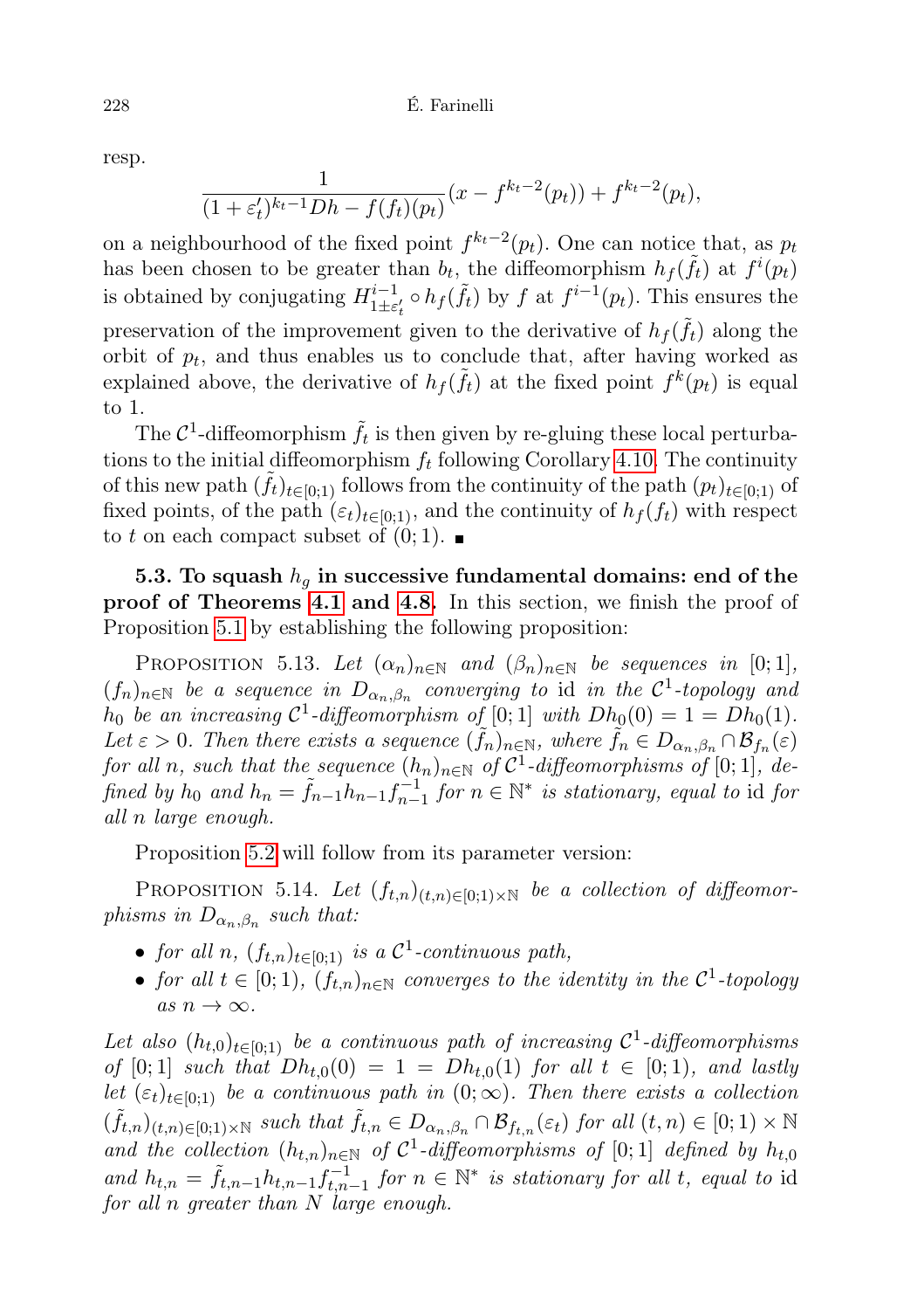resp.

$$\frac{1}{(1+\varepsilon_t')^{k_t-1} Dh - f(f_t)(p_t)}(x - f^{k_t-2}(p_t)) + f^{k_t-2}(p_t),$$

on a neighbourhood of the fixed point $f^{k_t-2}(p_t)$. One can notice that, as $p_t$ has been chosen to be greater than $b_t$, the diffeomorphism $h_f(\tilde{f}_t)$ at $f^i(p_t)$ is obtained by conjugating $H^{i-1}_{1\pm\varepsilon_t'} \circ h_f(\tilde{f}_t)$ by $f$ at $f^{i-1}(p_t)$. This ensures the preservation of the improvement given to the derivative of $h_f(\tilde{f}_t)$ along the orbit of $p_t$, and thus enables us to conclude that, after having worked as explained above, the derivative of $h_f(\tilde{f}_t)$ at the fixed point $f^k(p_t)$ is equal to 1.

The $\mathcal{C}^1$-diffeomorphism $\tilde{f}_t$ is then given by re-gluing these local perturbations to the initial diffeomorphism $f_t$ following Corollary 4.10. The continuity of this new path $(\tilde{f}_t)_{t\in[0;1)}$ follows from the continuity of the path $(p_t)_{t\in[0;1)}$ of fixed points, of the path $(\varepsilon_t)_{t\in[0;1)}$, and the continuity of $h_f(f_t)$ with respect to $t$ on each compact subset of $(0;1)$. ∎

**5.3. To squash $h_g$ in successive fundamental domains: end of the proof of Theorems 4.1 and 4.8.** In this section, we finish the proof of Proposition 5.1 by establishing the following proposition:

Proposition 5.13. *Let $(\alpha_n)_{n\in\mathbb{N}}$ and $(\beta_n)_{n\in\mathbb{N}}$ be sequences in $[0;1]$, $(f_n)_{n\in\mathbb{N}}$ be a sequence in $D_{\alpha_n,\beta_n}$ converging to* id *in the $\mathcal{C}^1$-topology and $h_0$ be an increasing $\mathcal{C}^1$-diffeomorphism of $[0;1]$ with $Dh_0(0) = 1 = Dh_0(1)$. Let $\varepsilon > 0$. Then there exists a sequence $(\tilde{f}_n)_{n\in\mathbb{N}}$, where $\tilde{f}_n \in D_{\alpha_n,\beta_n} \cap \mathcal{B}_{f_n}(\varepsilon)$ for all $n$, such that the sequence $(h_n)_{n\in\mathbb{N}}$ of $\mathcal{C}^1$-diffeomorphisms of $[0;1]$, defined by $h_0$ and $h_n = \tilde{f}_{n-1} h_{n-1} f_{n-1}^{-1}$ for $n \in \mathbb{N}^*$ is stationary, equal to* id *for all $n$ large enough.*

Proposition 5.2 will follow from its parameter version:

Proposition 5.14. *Let $(f_{t,n})_{(t,n)\in[0;1)\times\mathbb{N}}$ be a collection of diffeomorphisms in $D_{\alpha_n,\beta_n}$ such that:*

- *for all $n$, $(f_{t,n})_{t\in[0;1)}$ is a $\mathcal{C}^1$-continuous path,*
- *for all $t \in [0;1)$, $(f_{t,n})_{n\in\mathbb{N}}$ converges to the identity in the $\mathcal{C}^1$-topology as $n \to \infty$.*

*Let also $(h_{t,0})_{t\in[0;1)}$ be a continuous path of increasing $\mathcal{C}^1$-diffeomorphisms of $[0;1]$ such that $Dh_{t,0}(0) = 1 = Dh_{t,0}(1)$ for all $t \in [0;1)$, and lastly let $(\varepsilon_t)_{t\in[0;1)}$ be a continuous path in $(0;\infty)$. Then there exists a collection $(\tilde{f}_{t,n})_{(t,n)\in[0;1)\times\mathbb{N}}$ such that $\tilde{f}_{t,n} \in D_{\alpha_n,\beta_n} \cap \mathcal{B}_{f_{t,n}}(\varepsilon_t)$ for all $(t,n) \in [0;1)\times\mathbb{N}$ and the collection $(h_{t,n})_{n\in\mathbb{N}}$ of $\mathcal{C}^1$-diffeomorphisms of $[0;1]$ defined by $h_{t,0}$ and $h_{t,n} = \tilde{f}_{t,n-1} h_{t,n-1} f_{t,n-1}^{-1}$ for $n \in \mathbb{N}^*$ is stationary for all $t$, equal to* id *for all $n$ greater than $N$ large enough.*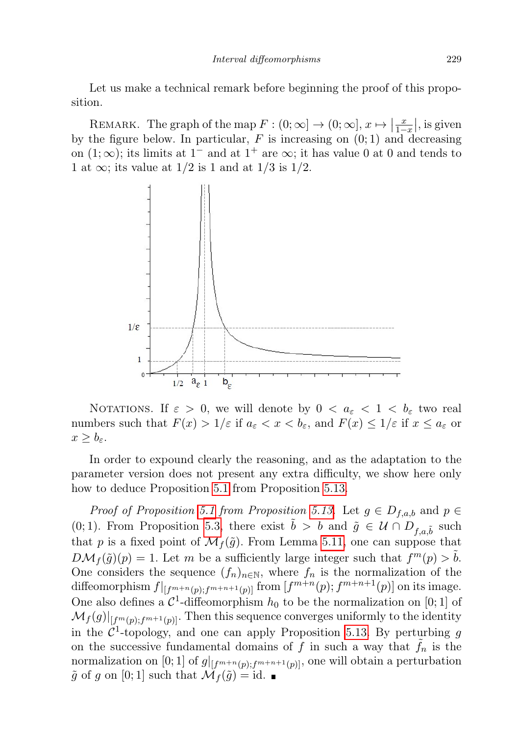Let us make a technical remark before beginning the proof of this proposition.

Remark. The graph of the map $F : (0;\infty] \to (0;\infty]$, $x \mapsto \left|\frac{x}{1-x}\right|$, is given by the figure below. In particular, $F$ is increasing on $(0;1)$ and decreasing on $(1;\infty)$; its limits at $1^-$ and at $1^+$ are $\infty$; it has value 0 at 0 and tends to 1 at $\infty$; its value at $1/2$ is 1 and at $1/3$ is $1/2$.

Notations. If $\varepsilon > 0$, we will denote by $0 < a_\varepsilon < 1 < b_\varepsilon$ two real numbers such that $F(x) > 1/\varepsilon$ if $a_\varepsilon < x < b_\varepsilon$, and $F(x) \le 1/\varepsilon$ if $x \le a_\varepsilon$ or $x \ge b_\varepsilon$.

In order to expound clearly the reasoning, and as the adaptation to the parameter version does not present any extra difficulty, we show here only how to deduce Proposition 5.1 from Proposition 5.13.

*Proof of Proposition 5.1 from Proposition 5.13.* Let $g \in D_{f,a,b}$ and $p \in (0;1)$. From Proposition 5.3, there exist $\tilde{b} > b$ and $\tilde{g} \in \mathcal{U} \cap D_{f,a,\tilde{b}}$ such that $p$ is a fixed point of $\mathcal{M}_f(\tilde{g})$. From Lemma 5.11, one can suppose that $D\mathcal{M}_f(\tilde{g})(p) = 1$. Let $m$ be a sufficiently large integer such that $f^m(p) > \tilde{b}$. One considers the sequence $(f_n)_{n\in\mathbb{N}}$, where $f_n$ is the normalization of the diffeomorphism $f|_{[f^{m+n}(p);f^{m+n+1}(p)]}$ from $[f^{m+n}(p);f^{m+n+1}(p)]$ on its image. One also defines a $\mathcal{C}^1$-diffeomorphism $h_0$ to be the normalization on $[0;1]$ of $\mathcal{M}_f(g)|_{[f^m(p);f^{m+1}(p)]}$. Then this sequence converges uniformly to the identity in the $\mathcal{C}^1$-topology, and one can apply Proposition 5.13. By perturbing $g$ on the successive fundamental domains of $f$ in such a way that $\tilde{f}_n$ is the normalization on $[0;1]$ of $g|_{[f^{m+n}(p);f^{m+n+1}(p)]}$, one will obtain a perturbation $\tilde{g}$ of $g$ on $[0;1]$ such that $\mathcal{M}_f(\tilde{g}) = \mathrm{id}$. ∎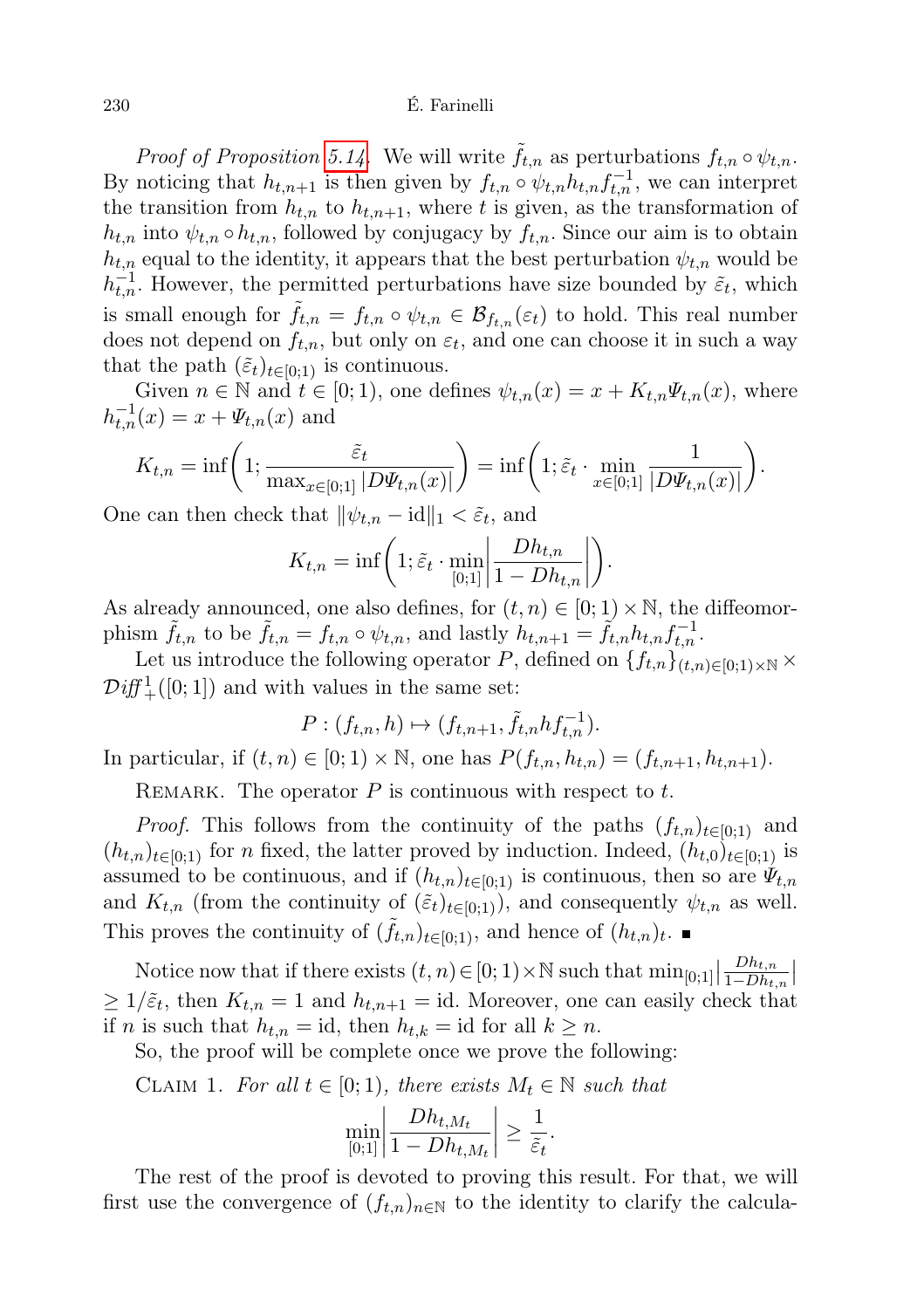*Proof of Proposition 5.14.* We will write $\tilde{f}_{t,n}$ as perturbations $f_{t,n} \circ \psi_{t,n}$. By noticing that $h_{t,n+1}$ is then given by $f_{t,n} \circ \psi_{t,n} h_{t,n} f_{t,n}^{-1}$, we can interpret the transition from $h_{t,n}$ to $h_{t,n+1}$, where $t$ is given, as the transformation of $h_{t,n}$ into $\psi_{t,n} \circ h_{t,n}$, followed by conjugacy by $f_{t,n}$. Since our aim is to obtain $h_{t,n}$ equal to the identity, it appears that the best perturbation $\psi_{t,n}$ would be $h_{t,n}^{-1}$. However, the permitted perturbations have size bounded by $\tilde{\varepsilon}_t$, which is small enough for $\tilde{f}_{t,n} = f_{t,n} \circ \psi_{t,n} \in \mathcal{B}_{f_{t,n}}(\varepsilon_t)$ to hold. This real number does not depend on $f_{t,n}$, but only on $\varepsilon_t$, and one can choose it in such a way that the path $(\tilde{\varepsilon}_t)_{t\in[0;1)}$ is continuous.

Given $n \in \mathbb{N}$ and $t \in [0;1)$, one defines $\psi_{t,n}(x) = x + K_{t,n}\Psi_{t,n}(x)$, where $h_{t,n}^{-1}(x) = x + \Psi_{t,n}(x)$ and

$$K_{t,n} = \inf\left(1; \frac{\tilde{\varepsilon}_t}{\max_{x\in[0;1]} |D\Psi_{t,n}(x)|}\right) = \inf\left(1; \tilde{\varepsilon}_t \cdot \min_{x\in[0;1]} \frac{1}{|D\Psi_{t,n}(x)|}\right).$$

One can then check that $\|\psi_{t,n} - \mathrm{id}\|_1 < \tilde{\varepsilon}_t$, and

$$K_{t,n} = \inf\left(1; \tilde{\varepsilon}_t \cdot \min_{[0;1]} \left|\frac{Dh_{t,n}}{1 - Dh_{t,n}}\right|\right).$$

As already announced, one also defines, for $(t,n) \in [0;1) \times \mathbb{N}$, the diffeomorphism $\tilde{f}_{t,n}$ to be $\tilde{f}_{t,n} = f_{t,n} \circ \psi_{t,n}$, and lastly $h_{t,n+1} = \tilde{f}_{t,n} h_{t,n} f_{t,n}^{-1}$.

Let us introduce the following operator $P$, defined on $\{f_{t,n}\}_{(t,n)\in[0;1)\times\mathbb{N}} \times \mathcal{D}\mathit{iff}^{\,1}_{+}([0;1])$ and with values in the same set:

$$P : (f_{t,n}, h) \mapsto (f_{t,n+1}, \tilde{f}_{t,n} h f_{t,n}^{-1}).$$

In particular, if $(t,n) \in [0;1) \times \mathbb{N}$, one has $P(f_{t,n}, h_{t,n}) = (f_{t,n+1}, h_{t,n+1})$.

Remark. The operator $P$ is continuous with respect to $t$.

*Proof.* This follows from the continuity of the paths $(f_{t,n})_{t\in[0;1)}$ and $(h_{t,n})_{t\in[0;1)}$ for $n$ fixed, the latter proved by induction. Indeed, $(h_{t,0})_{t\in[0;1)}$ is assumed to be continuous, and if $(h_{t,n})_{t\in[0;1)}$ is continuous, then so are $\Psi_{t,n}$ and $K_{t,n}$ (from the continuity of $(\tilde{\varepsilon}_t)_{t\in[0;1)}$), and consequently $\psi_{t,n}$ as well. This proves the continuity of $(\tilde{f}_{t,n})_{t\in[0;1)}$, and hence of $(h_{t,n})_t$. ∎

Notice now that if there exists $(t,n) \in [0;1) \times \mathbb{N}$ such that $\min_{[0;1]}\left|\frac{Dh_{t,n}}{1-Dh_{t,n}}\right| \geq 1/\tilde{\varepsilon}_t$, then $K_{t,n} = 1$ and $h_{t,n+1} = \mathrm{id}$. Moreover, one can easily check that if $n$ is such that $h_{t,n} = \mathrm{id}$, then $h_{t,k} = \mathrm{id}$ for all $k \geq n$.

So, the proof will be complete once we prove the following:

Claim 1. *For all $t \in [0;1)$, there exists $M_t \in \mathbb{N}$ such that*

$$\min_{[0;1]}\left|\frac{Dh_{t,M_t}}{1 - Dh_{t,M_t}}\right| \geq \frac{1}{\tilde{\varepsilon}_t}.$$

The rest of the proof is devoted to proving this result. For that, we will first use the convergence of $(f_{t,n})_{n\in\mathbb{N}}$ to the identity to clarify the calcula-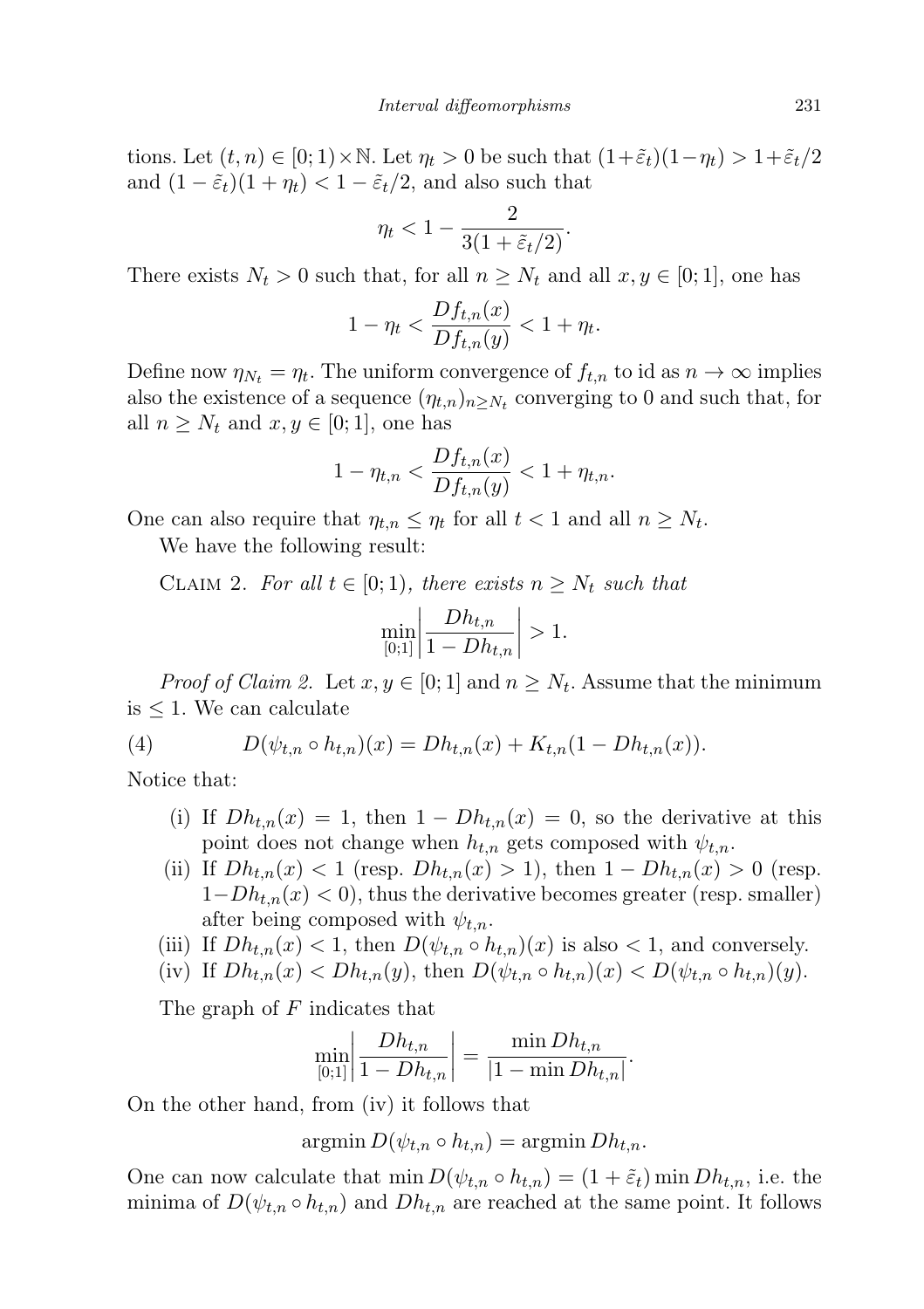tions. Let $(t,n) \in [0;1) \times \mathbb{N}$. Let $\eta_t > 0$ be such that $(1+\tilde{\varepsilon}_t)(1-\eta_t) > 1+\tilde{\varepsilon}_t/2$ and $(1-\tilde{\varepsilon}_t)(1+\eta_t) < 1-\tilde{\varepsilon}_t/2$, and also such that

$$\eta_t < 1 - \frac{2}{3(1+\tilde{\varepsilon}_t/2)}.$$

There exists $N_t > 0$ such that, for all $n \geq N_t$ and all $x, y \in [0;1]$, one has

$$1 - \eta_t < \frac{Df_{t,n}(x)}{Df_{t,n}(y)} < 1 + \eta_t.$$

Define now $\eta_{N_t} = \eta_t$. The uniform convergence of $f_{t,n}$ to id as $n \to \infty$ implies also the existence of a sequence $(\eta_{t,n})_{n \geq N_t}$ converging to 0 and such that, for all $n \geq N_t$ and $x, y \in [0;1]$, one has

$$1 - \eta_{t,n} < \frac{Df_{t,n}(x)}{Df_{t,n}(y)} < 1 + \eta_{t,n}.$$

One can also require that $\eta_{t,n} \leq \eta_t$ for all $t < 1$ and all $n \geq N_t$.

We have the following result:

Claim 2. *For all $t \in [0;1)$, there exists $n \geq N_t$ such that*

$$\min_{[0;1]} \left| \frac{Dh_{t,n}}{1 - Dh_{t,n}} \right| > 1.$$

*Proof of Claim 2.* Let $x, y \in [0;1]$ and $n \geq N_t$. Assume that the minimum is $\leq 1$. We can calculate

$$D(\psi_{t,n} \circ h_{t,n})(x) = Dh_{t,n}(x) + K_{t,n}(1 - Dh_{t,n}(x)). \tag{4}$$

Notice that:

- (i) If $Dh_{t,n}(x) = 1$, then $1 - Dh_{t,n}(x) = 0$, so the derivative at this point does not change when $h_{t,n}$ gets composed with $\psi_{t,n}$.
- (ii) If $Dh_{t,n}(x) < 1$ (resp. $Dh_{t,n}(x) > 1$), then $1 - Dh_{t,n}(x) > 0$ (resp. $1 - Dh_{t,n}(x) < 0$), thus the derivative becomes greater (resp. smaller) after being composed with $\psi_{t,n}$.
- (iii) If $Dh_{t,n}(x) < 1$, then $D(\psi_{t,n} \circ h_{t,n})(x)$ is also $< 1$, and conversely.
- (iv) If $Dh_{t,n}(x) < Dh_{t,n}(y)$, then $D(\psi_{t,n} \circ h_{t,n})(x) < D(\psi_{t,n} \circ h_{t,n})(y)$.

The graph of $F$ indicates that

$$\min_{[0;1]} \left| \frac{Dh_{t,n}}{1 - Dh_{t,n}} \right| = \frac{\min Dh_{t,n}}{|1 - \min Dh_{t,n}|}.$$

On the other hand, from (iv) it follows that

$$\operatorname{argmin} D(\psi_{t,n} \circ h_{t,n}) = \operatorname{argmin} Dh_{t,n}.$$

One can now calculate that $\min D(\psi_{t,n} \circ h_{t,n}) = (1 + \tilde{\varepsilon}_t) \min Dh_{t,n}$, i.e. the minima of $D(\psi_{t,n} \circ h_{t,n})$ and $Dh_{t,n}$ are reached at the same point. It follows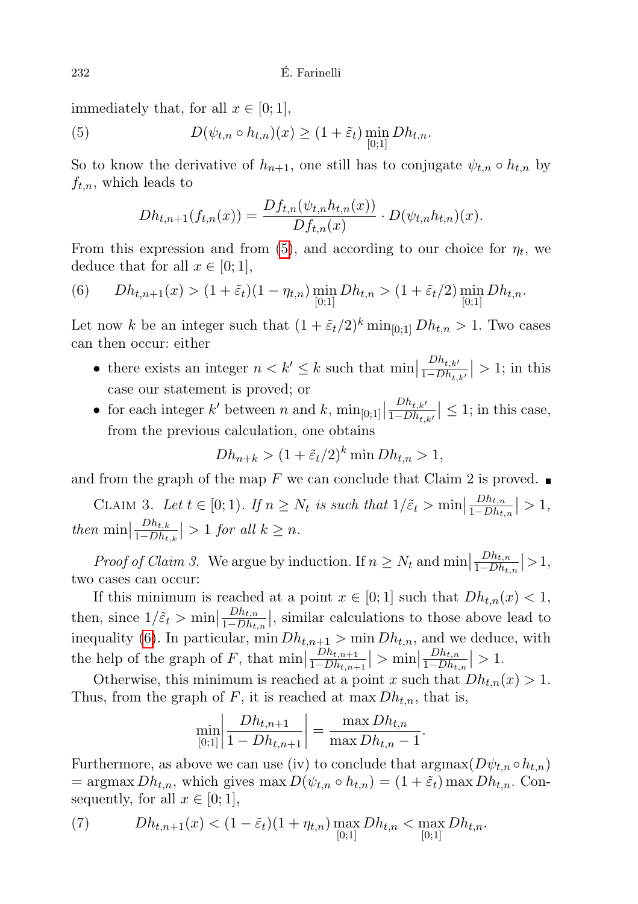immediately that, for all $x \in [0;1]$,

$$D(\psi_{t,n} \circ h_{t,n})(x) \geq (1+\tilde{\varepsilon}_t) \min_{[0;1]} Dh_{t,n}. \tag{5}$$

So to know the derivative of $h_{n+1}$, one still has to conjugate $\psi_{t,n} \circ h_{t,n}$ by $f_{t,n}$, which leads to

$$Dh_{t,n+1}(f_{t,n}(x)) = \frac{Df_{t,n}(\psi_{t,n} h_{t,n}(x))}{Df_{t,n}(x)} \cdot D(\psi_{t,n} h_{t,n})(x).$$

From this expression and from (5), and according to our choice for $\eta_t$, we deduce that for all $x \in [0;1]$,

$$Dh_{t,n+1}(x) > (1+\tilde{\varepsilon}_t)(1-\eta_{t,n}) \min_{[0;1]} Dh_{t,n} > (1+\tilde{\varepsilon}_t/2) \min_{[0;1]} Dh_{t,n}. \tag{6}$$

Let now $k$ be an integer such that $(1+\tilde{\varepsilon}_t/2)^k \min_{[0;1]} Dh_{t,n} > 1$. Two cases can then occur: either

- there exists an integer $n < k' \leq k$ such that $\min\left|\frac{Dh_{t,k'}}{1-Dh_{t,k'}}\right| > 1$; in this case our statement is proved; or
- for each integer $k'$ between $n$ and $k$, $\min_{[0;1]}\left|\frac{Dh_{t,k'}}{1-Dh_{t,k'}}\right| \leq 1$; in this case, from the previous calculation, one obtains

$$Dh_{n+k} > (1+\tilde{\varepsilon}_t/2)^k \min Dh_{t,n} > 1,$$

and from the graph of the map $F$ we can conclude that Claim 2 is proved. ∎

Claim 3. *Let $t \in [0;1)$. If $n \geq N_t$ is such that $1/\tilde{\varepsilon}_t > \min\left|\frac{Dh_{t,n}}{1-Dh_{t,n}}\right| > 1$, then $\min\left|\frac{Dh_{t,k}}{1-Dh_{t,k}}\right| > 1$ for all $k \geq n$.*

*Proof of Claim 3.* We argue by induction. If $n \geq N_t$ and $\min\left|\frac{Dh_{t,n}}{1-Dh_{t,n}}\right| > 1$, two cases can occur:

If this minimum is reached at a point $x \in [0;1]$ such that $Dh_{t,n}(x) < 1$, then, since $1/\tilde{\varepsilon}_t > \min\left|\frac{Dh_{t,n}}{1-Dh_{t,n}}\right|$, similar calculations to those above lead to inequality (6). In particular, $\min Dh_{t,n+1} > \min Dh_{t,n}$, and we deduce, with the help of the graph of $F$, that $\min\left|\frac{Dh_{t,n+1}}{1-Dh_{t,n+1}}\right| > \min\left|\frac{Dh_{t,n}}{1-Dh_{t,n}}\right| > 1$.

Otherwise, this minimum is reached at a point $x$ such that $Dh_{t,n}(x) > 1$. Thus, from the graph of $F$, it is reached at $\max Dh_{t,n}$, that is,

$$\min_{[0;1]}\left|\frac{Dh_{t,n+1}}{1-Dh_{t,n+1}}\right| = \frac{\max Dh_{t,n}}{\max Dh_{t,n} - 1}.$$

Furthermore, as above we can use (iv) to conclude that $\operatorname{argmax}(D\psi_{t,n} \circ h_{t,n}) = \operatorname{argmax} Dh_{t,n}$, which gives $\max D(\psi_{t,n} \circ h_{t,n}) = (1+\tilde{\varepsilon}_t) \max Dh_{t,n}$. Consequently, for all $x \in [0;1]$,

$$Dh_{t,n+1}(x) < (1-\tilde{\varepsilon}_t)(1+\eta_{t,n}) \max_{[0;1]} Dh_{t,n} < \max_{[0;1]} Dh_{t,n}. \tag{7}$$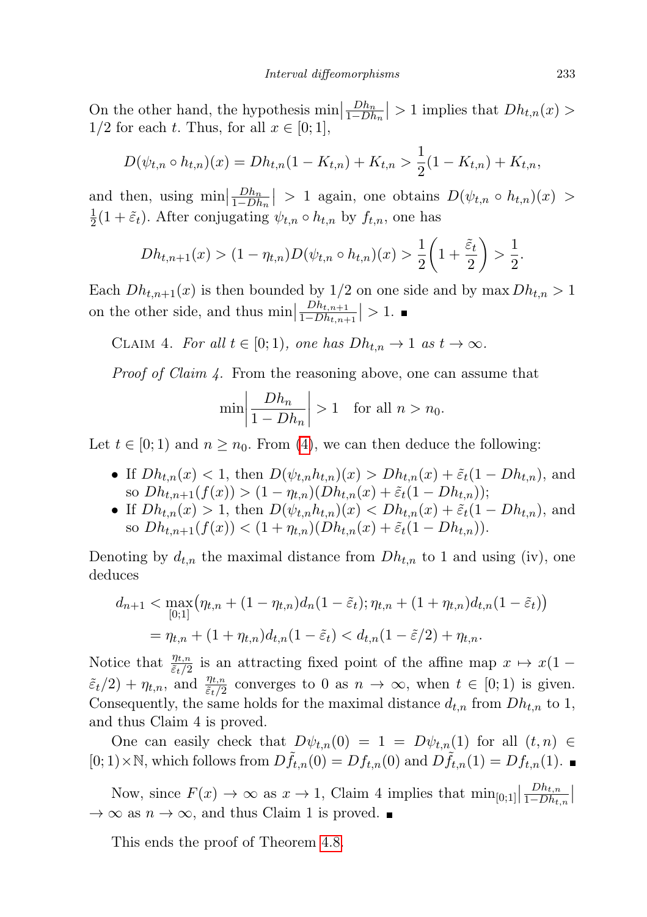On the other hand, the hypothesis $\min\left|\frac{Dh_n}{1-Dh_n}\right| > 1$ implies that $Dh_{t,n}(x) > 1/2$ for each $t$. Thus, for all $x \in [0;1]$,

$$D(\psi_{t,n} \circ h_{t,n})(x) = Dh_{t,n}(1 - K_{t,n}) + K_{t,n} > \frac{1}{2}(1 - K_{t,n}) + K_{t,n},$$

and then, using $\min\left|\frac{Dh_n}{1-Dh_n}\right| > 1$ again, one obtains $D(\psi_{t,n} \circ h_{t,n})(x) > \frac{1}{2}(1 + \tilde{\varepsilon}_t)$. After conjugating $\psi_{t,n} \circ h_{t,n}$ by $f_{t,n}$, one has

$$Dh_{t,n+1}(x) > (1 - \eta_{t,n}) D(\psi_{t,n} \circ h_{t,n})(x) > \frac{1}{2}\left(1 + \frac{\tilde{\varepsilon}_t}{2}\right) > \frac{1}{2}.$$

Each $Dh_{t,n+1}(x)$ is then bounded by $1/2$ on one side and by $\max Dh_{t,n} > 1$ on the other side, and thus $\min\left|\frac{Dh_{t,n+1}}{1-Dh_{t,n+1}}\right| > 1$. ∎

Claim 4. *For all $t \in [0;1)$, one has $Dh_{t,n} \to 1$ as $t \to \infty$.*

*Proof of Claim 4.* From the reasoning above, one can assume that

$$\min\left|\frac{Dh_n}{1 - Dh_n}\right| > 1 \quad \text{for all } n > n_0.$$

Let $t \in [0;1)$ and $n \geq n_0$. From (4), we can then deduce the following:

- If $Dh_{t,n}(x) < 1$, then $D(\psi_{t,n} h_{t,n})(x) > Dh_{t,n}(x) + \tilde{\varepsilon}_t(1 - Dh_{t,n})$, and so $Dh_{t,n+1}(f(x)) > (1 - \eta_{t,n})(Dh_{t,n}(x) + \tilde{\varepsilon}_t(1 - Dh_{t,n}))$;
- If $Dh_{t,n}(x) > 1$, then $D(\psi_{t,n} h_{t,n})(x) < Dh_{t,n}(x) + \tilde{\varepsilon}_t(1 - Dh_{t,n})$, and so $Dh_{t,n+1}(f(x)) < (1 + \eta_{t,n})(Dh_{t,n}(x) + \tilde{\varepsilon}_t(1 - Dh_{t,n}))$.

Denoting by $d_{t,n}$ the maximal distance from $Dh_{t,n}$ to 1 and using (iv), one deduces

$$\begin{aligned}
d_{n+1} &< \max_{[0;1]}\big(\eta_{t,n} + (1 - \eta_{t,n}) d_n (1 - \tilde{\varepsilon}_t); \eta_{t,n} + (1 + \eta_{t,n}) d_{t,n} (1 - \tilde{\varepsilon}_t)\big) \\
&= \eta_{t,n} + (1 + \eta_{t,n}) d_{t,n} (1 - \tilde{\varepsilon}_t) < d_{t,n}(1 - \tilde{\varepsilon}/2) + \eta_{t,n}.
\end{aligned}$$

Notice that $\frac{\eta_{t,n}}{\tilde{\varepsilon}_t/2}$ is an attracting fixed point of the affine map $x \mapsto x(1 - \tilde{\varepsilon}_t/2) + \eta_{t,n}$, and $\frac{\eta_{t,n}}{\tilde{\varepsilon}_t/2}$ converges to 0 as $n \to \infty$, when $t \in [0;1)$ is given. Consequently, the same holds for the maximal distance $d_{t,n}$ from $Dh_{t,n}$ to 1, and thus Claim 4 is proved.

One can easily check that $D\psi_{t,n}(0) = 1 = D\psi_{t,n}(1)$ for all $(t,n) \in [0;1) \times \mathbb{N}$, which follows from $D\tilde{f}_{t,n}(0) = Df_{t,n}(0)$ and $D\tilde{f}_{t,n}(1) = Df_{t,n}(1)$. ∎

Now, since $F(x) \to \infty$ as $x \to 1$, Claim 4 implies that $\min_{[0;1]}\left|\frac{Dh_{t,n}}{1-Dh_{t,n}}\right| \to \infty$ as $n \to \infty$, and thus Claim 1 is proved. ∎

This ends the proof of Theorem 4.8.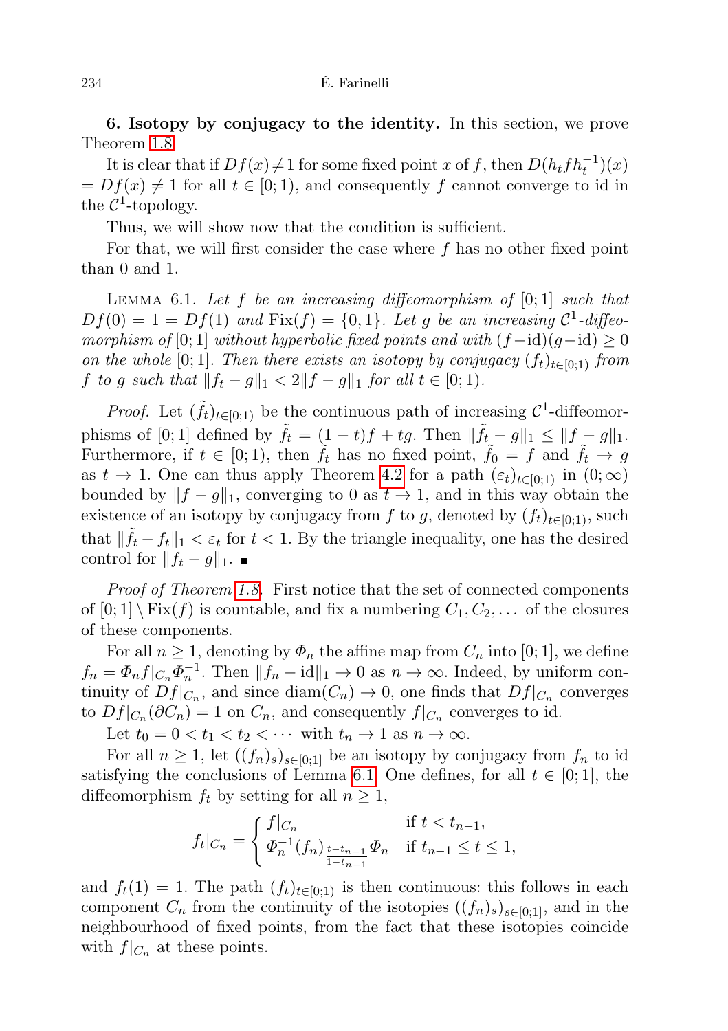**6. Isotopy by conjugacy to the identity.** In this section, we prove Theorem 1.8.

It is clear that if $Df(x) \neq 1$ for some fixed point $x$ of $f$, then $D(h_t f h_t^{-1})(x) = Df(x) \neq 1$ for all $t \in [0;1)$, and consequently $f$ cannot converge to id in the $\mathcal{C}^1$-topology.

Thus, we will show now that the condition is sufficient.

For that, we will first consider the case where $f$ has no other fixed point than 0 and 1.

Lemma 6.1. *Let $f$ be an increasing diffeomorphism of $[0;1]$ such that $Df(0) = 1 = Df(1)$ and $\mathrm{Fix}(f) = \{0,1\}$. Let $g$ be an increasing $\mathcal{C}^1$-diffeomorphism of $[0;1]$ without hyperbolic fixed points and with $(f-\mathrm{id})(g-\mathrm{id}) \geq 0$ on the whole $[0;1]$. Then there exists an isotopy by conjugacy $(f_t)_{t\in[0;1)}$ from $f$ to $g$ such that $\|f_t - g\|_1 < 2\|f-g\|_1$ for all $t \in [0;1)$.*

*Proof.* Let $(\tilde{f}_t)_{t\in[0;1)}$ be the continuous path of increasing $\mathcal{C}^1$-diffeomorphisms of $[0;1]$ defined by $\tilde{f}_t = (1-t)f + tg$. Then $\|\tilde{f}_t - g\|_1 \leq \|f-g\|_1$. Furthermore, if $t \in [0;1)$, then $\tilde{f}_t$ has no fixed point, $\tilde{f}_0 = f$ and $\tilde{f}_t \to g$ as $t \to 1$. One can thus apply Theorem 4.2 for a path $(\varepsilon_t)_{t\in[0;1)}$ in $(0;\infty)$ bounded by $\|f-g\|_1$, converging to 0 as $t \to 1$, and in this way obtain the existence of an isotopy by conjugacy from $f$ to $g$, denoted by $(f_t)_{t\in[0;1)}$, such that $\|\tilde{f}_t - f_t\|_1 < \varepsilon_t$ for $t < 1$. By the triangle inequality, one has the desired control for $\|f_t - g\|_1$. ∎

*Proof of Theorem 1.8.* First notice that the set of connected components of $[0;1] \setminus \mathrm{Fix}(f)$ is countable, and fix a numbering $C_1, C_2, \ldots$ of the closures of these components.

For all $n \geq 1$, denoting by $\Phi_n$ the affine map from $C_n$ into $[0;1]$, we define $f_n = \Phi_n f|_{C_n} \Phi_n^{-1}$. Then $\|f_n - \mathrm{id}\|_1 \to 0$ as $n \to \infty$. Indeed, by uniform continuity of $Df|_{C_n}$, and since $\mathrm{diam}(C_n) \to 0$, one finds that $Df|_{C_n}$ converges to $Df|_{C_n}(\partial C_n) = 1$ on $C_n$, and consequently $f|_{C_n}$ converges to id.

Let $t_0 = 0 < t_1 < t_2 < \cdots$ with $t_n \to 1$ as $n \to \infty$.

For all $n \geq 1$, let $((f_n)_s)_{s\in[0;1]}$ be an isotopy by conjugacy from $f_n$ to id satisfying the conclusions of Lemma 6.1. One defines, for all $t \in [0;1]$, the diffeomorphism $f_t$ by setting for all $n \geq 1$,

$$f_t|_{C_n} = \begin{cases} f|_{C_n} & \text{if } t < t_{n-1}, \\ \Phi_n^{-1} (f_n)_{\frac{t-t_{n-1}}{1-t_{n-1}}} \Phi_n & \text{if } t_{n-1} \leq t \leq 1, \end{cases}$$

and $f_t(1) = 1$. The path $(f_t)_{t\in[0;1)}$ is then continuous: this follows in each component $C_n$ from the continuity of the isotopies $((f_n)_s)_{s\in[0;1]}$, and in the neighbourhood of fixed points, from the fact that these isotopies coincide with $f|_{C_n}$ at these points.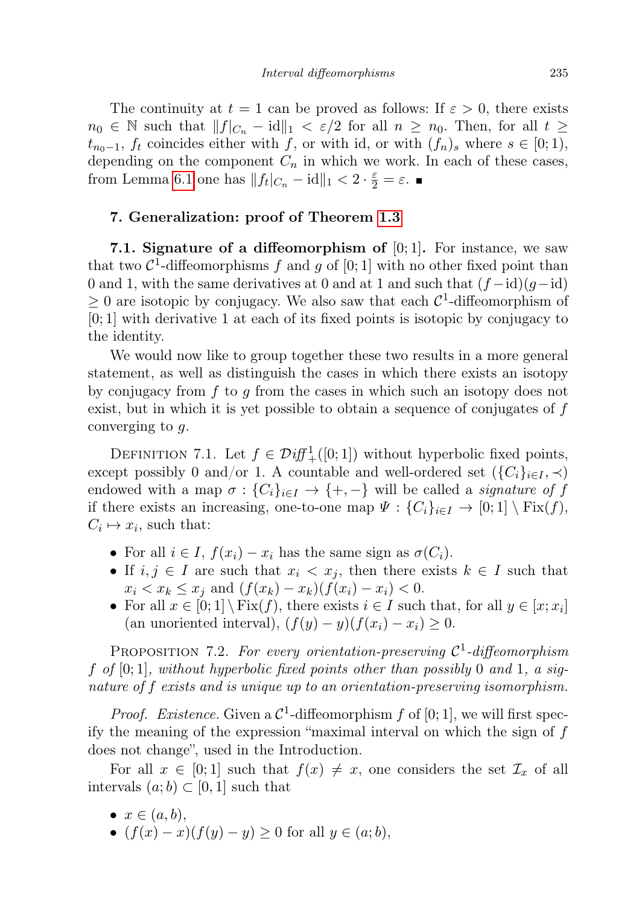The continuity at $t = 1$ can be proved as follows: If $\varepsilon > 0$, there exists $n_0 \in \mathbb{N}$ such that $\|f|_{C_n} - \mathrm{id}\|_1 < \varepsilon/2$ for all $n \geq n_0$. Then, for all $t \geq t_{n_0-1}$, $f_t$ coincides either with $f$, or with id, or with $(f_n)_s$ where $s \in [0;1)$, depending on the component $C_n$ in which we work. In each of these cases, from Lemma 6.1 one has $\|f_t|_{C_n} - \mathrm{id}\|_1 < 2 \cdot \frac{\varepsilon}{2} = \varepsilon$. ∎

## 7. Generalization: proof of Theorem 1.3

**7.1. Signature of a diffeomorphism of** $[0;1]$**.** For instance, we saw that two $\mathcal{C}^1$-diffeomorphisms $f$ and $g$ of $[0;1]$ with no other fixed point than 0 and 1, with the same derivatives at 0 and at 1 and such that $(f-\mathrm{id})(g-\mathrm{id}) \geq 0$ are isotopic by conjugacy. We also saw that each $\mathcal{C}^1$-diffeomorphism of $[0;1]$ with derivative 1 at each of its fixed points is isotopic by conjugacy to the identity.

We would now like to group together these two results in a more general statement, as well as distinguish the cases in which there exists an isotopy by conjugacy from $f$ to $g$ from the cases in which such an isotopy does not exist, but in which it is yet possible to obtain a sequence of conjugates of $f$ converging to $g$.

Definition 7.1. Let $f \in \mathcal{D}\mathit{iff}^1_+([0;1])$ without hyperbolic fixed points, except possibly 0 and/or 1. A countable and well-ordered set $(\{C_i\}_{i\in I}, \prec)$ endowed with a map $\sigma : \{C_i\}_{i\in I} \to \{+,-\}$ will be called a *signature of* $f$ if there exists an increasing, one-to-one map $\Psi : \{C_i\}_{i\in I} \to [0;1] \setminus \mathrm{Fix}(f)$, $C_i \mapsto x_i$, such that:

- For all $i \in I$, $f(x_i) - x_i$ has the same sign as $\sigma(C_i)$.
- If $i, j \in I$ are such that $x_i < x_j$, then there exists $k \in I$ such that $x_i < x_k \leq x_j$ and $(f(x_k) - x_k)(f(x_i) - x_i) < 0$.
- For all $x \in [0;1] \setminus \mathrm{Fix}(f)$, there exists $i \in I$ such that, for all $y \in [x; x_i]$ (an unoriented interval), $(f(y) - y)(f(x_i) - x_i) \geq 0$.

Proposition 7.2. *For every orientation-preserving $\mathcal{C}^1$-diffeomorphism $f$ of $[0;1]$, without hyperbolic fixed points other than possibly 0 and 1, a signature of $f$ exists and is unique up to an orientation-preserving isomorphism.*

*Proof. Existence.* Given a $\mathcal{C}^1$-diffeomorphism $f$ of $[0;1]$, we will first specify the meaning of the expression "maximal interval on which the sign of $f$ does not change", used in the Introduction.

For all $x \in [0;1]$ such that $f(x) \neq x$, one considers the set $\mathcal{I}_x$ of all intervals $(a;b) \subset [0,1]$ such that

- $x \in (a,b)$,
- $(f(x) - x)(f(y) - y) \geq 0$ for all $y \in (a;b)$,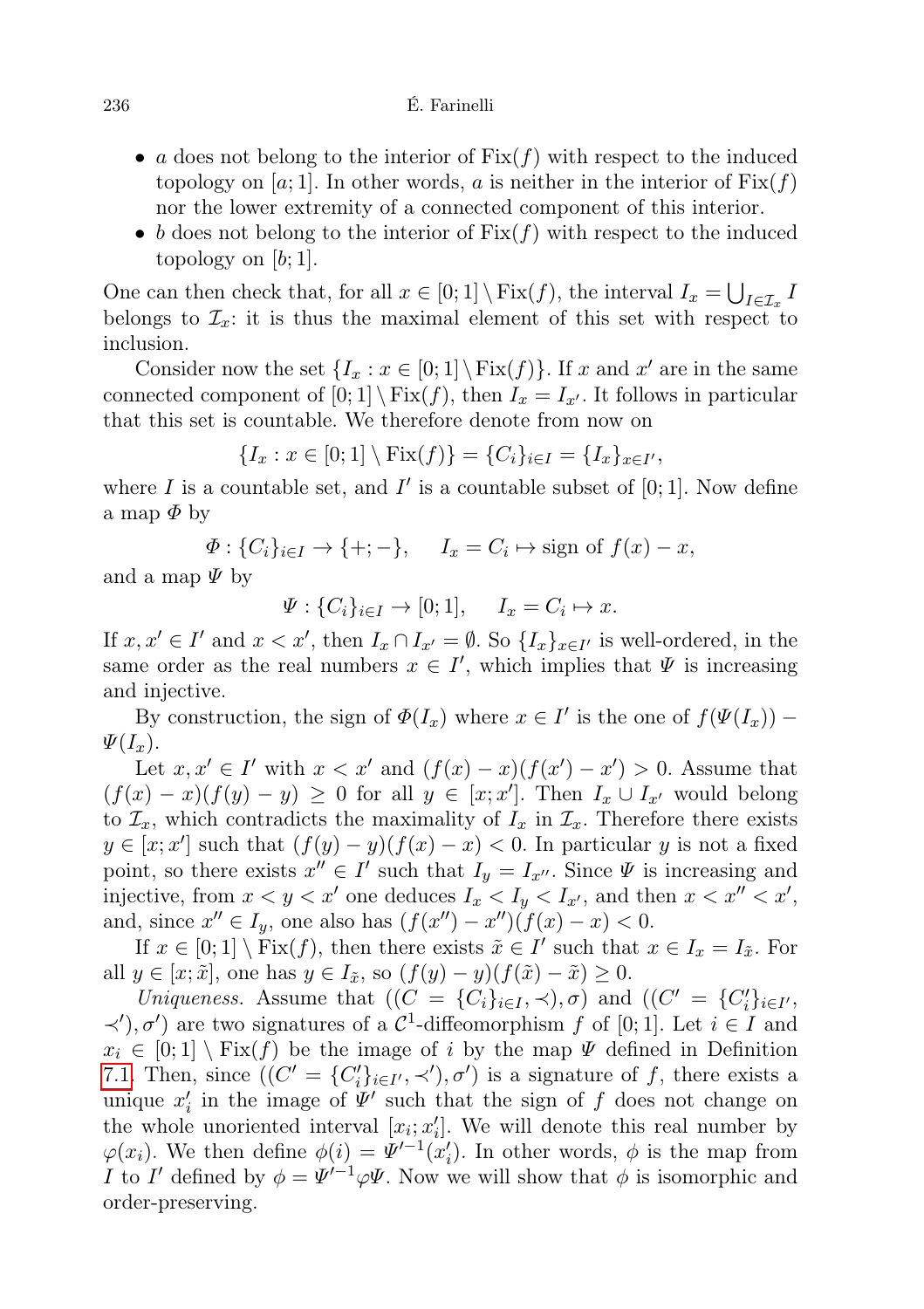- $a$ does not belong to the interior of $\mathrm{Fix}(f)$ with respect to the induced topology on $[a;1]$. In other words, $a$ is neither in the interior of $\mathrm{Fix}(f)$ nor the lower extremity of a connected component of this interior.
- $b$ does not belong to the interior of $\mathrm{Fix}(f)$ with respect to the induced topology on $[b;1]$.

One can then check that, for all $x \in [0;1] \setminus \mathrm{Fix}(f)$, the interval $I_x = \bigcup_{I \in \mathcal{I}_x} I$ belongs to $\mathcal{I}_x$: it is thus the maximal element of this set with respect to inclusion.

Consider now the set $\{I_x : x \in [0;1] \setminus \mathrm{Fix}(f)\}$. If $x$ and $x'$ are in the same connected component of $[0;1] \setminus \mathrm{Fix}(f)$, then $I_x = I_{x'}$. It follows in particular that this set is countable. We therefore denote from now on

$$\{I_x : x \in [0;1] \setminus \mathrm{Fix}(f)\} = \{C_i\}_{i \in I} = \{I_x\}_{x \in I'},$$

where $I$ is a countable set, and $I'$ is a countable subset of $[0;1]$. Now define a map $\Phi$ by

$$\Phi : \{C_i\}_{i \in I} \to \{+;-\}, \quad I_x = C_i \mapsto \text{sign of } f(x) - x,$$

and a map $\Psi$ by

$$\Psi : \{C_i\}_{i \in I} \to [0;1], \quad I_x = C_i \mapsto x.$$

If $x, x' \in I'$ and $x < x'$, then $I_x \cap I_{x'} = \emptyset$. So $\{I_x\}_{x \in I'}$ is well-ordered, in the same order as the real numbers $x \in I'$, which implies that $\Psi$ is increasing and injective.

By construction, the sign of $\Phi(I_x)$ where $x \in I'$ is the one of $f(\Psi(I_x)) - \Psi(I_x)$.

Let $x, x' \in I'$ with $x < x'$ and $(f(x) - x)(f(x') - x') > 0$. Assume that $(f(x) - x)(f(y) - y) \geq 0$ for all $y \in [x;x']$. Then $I_x \cup I_{x'}$ would belong to $\mathcal{I}_x$, which contradicts the maximality of $I_x$ in $\mathcal{I}_x$. Therefore there exists $y \in [x;x']$ such that $(f(y) - y)(f(x) - x) < 0$. In particular $y$ is not a fixed point, so there exists $x'' \in I'$ such that $I_y = I_{x''}$. Since $\Psi$ is increasing and injective, from $x < y < x'$ one deduces $I_x < I_y < I_{x'}$, and then $x < x'' < x'$, and, since $x'' \in I_y$, one also has $(f(x'') - x'')(f(x) - x) < 0$.

If $x \in [0;1] \setminus \mathrm{Fix}(f)$, then there exists $\tilde{x} \in I'$ such that $x \in I_x = I_{\tilde{x}}$. For all $y \in [x;\tilde{x}]$, one has $y \in I_{\tilde{x}}$, so $(f(y) - y)(f(\tilde{x}) - \tilde{x}) \geq 0$.

*Uniqueness.* Assume that $((C = \{C_i\}_{i \in I}, \prec), \sigma)$ and $((C' = \{C'_i\}_{i \in I'}, \prec'), \sigma')$ are two signatures of a $\mathcal{C}^1$-diffeomorphism $f$ of $[0;1]$. Let $i \in I$ and $x_i \in [0;1] \setminus \mathrm{Fix}(f)$ be the image of $i$ by the map $\Psi$ defined in Definition 7.1. Then, since $((C' = \{C'_i\}_{i \in I'}, \prec'), \sigma')$ is a signature of $f$, there exists a unique $x'_i$ in the image of $\Psi'$ such that the sign of $f$ does not change on the whole unoriented interval $[x_i; x'_i]$. We will denote this real number by $\varphi(x_i)$. We then define $\phi(i) = \Psi'^{-1}(x'_i)$. In other words, $\phi$ is the map from $I$ to $I'$ defined by $\phi = \Psi'^{-1} \varphi \Psi$. Now we will show that $\phi$ is isomorphic and order-preserving.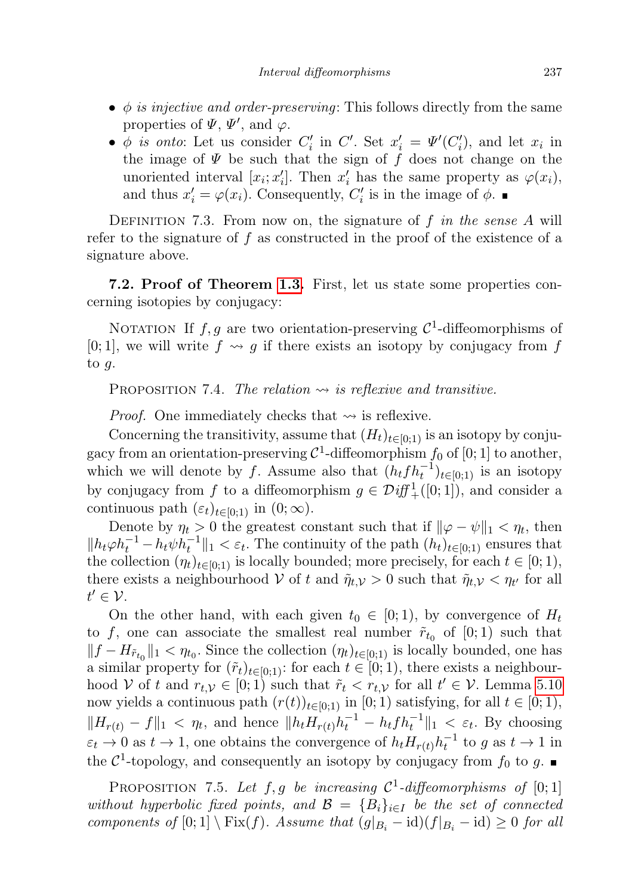- $\phi$ *is injective and order-preserving*: This follows directly from the same properties of $\Psi$, $\Psi'$, and $\varphi$.
- $\phi$ *is onto*: Let us consider $C'_i$ in $C'$. Set $x'_i = \Psi'(C'_i)$, and let $x_i$ in the image of $\Psi$ be such that the sign of $f$ does not change on the unoriented interval $[x_i; x'_i]$. Then $x'_i$ has the same property as $\varphi(x_i)$, and thus $x'_i = \varphi(x_i)$. Consequently, $C'_i$ is in the image of $\phi$. ∎

Definition 7.3. From now on, the signature of $f$ *in the sense A* will refer to the signature of $f$ as constructed in the proof of the existence of a signature above.

**7.2. Proof of Theorem 1.3.** First, let us state some properties concerning isotopies by conjugacy:

Notation If $f, g$ are two orientation-preserving $\mathcal{C}^1$-diffeomorphisms of $[0; 1]$, we will write $f \rightsquigarrow g$ if there exists an isotopy by conjugacy from $f$ to $g$.

Proposition 7.4. *The relation $\rightsquigarrow$ is reflexive and transitive.*

*Proof.* One immediately checks that $\rightsquigarrow$ is reflexive.

Concerning the transitivity, assume that $(H_t)_{t\in[0;1)}$ is an isotopy by conjugacy from an orientation-preserving $\mathcal{C}^1$-diffeomorphism $f_0$ of $[0; 1]$ to another, which we will denote by $f$. Assume also that $(h_t f h_t^{-1})_{t\in[0;1)}$ is an isotopy by conjugacy from $f$ to a diffeomorphism $g \in \mathcal{D}iff^1_+([0; 1])$, and consider a continuous path $(\varepsilon_t)_{t\in[0;1)}$ in $(0; \infty)$.

Denote by $\eta_t > 0$ the greatest constant such that if $\|\varphi - \psi\|_1 < \eta_t$, then $\|h_t \varphi h_t^{-1} - h_t \psi h_t^{-1}\|_1 < \varepsilon_t$. The continuity of the path $(h_t)_{t\in[0;1)}$ ensures that the collection $(\eta_t)_{t\in[0;1)}$ is locally bounded; more precisely, for each $t \in [0; 1)$, there exists a neighbourhood $\mathcal{V}$ of $t$ and $\tilde{\eta}_{t,\mathcal{V}} > 0$ such that $\tilde{\eta}_{t,\mathcal{V}} < \eta_{t'}$ for all $t' \in \mathcal{V}$.

On the other hand, with each given $t_0 \in [0; 1)$, by convergence of $H_t$ to $f$, one can associate the smallest real number $\tilde{r}_{t_0}$ of $[0; 1)$ such that $\|f - H_{\tilde{r}_{t_0}}\|_1 < \eta_{t_0}$. Since the collection $(\eta_t)_{t\in[0;1)}$ is locally bounded, one has a similar property for $(\tilde{r}_t)_{t\in[0;1)}$: for each $t \in [0; 1)$, there exists a neighbourhood $\mathcal{V}$ of $t$ and $r_{t,\mathcal{V}} \in [0; 1)$ such that $\tilde{r}_t < r_{t,\mathcal{V}}$ for all $t' \in \mathcal{V}$. Lemma 5.10 now yields a continuous path $(r(t))_{t\in[0;1)}$ in $[0; 1)$ satisfying, for all $t \in [0; 1)$, $\|H_{r(t)} - f\|_1 < \eta_t$, and hence $\|h_t H_{r(t)} h_t^{-1} - h_t f h_t^{-1}\|_1 < \varepsilon_t$. By choosing $\varepsilon_t \to 0$ as $t \to 1$, one obtains the convergence of $h_t H_{r(t)} h_t^{-1}$ to $g$ as $t \to 1$ in the $\mathcal{C}^1$-topology, and consequently an isotopy by conjugacy from $f_0$ to $g$. ∎

Proposition 7.5. *Let $f, g$ be increasing $\mathcal{C}^1$-diffeomorphisms of $[0; 1]$ without hyperbolic fixed points, and $\mathcal{B} = \{B_i\}_{i\in I}$ be the set of connected components of $[0; 1] \setminus \mathrm{Fix}(f)$. Assume that $(g|_{B_i} - \mathrm{id})(f|_{B_i} - \mathrm{id}) \geq 0$ for all*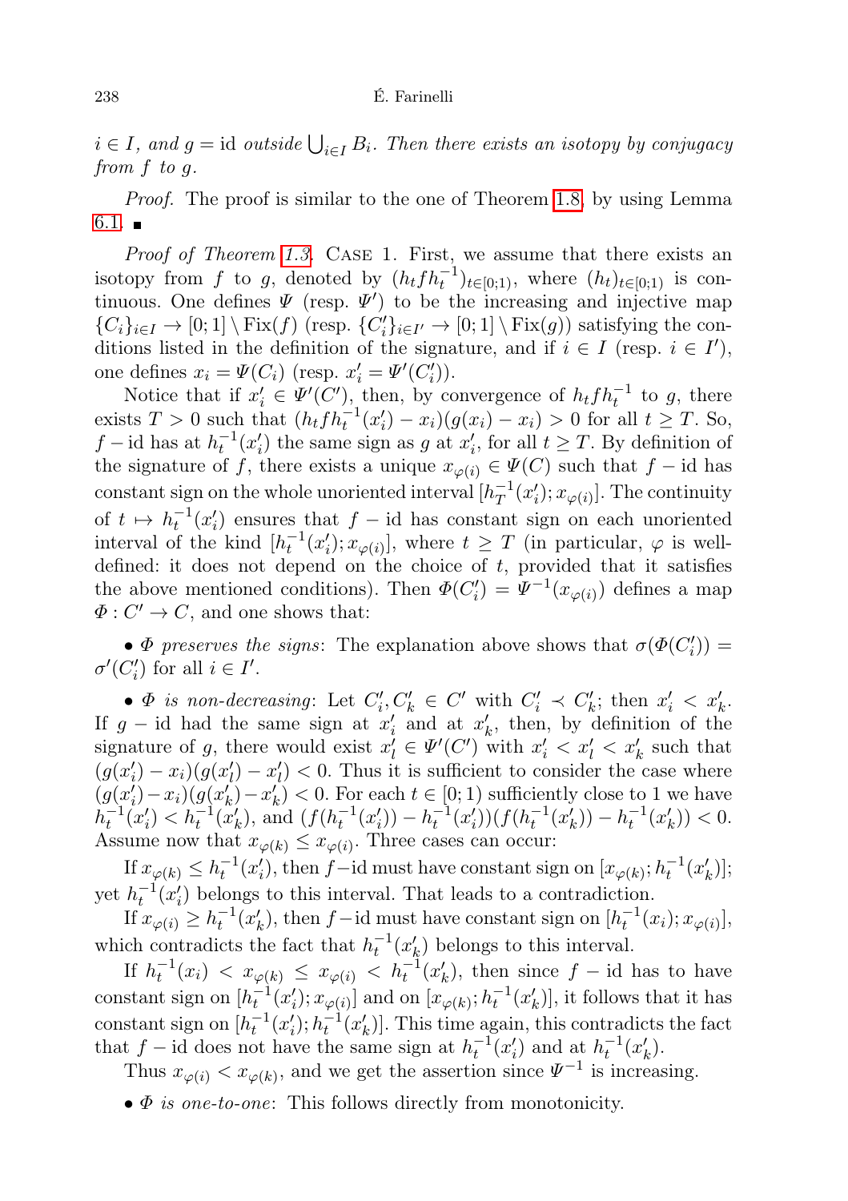$i \in I$, *and* $g = \mathrm{id}$ *outside* $\bigcup_{i\in I} B_i$. *Then there exists an isotopy by conjugacy from* $f$ *to* $g$.

*Proof.* The proof is similar to the one of Theorem 1.8, by using Lemma 6.1. ∎

*Proof of Theorem 1.3.* Case 1. First, we assume that there exists an isotopy from $f$ to $g$, denoted by $(h_t f h_t^{-1})_{t\in[0;1)}$, where $(h_t)_{t\in[0;1)}$ is continuous. One defines $\Psi$ (resp. $\Psi'$) to be the increasing and injective map $\{C_i\}_{i\in I} \to [0;1]\setminus \mathrm{Fix}(f)$ (resp. $\{C_i'\}_{i\in I'} \to [0;1]\setminus \mathrm{Fix}(g)$) satisfying the conditions listed in the definition of the signature, and if $i \in I$ (resp. $i \in I'$), one defines $x_i = \Psi(C_i)$ (resp. $x_i' = \Psi'(C_i')$).

Notice that if $x_i' \in \Psi'(C')$, then, by convergence of $h_t f h_t^{-1}$ to $g$, there exists $T > 0$ such that $(h_t f h_t^{-1}(x_i') - x_i)(g(x_i) - x_i) > 0$ for all $t \geq T$. So, $f - \mathrm{id}$ has at $h_t^{-1}(x_i')$ the same sign as $g$ at $x_i'$, for all $t \geq T$. By definition of the signature of $f$, there exists a unique $x_{\varphi(i)} \in \Psi(C)$ such that $f - \mathrm{id}$ has constant sign on the whole unoriented interval $[h_T^{-1}(x_i'); x_{\varphi(i)}]$. The continuity of $t \mapsto h_t^{-1}(x_i')$ ensures that $f - \mathrm{id}$ has constant sign on each unoriented interval of the kind $[h_t^{-1}(x_i'); x_{\varphi(i)}]$, where $t \geq T$ (in particular, $\varphi$ is well-defined: it does not depend on the choice of $t$, provided that it satisfies the above mentioned conditions). Then $\Phi(C_i') = \Psi^{-1}(x_{\varphi(i)})$ defines a map $\Phi : C' \to C$, and one shows that:

- $\Phi$ *preserves the signs*: The explanation above shows that $\sigma(\Phi(C_i')) = \sigma'(C_i')$ for all $i \in I'$.

- $\Phi$ *is non-decreasing*: Let $C_i', C_k' \in C'$ with $C_i' \prec C_k'$; then $x_i' < x_k'$. If $g - \mathrm{id}$ had the same sign at $x_i'$ and at $x_k'$, then, by definition of the signature of $g$, there would exist $x_l' \in \Psi'(C')$ with $x_i' < x_l' < x_k'$ such that $(g(x_i') - x_i)(g(x_l') - x_l') < 0$. Thus it is sufficient to consider the case where $(g(x_i') - x_i)(g(x_k') - x_k') < 0$. For each $t \in [0;1)$ sufficiently close to 1 we have $h_t^{-1}(x_i') < h_t^{-1}(x_k')$, and $(f(h_t^{-1}(x_i')) - h_t^{-1}(x_i'))(f(h_t^{-1}(x_k')) - h_t^{-1}(x_k')) < 0$. Assume now that $x_{\varphi(k)} \leq x_{\varphi(i)}$. Three cases can occur:

  If $x_{\varphi(k)} \leq h_t^{-1}(x_i')$, then $f - \mathrm{id}$ must have constant sign on $[x_{\varphi(k)}; h_t^{-1}(x_k')]$; yet $h_t^{-1}(x_i')$ belongs to this interval. That leads to a contradiction.

  If $x_{\varphi(i)} \geq h_t^{-1}(x_k')$, then $f - \mathrm{id}$ must have constant sign on $[h_t^{-1}(x_i); x_{\varphi(i)}]$, which contradicts the fact that $h_t^{-1}(x_k')$ belongs to this interval.

  If $h_t^{-1}(x_i) < x_{\varphi(k)} \leq x_{\varphi(i)} < h_t^{-1}(x_k')$, then since $f - \mathrm{id}$ has to have constant sign on $[h_t^{-1}(x_i'); x_{\varphi(i)}]$ and on $[x_{\varphi(k)}; h_t^{-1}(x_k')]$, it follows that it has constant sign on $[h_t^{-1}(x_i'); h_t^{-1}(x_k')]$. This time again, this contradicts the fact that $f - \mathrm{id}$ does not have the same sign at $h_t^{-1}(x_i')$ and at $h_t^{-1}(x_k')$.

  Thus $x_{\varphi(i)} < x_{\varphi(k)}$, and we get the assertion since $\Psi^{-1}$ is increasing.

- $\Phi$ *is one-to-one*: This follows directly from monotonicity.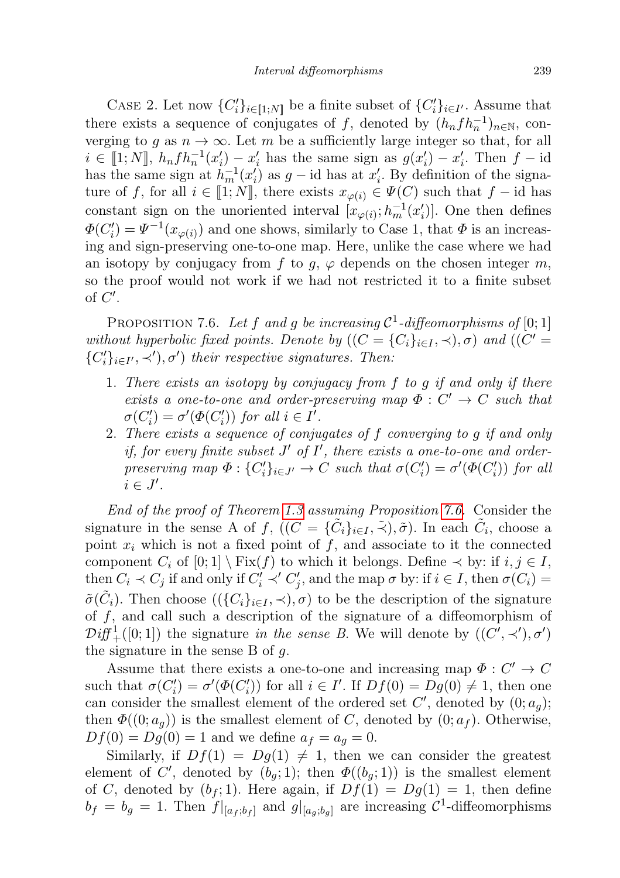Case 2. Let now $\{C'_i\}_{i\in[\![1;N]\!]}$ be a finite subset of $\{C'_i\}_{i\in I'}$. Assume that there exists a sequence of conjugates of $f$, denoted by $(h_n f h_n^{-1})_{n\in\mathbb{N}}$, converging to $g$ as $n\to\infty$. Let $m$ be a sufficiently large integer so that, for all $i\in[\![1;N]\!]$, $h_n f h_n^{-1}(x'_i) - x'_i$ has the same sign as $g(x'_i) - x'_i$. Then $f - \mathrm{id}$ has the same sign at $h_m^{-1}(x'_i)$ as $g - \mathrm{id}$ has at $x'_i$. By definition of the signature of $f$, for all $i\in[\![1;N]\!]$, there exists $x_{\varphi(i)}\in\Psi(C)$ such that $f - \mathrm{id}$ has constant sign on the unoriented interval $[x_{\varphi(i)}; h_m^{-1}(x'_i)]$. One then defines $\Phi(C'_i) = \Psi^{-1}(x_{\varphi(i)})$ and one shows, similarly to Case 1, that $\Phi$ is an increasing and sign-preserving one-to-one map. Here, unlike the case where we had an isotopy by conjugacy from $f$ to $g$, $\varphi$ depends on the chosen integer $m$, so the proof would not work if we had not restricted it to a finite subset of $C'$.

Proposition 7.6. *Let $f$ and $g$ be increasing $\mathcal{C}^1$-diffeomorphisms of $[0;1]$ without hyperbolic fixed points. Denote by $((C=\{C_i\}_{i\in I},\prec),\sigma)$ and $((C'=\{C'_i\}_{i\in I'},\prec'),\sigma')$ their respective signatures. Then:*

1. *There exists an isotopy by conjugacy from $f$ to $g$ if and only if there exists a one-to-one and order-preserving map $\Phi: C'\to C$ such that $\sigma(C'_i) = \sigma'(\Phi(C'_i))$ for all $i\in I'$.*
2. *There exists a sequence of conjugates of $f$ converging to $g$ if and only if, for every finite subset $J'$ of $I'$, there exists a one-to-one and order-preserving map $\Phi:\{C'_i\}_{i\in J'}\to C$ such that $\sigma(C'_i)=\sigma'(\Phi(C'_i))$ for all $i\in J'$.*

*End of the proof of Theorem 1.3 assuming Proposition 7.6.* Consider the signature in the sense A of $f$, $((C=\{\tilde{C}_i\}_{i\in I},\tilde{\prec}),\tilde{\sigma})$. In each $\tilde{C}_i$, choose a point $x_i$ which is not a fixed point of $f$, and associate to it the connected component $C_i$ of $[0;1]\setminus \mathrm{Fix}(f)$ to which it belongs. Define $\prec$ by: if $i,j\in I$, then $C_i\prec C_j$ if and only if $C'_i \prec' C'_j$, and the map $\sigma$ by: if $i\in I$, then $\sigma(C_i) = \tilde{\sigma}(\tilde{C}_i)$. Then choose $((\{C_i\}_{i\in I},\prec),\sigma)$ to be the description of the signature of $f$, and call such a description of the signature of a diffeomorphism of $\mathcal{D}i\!f\!f^1_+([0;1])$ the signature *in the sense B*. We will denote by $((C',\prec'),\sigma')$ the signature in the sense B of $g$.

Assume that there exists a one-to-one and increasing map $\Phi: C'\to C$ such that $\sigma(C'_i)=\sigma'(\Phi(C'_i))$ for all $i\in I'$. If $Df(0)=Dg(0)\neq 1$, then one can consider the smallest element of the ordered set $C'$, denoted by $(0;a_g)$; then $\Phi((0;a_g))$ is the smallest element of $C$, denoted by $(0;a_f)$. Otherwise, $Df(0)=Dg(0)=1$ and we define $a_f=a_g=0$.

Similarly, if $Df(1)=Dg(1)\neq 1$, then we can consider the greatest element of $C'$, denoted by $(b_g;1)$; then $\Phi((b_g;1))$ is the smallest element of $C$, denoted by $(b_f;1)$. Here again, if $Df(1)=Dg(1)=1$, then define $b_f=b_g=1$. Then $f|_{[a_f;b_f]}$ and $g|_{[a_g;b_g]}$ are increasing $\mathcal{C}^1$-diffeomorphisms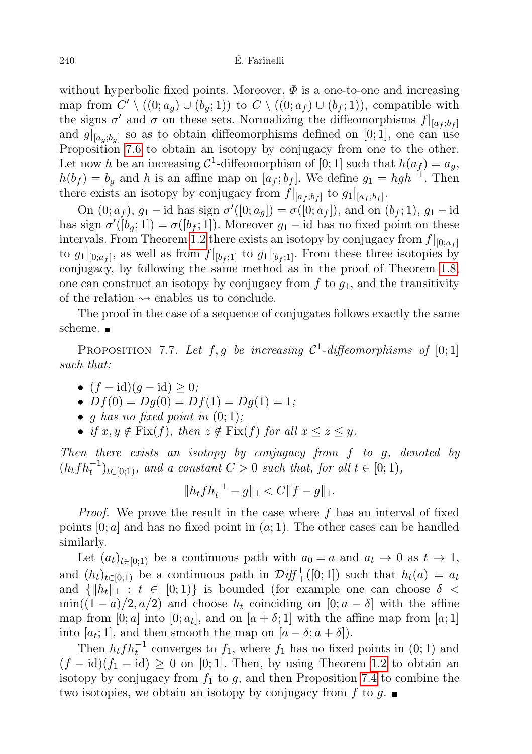without hyperbolic fixed points. Moreover, $\Phi$ is a one-to-one and increasing map from $C' \setminus ((0;a_g) \cup (b_g;1))$ to $C \setminus ((0;a_f) \cup (b_f;1))$, compatible with the signs $\sigma'$ and $\sigma$ on these sets. Normalizing the diffeomorphisms $f|_{[a_f;b_f]}$ and $g|_{[a_g;b_g]}$ so as to obtain diffeomorphisms defined on $[0;1]$, one can use Proposition 7.6 to obtain an isotopy by conjugacy from one to the other. Let now $h$ be an increasing $\mathcal{C}^1$-diffeomorphism of $[0;1]$ such that $h(a_f) = a_g$, $h(b_f) = b_g$ and $h$ is an affine map on $[a_f;b_f]$. We define $g_1 = hgh^{-1}$. Then there exists an isotopy by conjugacy from $f|_{[a_f;b_f]}$ to $g_1|_{[a_f;b_f]}$.

On $(0;a_f)$, $g_1 - \mathrm{id}$ has sign $\sigma'([0;a_g]) = \sigma([0;a_f])$, and on $(b_f;1)$, $g_1 - \mathrm{id}$ has sign $\sigma'([b_g;1]) = \sigma([b_f;1])$. Moreover $g_1 - \mathrm{id}$ has no fixed point on these intervals. From Theorem 1.2 there exists an isotopy by conjugacy from $f|_{[0;a_f]}$ to $g_1|_{[0;a_f]}$, as well as from $f|_{[b_f;1]}$ to $g_1|_{[b_f;1]}$. From these three isotopies by conjugacy, by following the same method as in the proof of Theorem 1.8, one can construct an isotopy by conjugacy from $f$ to $g_1$, and the transitivity of the relation $\rightsquigarrow$ enables us to conclude.

The proof in the case of a sequence of conjugates follows exactly the same scheme. ∎

Proposition 7.7. *Let $f, g$ be increasing $\mathcal{C}^1$-diffeomorphisms of $[0;1]$ such that:*

- $(f - \mathrm{id})(g - \mathrm{id}) \geq 0$;
- $Df(0) = Dg(0) = Df(1) = Dg(1) = 1$;
- *$g$ has no fixed point in $(0;1)$;*
- *if $x, y \notin \mathrm{Fix}(f)$, then $z \notin \mathrm{Fix}(f)$ for all $x \leq z \leq y$.*

*Then there exists an isotopy by conjugacy from $f$ to $g$, denoted by $(h_t f h_t^{-1})_{t\in[0;1)}$, and a constant $C > 0$ such that, for all $t \in [0;1)$,*

$$\|h_t f h_t^{-1} - g\|_1 < C\|f - g\|_1.$$

*Proof.* We prove the result in the case where $f$ has an interval of fixed points $[0;a]$ and has no fixed point in $(a;1)$. The other cases can be handled similarly.

Let $(a_t)_{t\in[0;1)}$ be a continuous path with $a_0 = a$ and $a_t \to 0$ as $t \to 1$, and $(h_t)_{t\in[0;1)}$ be a continuous path in $\mathcal{D}\mathit{iff}^1_+([0;1])$ such that $h_t(a) = a_t$ and $\{\|h_t\|_1 : t \in [0;1)\}$ is bounded (for example one can choose $\delta < \min((1-a)/2, a/2)$ and choose $h_t$ coinciding on $[0;a-\delta]$ with the affine map from $[0;a]$ into $[0;a_t]$, and on $[a+\delta;1]$ with the affine map from $[a;1]$ into $[a_t;1]$, and then smooth the map on $[a-\delta;a+\delta]$).

Then $h_t f h_t^{-1}$ converges to $f_1$, where $f_1$ has no fixed points in $(0;1)$ and $(f - \mathrm{id})(f_1 - \mathrm{id}) \geq 0$ on $[0;1]$. Then, by using Theorem 1.2 to obtain an isotopy by conjugacy from $f_1$ to $g$, and then Proposition 7.4 to combine the two isotopies, we obtain an isotopy by conjugacy from $f$ to $g$. ∎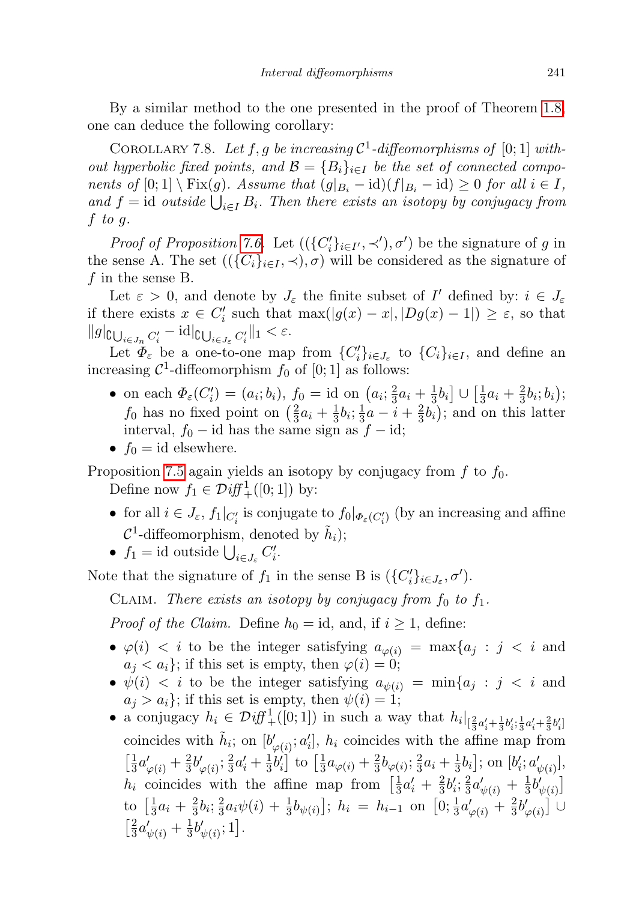By a similar method to the one presented in the proof of Theorem 1.8, one can deduce the following corollary:

Corollary 7.8. *Let $f, g$ be increasing $\mathcal{C}^1$-diffeomorphisms of $[0;1]$ without hyperbolic fixed points, and $\mathcal{B} = \{B_i\}_{i\in I}$ be the set of connected components of $[0;1] \setminus \mathrm{Fix}(g)$. Assume that $(g|_{B_i} - \mathrm{id})(f|_{B_i} - \mathrm{id}) \geq 0$ for all $i \in I$, and $f = \mathrm{id}$ outside $\bigcup_{i\in I} B_i$. Then there exists an isotopy by conjugacy from $f$ to $g$.*

*Proof of Proposition 7.6.* Let $((\{C_i'\}_{i\in I'}, \prec'), \sigma')$ be the signature of $g$ in the sense A. The set $((\{C_i\}_{i\in I}, \prec), \sigma)$ will be considered as the signature of $f$ in the sense B.

Let $\varepsilon > 0$, and denote by $J_\varepsilon$ the finite subset of $I'$ defined by: $i \in J_\varepsilon$ if there exists $x \in C_i'$ such that $\max(|g(x) - x|, |Dg(x) - 1|) \geq \varepsilon$, so that $\|g|_{\complement \bigcup_{i\in J_n} C_i'} - \mathrm{id}|_{\complement \bigcup_{i\in J_\varepsilon} C_i'}\|_1 < \varepsilon$.

Let $\Phi_\varepsilon$ be a one-to-one map from $\{C_i'\}_{i\in J_\varepsilon}$ to $\{C_i\}_{i\in I}$, and define an increasing $\mathcal{C}^1$-diffeomorphism $f_0$ of $[0;1]$ as follows:

- on each $\Phi_\varepsilon(C_i') = (a_i; b_i)$, $f_0 = \mathrm{id}$ on $\left(a_i; \frac{2}{3}a_i + \frac{1}{3}b_i\right] \cup \left[\frac{1}{3}a_i + \frac{2}{3}b_i; b_i\right)$; $f_0$ has no fixed point on $\left(\frac{2}{3}a_i + \frac{1}{3}b_i; \frac{1}{3}a - i + \frac{2}{3}b_i\right)$; and on this latter interval, $f_0 - \mathrm{id}$ has the same sign as $f - \mathrm{id}$;
- $f_0 = \mathrm{id}$ elsewhere.

Proposition 7.5 again yields an isotopy by conjugacy from $f$ to $f_0$.

Define now $f_1 \in \mathcal{D}\mathit{iff}^{\,1}_+([0;1])$ by:

- for all $i \in J_\varepsilon$, $f_1|_{C_i'}$ is conjugate to $f_0|_{\Phi_\varepsilon(C_i')}$ (by an increasing and affine $\mathcal{C}^1$-diffeomorphism, denoted by $\tilde{h}_i$);
- $f_1 = \mathrm{id}$ outside $\bigcup_{i\in J_\varepsilon} C_i'$.

Note that the signature of $f_1$ in the sense B is $(\{C_i'\}_{i\in J_\varepsilon}, \sigma')$.

Claim. *There exists an isotopy by conjugacy from $f_0$ to $f_1$.*

*Proof of the Claim.* Define $h_0 = \mathrm{id}$, and, if $i \geq 1$, define:

- $\varphi(i) < i$ to be the integer satisfying $a_{\varphi(i)} = \max\{a_j : j < i$ and $a_j < a_i\}$; if this set is empty, then $\varphi(i) = 0$;
- $\psi(i) < i$ to be the integer satisfying $a_{\psi(i)} = \min\{a_j : j < i$ and $a_j > a_i\}$; if this set is empty, then $\psi(i) = 1$;
- a conjugacy $h_i \in \mathcal{D}\mathit{iff}^{\,1}_+([0;1])$ in such a way that $h_i|_{[\frac{2}{3}a_i' + \frac{1}{3}b_i'; \frac{1}{3}a_i' + \frac{2}{3}b_i']}$ coincides with $\tilde{h}_i$; on $[b_{\varphi(i)}'; a_i']$, $h_i$ coincides with the affine map from $\left[\frac{1}{3}a_{\varphi(i)}' + \frac{2}{3}b_{\varphi(i)}'; \frac{2}{3}a_i' + \frac{1}{3}b_i'\right]$ to $\left[\frac{1}{3}a_{\varphi(i)} + \frac{2}{3}b_{\varphi(i)}; \frac{2}{3}a_i + \frac{1}{3}b_i\right]$; on $[b_i'; a_{\psi(i)}']$, $h_i$ coincides with the affine map from $\left[\frac{1}{3}a_i' + \frac{2}{3}b_i'; \frac{2}{3}a_{\psi(i)}' + \frac{1}{3}b_{\psi(i)}'\right]$ to $\left[\frac{1}{3}a_i + \frac{2}{3}b_i; \frac{2}{3}a_i\psi(i) + \frac{1}{3}b_{\psi(i)}\right]$; $h_i = h_{i-1}$ on $\left[0; \frac{1}{3}a_{\varphi(i)}' + \frac{2}{3}b_{\varphi(i)}'\right] \cup \left[\frac{2}{3}a_{\psi(i)}' + \frac{1}{3}b_{\psi(i)}'; 1\right]$.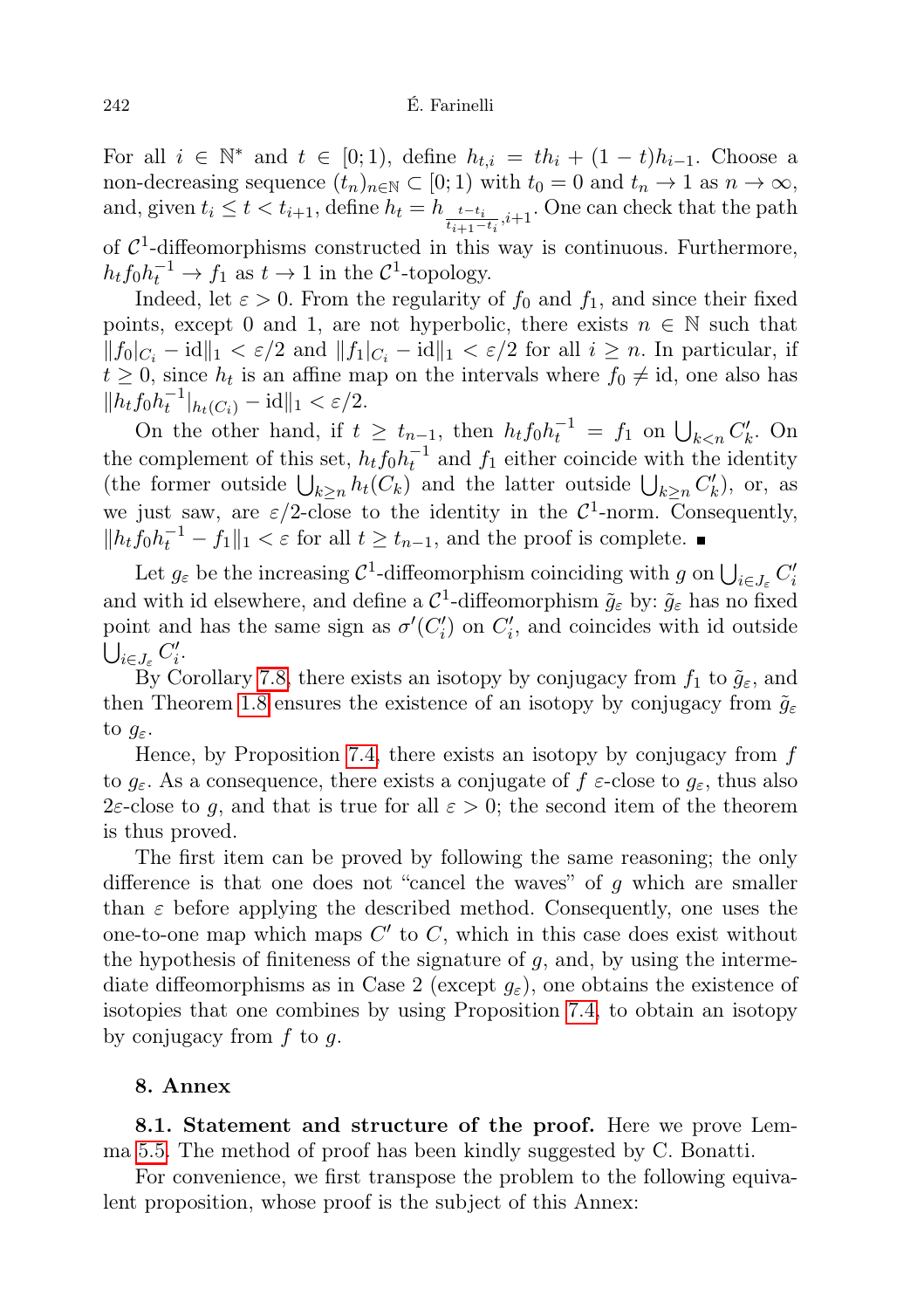For all $i \in \mathbb{N}^*$ and $t \in [0;1)$, define $h_{t,i} = th_i + (1-t)h_{i-1}$. Choose a non-decreasing sequence $(t_n)_{n\in\mathbb{N}} \subset [0;1)$ with $t_0 = 0$ and $t_n \to 1$ as $n \to \infty$, and, given $t_i \leq t < t_{i+1}$, define $h_t = h_{\frac{t-t_i}{t_{i+1}-t_i},i+1}$. One can check that the path of $\mathcal{C}^1$-diffeomorphisms constructed in this way is continuous. Furthermore, $h_t f_0 h_t^{-1} \to f_1$ as $t \to 1$ in the $\mathcal{C}^1$-topology.

Indeed, let $\varepsilon > 0$. From the regularity of $f_0$ and $f_1$, and since their fixed points, except 0 and 1, are not hyperbolic, there exists $n \in \mathbb{N}$ such that $\|f_0|_{C_i} - \mathrm{id}\|_1 < \varepsilon/2$ and $\|f_1|_{C_i} - \mathrm{id}\|_1 < \varepsilon/2$ for all $i \geq n$. In particular, if $t \geq 0$, since $h_t$ is an affine map on the intervals where $f_0 \neq \mathrm{id}$, one also has $\|h_t f_0 h_t^{-1}|_{h_t(C_i)} - \mathrm{id}\|_1 < \varepsilon/2$.

On the other hand, if $t \geq t_{n-1}$, then $h_t f_0 h_t^{-1} = f_1$ on $\bigcup_{k<n} C'_k$. On the complement of this set, $h_t f_0 h_t^{-1}$ and $f_1$ either coincide with the identity (the former outside $\bigcup_{k\geq n} h_t(C_k)$ and the latter outside $\bigcup_{k\geq n} C'_k$), or, as we just saw, are $\varepsilon/2$-close to the identity in the $\mathcal{C}^1$-norm. Consequently, $\|h_t f_0 h_t^{-1} - f_1\|_1 < \varepsilon$ for all $t \geq t_{n-1}$, and the proof is complete. ∎

Let $g_\varepsilon$ be the increasing $\mathcal{C}^1$-diffeomorphism coinciding with $g$ on $\bigcup_{i\in J_\varepsilon} C'_i$ and with id elsewhere, and define a $\mathcal{C}^1$-diffeomorphism $\tilde{g}_\varepsilon$ by: $\tilde{g}_\varepsilon$ has no fixed point and has the same sign as $\sigma'(C'_i)$ on $C'_i$, and coincides with id outside $\bigcup_{i\in J_\varepsilon} C'_i$.

By Corollary 7.8, there exists an isotopy by conjugacy from $f_1$ to $\tilde{g}_\varepsilon$, and then Theorem 1.8 ensures the existence of an isotopy by conjugacy from $\tilde{g}_\varepsilon$ to $g_\varepsilon$.

Hence, by Proposition 7.4, there exists an isotopy by conjugacy from $f$ to $g_\varepsilon$. As a consequence, there exists a conjugate of $f$ $\varepsilon$-close to $g_\varepsilon$, thus also $2\varepsilon$-close to $g$, and that is true for all $\varepsilon > 0$; the second item of the theorem is thus proved.

The first item can be proved by following the same reasoning; the only difference is that one does not "cancel the waves" of $g$ which are smaller than $\varepsilon$ before applying the described method. Consequently, one uses the one-to-one map which maps $C'$ to $C$, which in this case does exist without the hypothesis of finiteness of the signature of $g$, and, by using the intermediate diffeomorphisms as in Case 2 (except $g_\varepsilon$), one obtains the existence of isotopies that one combines by using Proposition 7.4, to obtain an isotopy by conjugacy from $f$ to $g$.

## 8. Annex

**8.1. Statement and structure of the proof.** Here we prove Lemma 5.5. The method of proof has been kindly suggested by C. Bonatti.

For convenience, we first transpose the problem to the following equivalent proposition, whose proof is the subject of this Annex: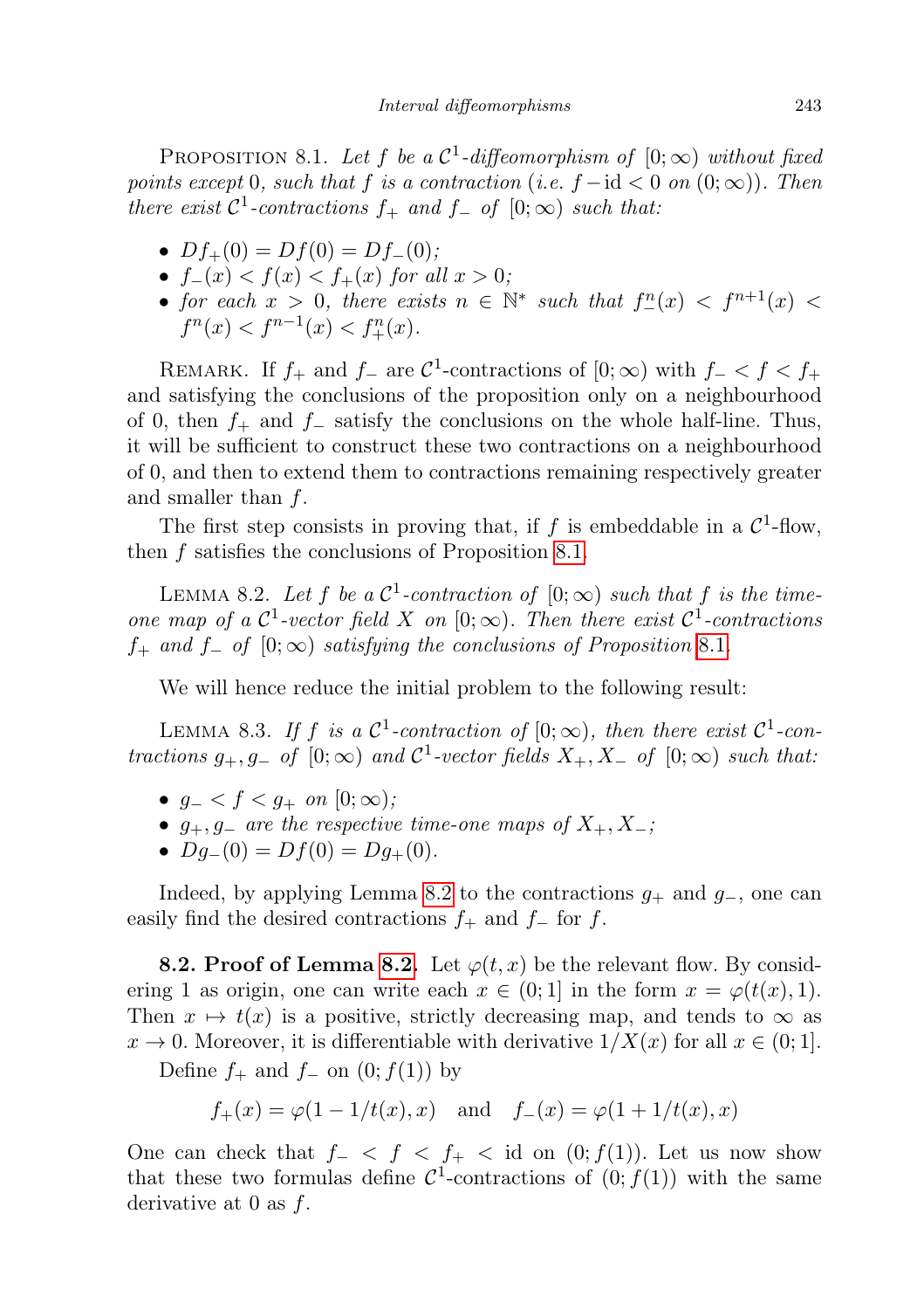PROPOSITION 8.1. *Let $f$ be a $\mathcal{C}^1$-diffeomorphism of $[0;\infty)$ without fixed points except $0$, such that $f$ is a contraction (i.e. $f - \mathrm{id} < 0$ on $(0;\infty)$). Then there exist $\mathcal{C}^1$-contractions $f_+$ and $f_-$ of $[0;\infty)$ such that:*

- *$Df_+(0) = Df(0) = Df_-(0)$;*
- *$f_-(x) < f(x) < f_+(x)$ for all $x > 0$;*
- *for each $x > 0$, there exists $n \in \mathbb{N}^*$ such that $f_-^n(x) < f^{n+1}(x) < f^n(x) < f^{n-1}(x) < f_+^n(x)$.*

REMARK. If $f_+$ and $f_-$ are $\mathcal{C}^1$-contractions of $[0;\infty)$ with $f_- < f < f_+$ and satisfying the conclusions of the proposition only on a neighbourhood of 0, then $f_+$ and $f_-$ satisfy the conclusions on the whole half-line. Thus, it will be sufficient to construct these two contractions on a neighbourhood of 0, and then to extend them to contractions remaining respectively greater and smaller than $f$.

The first step consists in proving that, if $f$ is embeddable in a $\mathcal{C}^1$-flow, then $f$ satisfies the conclusions of Proposition 8.1.

LEMMA 8.2. *Let $f$ be a $\mathcal{C}^1$-contraction of $[0;\infty)$ such that $f$ is the time-one map of a $\mathcal{C}^1$-vector field $X$ on $[0;\infty)$. Then there exist $\mathcal{C}^1$-contractions $f_+$ and $f_-$ of $[0;\infty)$ satisfying the conclusions of Proposition 8.1.*

We will hence reduce the initial problem to the following result:

LEMMA 8.3. *If $f$ is a $\mathcal{C}^1$-contraction of $[0;\infty)$, then there exist $\mathcal{C}^1$-contractions $g_+, g_-$ of $[0;\infty)$ and $\mathcal{C}^1$-vector fields $X_+, X_-$ of $[0;\infty)$ such that:*

- *$g_- < f < g_+$ on $[0;\infty)$;*
- *$g_+, g_-$ are the respective time-one maps of $X_+, X_-$;*
- *$Dg_-(0) = Df(0) = Dg_+(0)$.*

Indeed, by applying Lemma 8.2 to the contractions $g_+$ and $g_-$, one can easily find the desired contractions $f_+$ and $f_-$ for $f$.

**8.2. Proof of Lemma 8.2.** Let $\varphi(t,x)$ be the relevant flow. By considering 1 as origin, one can write each $x \in (0;1]$ in the form $x = \varphi(t(x),1)$. Then $x \mapsto t(x)$ is a positive, strictly decreasing map, and tends to $\infty$ as $x \to 0$. Moreover, it is differentiable with derivative $1/X(x)$ for all $x \in (0;1]$.

Define $f_+$ and $f_-$ on $(0;f(1))$ by

$$f_+(x) = \varphi(1 - 1/t(x), x) \quad \text{and} \quad f_-(x) = \varphi(1 + 1/t(x), x)$$

One can check that $f_- < f < f_+ < \mathrm{id}$ on $(0;f(1))$. Let us now show that these two formulas define $\mathcal{C}^1$-contractions of $(0;f(1))$ with the same derivative at 0 as $f$.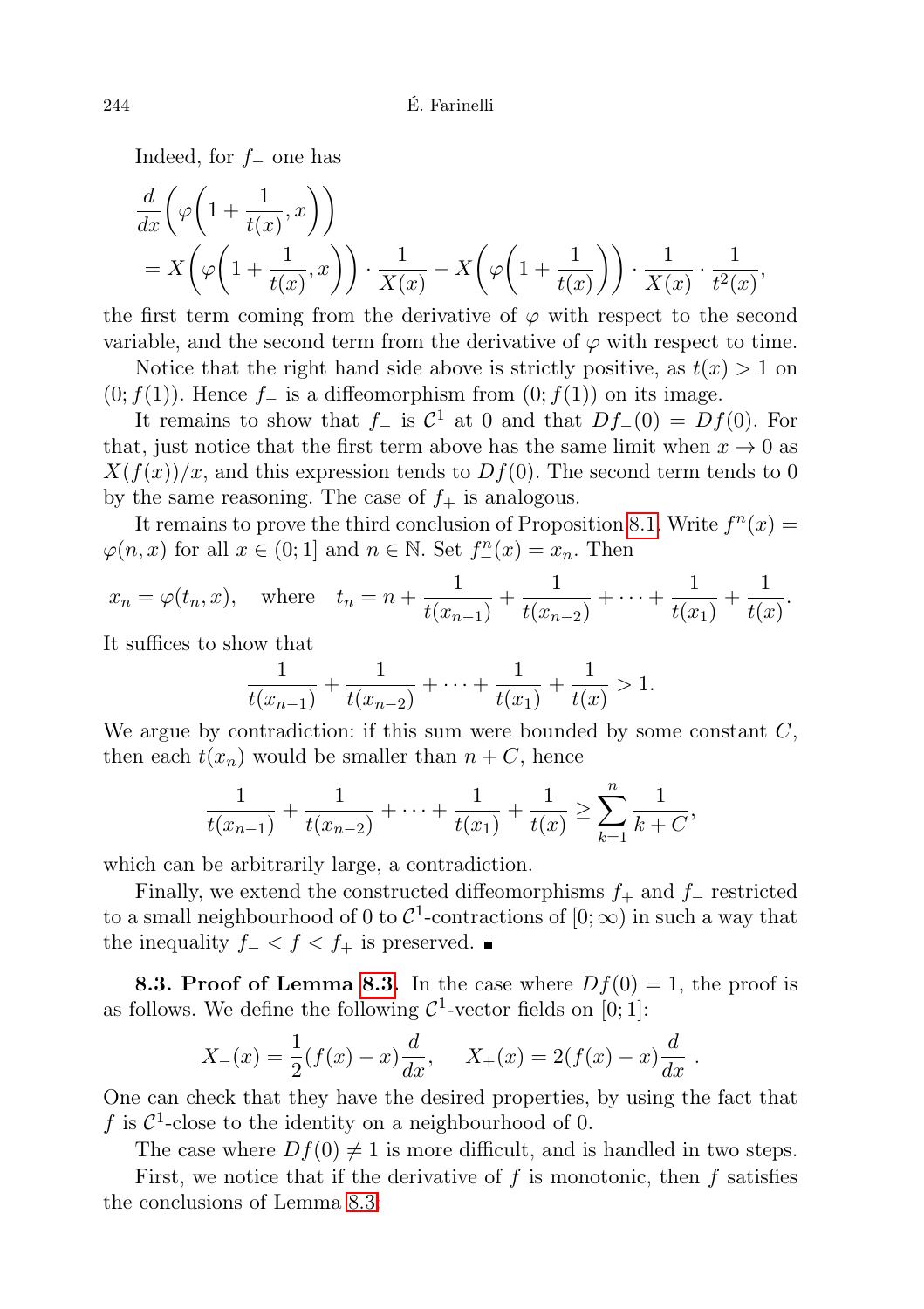Indeed, for $f_-$ one has

$$\frac{d}{dx}\left(\varphi\left(1+\frac{1}{t(x)},x\right)\right)$$
$$= X\left(\varphi\left(1+\frac{1}{t(x)},x\right)\right)\cdot\frac{1}{X(x)} - X\left(\varphi\left(1+\frac{1}{t(x)}\right)\right)\cdot\frac{1}{X(x)}\cdot\frac{1}{t^2(x)},$$

the first term coming from the derivative of $\varphi$ with respect to the second variable, and the second term from the derivative of $\varphi$ with respect to time.

Notice that the right hand side above is strictly positive, as $t(x) > 1$ on $(0; f(1))$. Hence $f_-$ is a diffeomorphism from $(0; f(1))$ on its image.

It remains to show that $f_-$ is $\mathcal{C}^1$ at 0 and that $Df_-(0) = Df(0)$. For that, just notice that the first term above has the same limit when $x \to 0$ as $X(f(x))/x$, and this expression tends to $Df(0)$. The second term tends to 0 by the same reasoning. The case of $f_+$ is analogous.

It remains to prove the third conclusion of Proposition 8.1. Write $f^n(x) = \varphi(n, x)$ for all $x \in (0; 1]$ and $n \in \mathbb{N}$. Set $f_-^n(x) = x_n$. Then

$$x_n = \varphi(t_n, x), \quad \text{where} \quad t_n = n + \frac{1}{t(x_{n-1})} + \frac{1}{t(x_{n-2})} + \cdots + \frac{1}{t(x_1)} + \frac{1}{t(x)}.$$

It suffices to show that

$$\frac{1}{t(x_{n-1})} + \frac{1}{t(x_{n-2})} + \cdots + \frac{1}{t(x_1)} + \frac{1}{t(x)} > 1.$$

We argue by contradiction: if this sum were bounded by some constant $C$, then each $t(x_n)$ would be smaller than $n + C$, hence

$$\frac{1}{t(x_{n-1})} + \frac{1}{t(x_{n-2})} + \cdots + \frac{1}{t(x_1)} + \frac{1}{t(x)} \geq \sum_{k=1}^{n} \frac{1}{k+C},$$

which can be arbitrarily large, a contradiction.

Finally, we extend the constructed diffeomorphisms $f_+$ and $f_-$ restricted to a small neighbourhood of 0 to $\mathcal{C}^1$-contractions of $[0; \infty)$ in such a way that the inequality $f_- < f < f_+$ is preserved. ∎

**8.3. Proof of Lemma 8.3.** In the case where $Df(0) = 1$, the proof is as follows. We define the following $\mathcal{C}^1$-vector fields on $[0; 1]$:

$$X_-(x) = \frac{1}{2}(f(x) - x)\frac{d}{dx}, \qquad X_+(x) = 2(f(x) - x)\frac{d}{dx}\ .$$

One can check that they have the desired properties, by using the fact that $f$ is $\mathcal{C}^1$-close to the identity on a neighbourhood of 0.

The case where $Df(0) \neq 1$ is more difficult, and is handled in two steps.

First, we notice that if the derivative of $f$ is monotonic, then $f$ satisfies the conclusions of Lemma 8.3: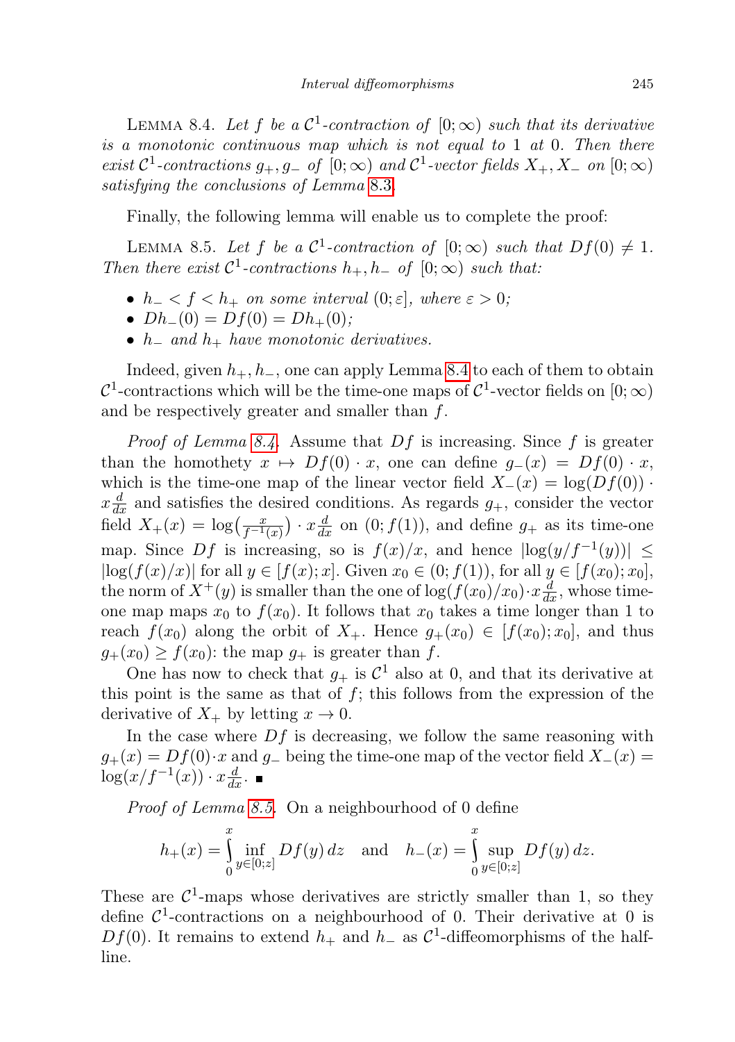LEMMA 8.4. *Let $f$ be a $\mathcal{C}^1$-contraction of $[0;\infty)$ such that its derivative is a monotonic continuous map which is not equal to 1 at 0. Then there exist $\mathcal{C}^1$-contractions $g_+, g_-$ of $[0;\infty)$ and $\mathcal{C}^1$-vector fields $X_+, X_-$ on $[0;\infty)$ satisfying the conclusions of Lemma 8.3.*

Finally, the following lemma will enable us to complete the proof:

LEMMA 8.5. *Let $f$ be a $\mathcal{C}^1$-contraction of $[0;\infty)$ such that $Df(0) \neq 1$. Then there exist $\mathcal{C}^1$-contractions $h_+, h_-$ of $[0;\infty)$ such that:*

- *$h_- < f < h_+$ on some interval $(0;\varepsilon]$, where $\varepsilon > 0$;*
- *$Dh_-(0) = Df(0) = Dh_+(0)$;*
- *$h_-$ and $h_+$ have monotonic derivatives.*

Indeed, given $h_+, h_-$, one can apply Lemma 8.4 to each of them to obtain $\mathcal{C}^1$-contractions which will be the time-one maps of $\mathcal{C}^1$-vector fields on $[0;\infty)$ and be respectively greater and smaller than $f$.

*Proof of Lemma 8.4.* Assume that $Df$ is increasing. Since $f$ is greater than the homothety $x \mapsto Df(0) \cdot x$, one can define $g_-(x) = Df(0) \cdot x$, which is the time-one map of the linear vector field $X_-(x) = \log(Df(0)) \cdot x\frac{d}{dx}$ and satisfies the desired conditions. As regards $g_+$, consider the vector field $X_+(x) = \log\big(\frac{x}{f^{-1}(x)}\big) \cdot x\frac{d}{dx}$ on $(0; f(1))$, and define $g_+$ as its time-one map. Since $Df$ is increasing, so is $f(x)/x$, and hence $|\log(y/f^{-1}(y))| \leq |\log(f(x)/x)|$ for all $y \in [f(x); x]$. Given $x_0 \in (0; f(1))$, for all $y \in [f(x_0); x_0]$, the norm of $X^+(y)$ is smaller than the one of $\log(f(x_0)/x_0) \cdot x\frac{d}{dx}$, whose time-one map maps $x_0$ to $f(x_0)$. It follows that $x_0$ takes a time longer than 1 to reach $f(x_0)$ along the orbit of $X_+$. Hence $g_+(x_0) \in [f(x_0); x_0]$, and thus $g_+(x_0) \geq f(x_0)$: the map $g_+$ is greater than $f$.

One has now to check that $g_+$ is $\mathcal{C}^1$ also at 0, and that its derivative at this point is the same as that of $f$; this follows from the expression of the derivative of $X_+$ by letting $x \to 0$.

In the case where $Df$ is decreasing, we follow the same reasoning with $g_+(x) = Df(0) \cdot x$ and $g_-$ being the time-one map of the vector field $X_-(x) = \log(x/f^{-1}(x)) \cdot x\frac{d}{dx}$. ∎

*Proof of Lemma 8.5.* On a neighbourhood of 0 define

$$h_+(x) = \int_0^x \inf_{y \in [0;z]} Df(y)\, dz \quad \text{and} \quad h_-(x) = \int_0^x \sup_{y \in [0;z]} Df(y)\, dz.$$

These are $\mathcal{C}^1$-maps whose derivatives are strictly smaller than 1, so they define $\mathcal{C}^1$-contractions on a neighbourhood of 0. Their derivative at 0 is $Df(0)$. It remains to extend $h_+$ and $h_-$ as $\mathcal{C}^1$-diffeomorphisms of the half-line.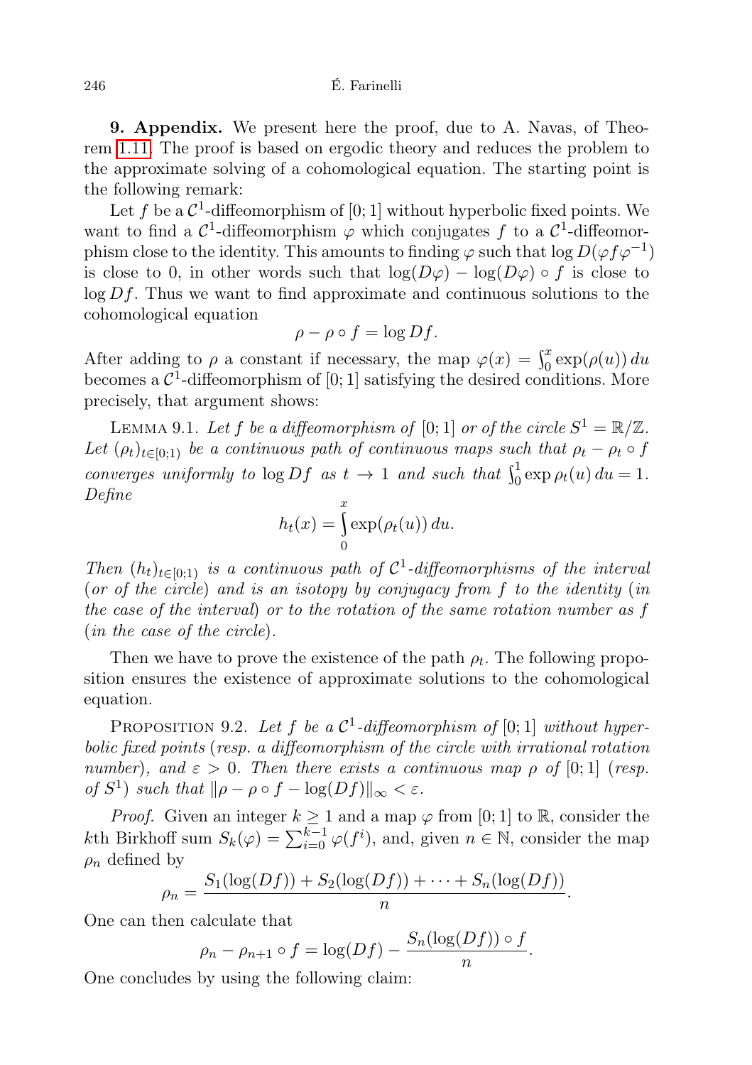**9. Appendix.** We present here the proof, due to A. Navas, of Theorem 1.11. The proof is based on ergodic theory and reduces the problem to the approximate solving of a cohomological equation. The starting point is the following remark:

Let $f$ be a $\mathcal{C}^1$-diffeomorphism of $[0;1]$ without hyperbolic fixed points. We want to find a $\mathcal{C}^1$-diffeomorphism $\varphi$ which conjugates $f$ to a $\mathcal{C}^1$-diffeomorphism close to the identity. This amounts to finding $\varphi$ such that $\log D(\varphi f \varphi^{-1})$ is close to 0, in other words such that $\log(D\varphi) - \log(D\varphi) \circ f$ is close to $\log Df$. Thus we want to find approximate and continuous solutions to the cohomological equation

$$\rho - \rho \circ f = \log Df.$$

After adding to $\rho$ a constant if necessary, the map $\varphi(x) = \int_0^x \exp(\rho(u))\,du$ becomes a $\mathcal{C}^1$-diffeomorphism of $[0;1]$ satisfying the desired conditions. More precisely, that argument shows:

LEMMA 9.1. *Let $f$ be a diffeomorphism of $[0;1]$ or of the circle $S^1 = \mathbb{R}/\mathbb{Z}$. Let $(\rho_t)_{t\in[0;1)}$ be a continuous path of continuous maps such that $\rho_t - \rho_t \circ f$ converges uniformly to $\log Df$ as $t \to 1$ and such that $\int_0^1 \exp \rho_t(u)\,du = 1$. Define*

$$h_t(x) = \int_0^x \exp(\rho_t(u))\,du.$$

*Then $(h_t)_{t\in[0;1)}$ is a continuous path of $\mathcal{C}^1$-diffeomorphisms of the interval (or of the circle) and is an isotopy by conjugacy from $f$ to the identity (in the case of the interval) or to the rotation of the same rotation number as $f$ (in the case of the circle).*

Then we have to prove the existence of the path $\rho_t$. The following proposition ensures the existence of approximate solutions to the cohomological equation.

PROPOSITION 9.2. *Let $f$ be a $\mathcal{C}^1$-diffeomorphism of $[0;1]$ without hyperbolic fixed points (resp. a diffeomorphism of the circle with irrational rotation number), and $\varepsilon > 0$. Then there exists a continuous map $\rho$ of $[0;1]$ (resp. of $S^1$) such that $\|\rho - \rho \circ f - \log(Df)\|_\infty < \varepsilon$.*

*Proof.* Given an integer $k \geq 1$ and a map $\varphi$ from $[0;1]$ to $\mathbb{R}$, consider the $k$th Birkhoff sum $S_k(\varphi) = \sum_{i=0}^{k-1} \varphi(f^i)$, and, given $n \in \mathbb{N}$, consider the map $\rho_n$ defined by

$$\rho_n = \frac{S_1(\log(Df)) + S_2(\log(Df)) + \cdots + S_n(\log(Df))}{n}.$$

One can then calculate that

$$\rho_n - \rho_{n+1} \circ f = \log(Df) - \frac{S_n(\log(Df)) \circ f}{n}.$$

One concludes by using the following claim: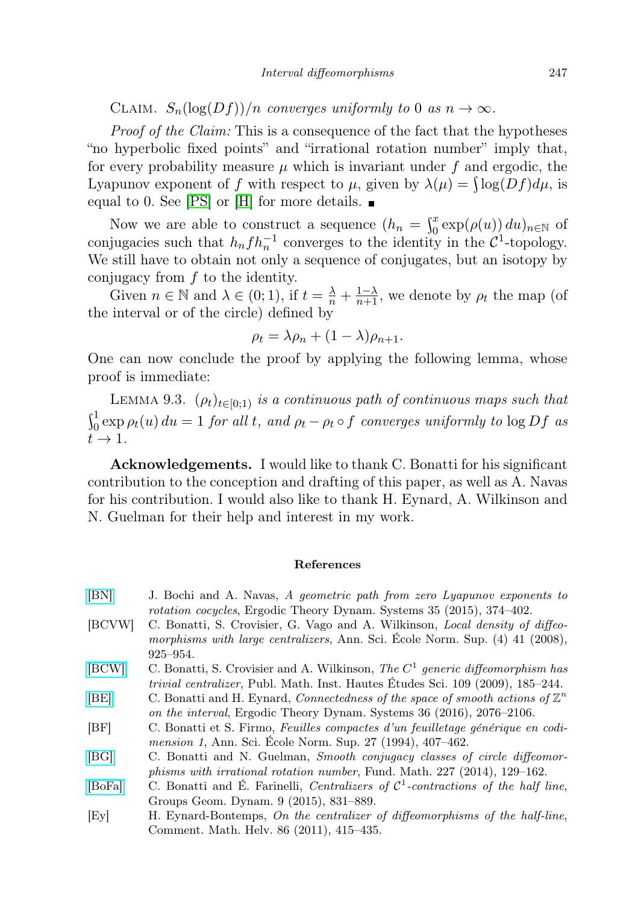Claim. *$S_n(\log(Df))/n$ converges uniformly to 0 as $n \to \infty$.*

*Proof of the Claim:* This is a consequence of the fact that the hypotheses "no hyperbolic fixed points" and "irrational rotation number" imply that, for every probability measure $\mu$ which is invariant under $f$ and ergodic, the Lyapunov exponent of $f$ with respect to $\mu$, given by $\lambda(\mu) = \int \log(Df) d\mu$, is equal to 0. See [PS] or [H] for more details. ∎

Now we are able to construct a sequence $(h_n = \int_0^x \exp(\rho(u))\, du)_{n\in\mathbb{N}}$ of conjugacies such that $h_n f h_n^{-1}$ converges to the identity in the $\mathcal{C}^1$-topology. We still have to obtain not only a sequence of conjugates, but an isotopy by conjugacy from $f$ to the identity.

Given $n \in \mathbb{N}$ and $\lambda \in (0;1)$, if $t = \frac{\lambda}{n} + \frac{1-\lambda}{n+1}$, we denote by $\rho_t$ the map (of the interval or of the circle) defined by

$$\rho_t = \lambda \rho_n + (1-\lambda)\rho_{n+1}.$$

One can now conclude the proof by applying the following lemma, whose proof is immediate:

Lemma 9.3. *$(\rho_t)_{t\in[0;1)}$ is a continuous path of continuous maps such that $\int_0^1 \exp \rho_t(u)\, du = 1$ for all $t$, and $\rho_t - \rho_t \circ f$ converges uniformly to $\log Df$ as $t \to 1$.*

**Acknowledgements.** I would like to thank C. Bonatti for his significant contribution to the conception and drafting of this paper, as well as A. Navas for his contribution. I would also like to thank H. Eynard, A. Wilkinson and N. Guelman for their help and interest in my work.

## References

[BN] J. Bochi and A. Navas, *A geometric path from zero Lyapunov exponents to rotation cocycles*, Ergodic Theory Dynam. Systems 35 (2015), 374–402.

[BCVW] C. Bonatti, S. Crovisier, G. Vago and A. Wilkinson, *Local density of diffeomorphisms with large centralizers*, Ann. Sci. École Norm. Sup. (4) 41 (2008), 925–954.

[BCW] C. Bonatti, S. Crovisier and A. Wilkinson, *The $C^1$ generic diffeomorphism has trivial centralizer*, Publ. Math. Inst. Hautes Études Sci. 109 (2009), 185–244.

[BE] C. Bonatti and H. Eynard, *Connectedness of the space of smooth actions of $\mathbb{Z}^n$ on the interval*, Ergodic Theory Dynam. Systems 36 (2016), 2076–2106.

[BF] C. Bonatti et S. Firmo, *Feuilles compactes d'un feuilletage générique en codimension 1*, Ann. Sci. École Norm. Sup. 27 (1994), 407–462.

[BG] C. Bonatti and N. Guelman, *Smooth conjugacy classes of circle diffeomorphisms with irrational rotation number*, Fund. Math. 227 (2014), 129–162.

[BoFa] C. Bonatti and É. Farinelli, *Centralizers of $\mathcal{C}^1$-contractions of the half line*, Groups Geom. Dynam. 9 (2015), 831–889.

[Ey] H. Eynard-Bontemps, *On the centralizer of diffeomorphisms of the half-line*, Comment. Math. Helv. 86 (2011), 415–435.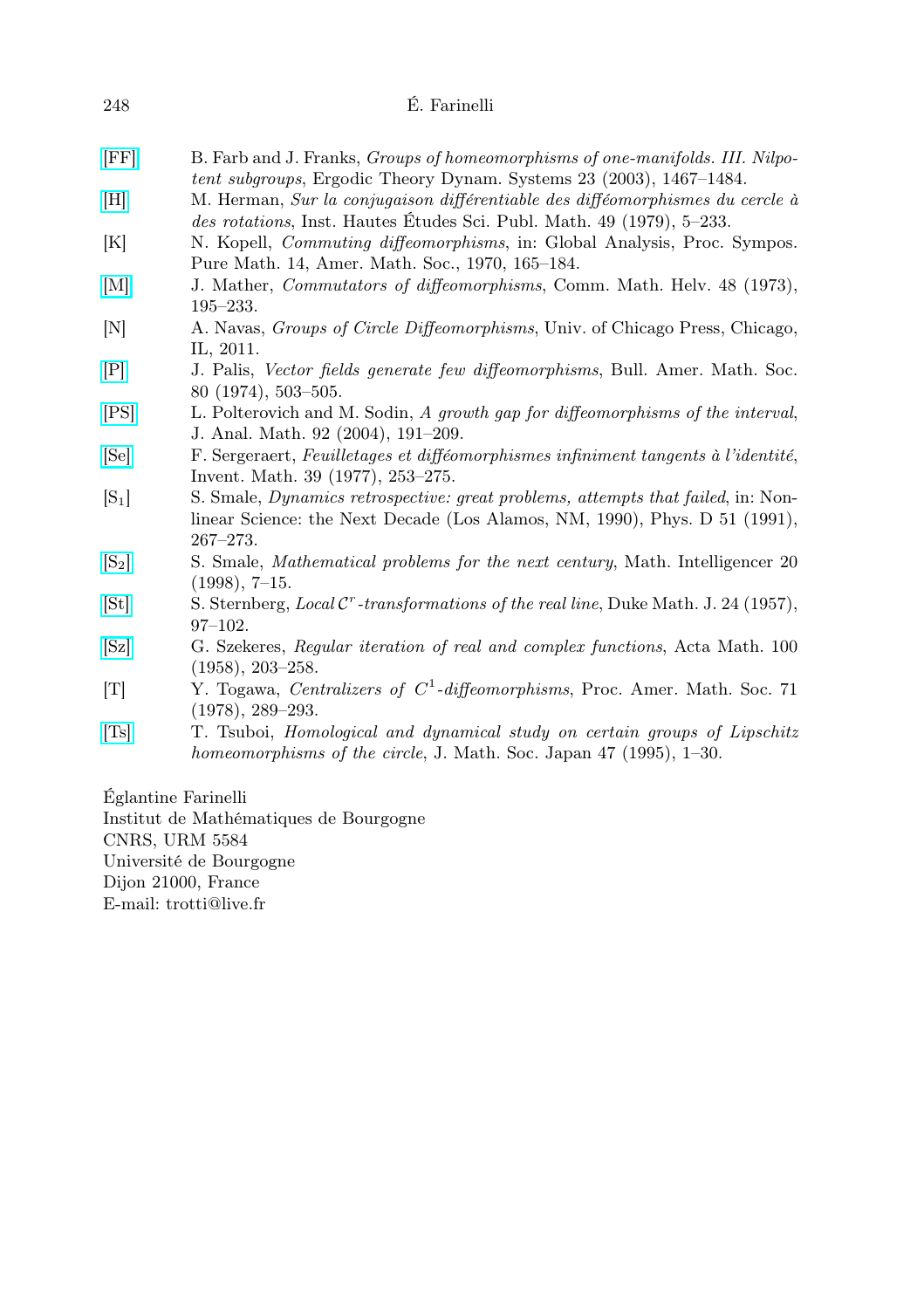[FF] B. Farb and J. Franks, *Groups of homeomorphisms of one-manifolds. III. Nilpotent subgroups*, Ergodic Theory Dynam. Systems 23 (2003), 1467–1484.

[H] M. Herman, *Sur la conjugaison différentiable des difféomorphismes du cercle à des rotations*, Inst. Hautes Études Sci. Publ. Math. 49 (1979), 5–233.

[K] N. Kopell, *Commuting diffeomorphisms*, in: Global Analysis, Proc. Sympos. Pure Math. 14, Amer. Math. Soc., 1970, 165–184.

[M] J. Mather, *Commutators of diffeomorphisms*, Comm. Math. Helv. 48 (1973), 195–233.

[N] A. Navas, *Groups of Circle Diffeomorphisms*, Univ. of Chicago Press, Chicago, IL, 2011.

[P] J. Palis, *Vector fields generate few diffeomorphisms*, Bull. Amer. Math. Soc. 80 (1974), 503–505.

[PS] L. Polterovich and M. Sodin, *A growth gap for diffeomorphisms of the interval*, J. Anal. Math. 92 (2004), 191–209.

[Se] F. Sergeraert, *Feuilletages et difféomorphismes infiniment tangents à l'identité*, Invent. Math. 39 (1977), 253–275.

[$S_1$] S. Smale, *Dynamics retrospective: great problems, attempts that failed*, in: Nonlinear Science: the Next Decade (Los Alamos, NM, 1990), Phys. D 51 (1991), 267–273.

[$S_2$] S. Smale, *Mathematical problems for the next century*, Math. Intelligencer 20 (1998), 7–15.

[St] S. Sternberg, *Local $\mathcal{C}^r$-transformations of the real line*, Duke Math. J. 24 (1957), 97–102.

[Sz] G. Szekeres, *Regular iteration of real and complex functions*, Acta Math. 100 (1958), 203–258.

[T] Y. Togawa, *Centralizers of $C^1$-diffeomorphisms*, Proc. Amer. Math. Soc. 71 (1978), 289–293.

[Ts] T. Tsuboi, *Homological and dynamical study on certain groups of Lipschitz homeomorphisms of the circle*, J. Math. Soc. Japan 47 (1995), 1–30.

Églantine Farinelli
Institut de Mathématiques de Bourgogne
CNRS, URM 5584
Université de Bourgogne
Dijon 21000, France
E-mail: trotti@live.fr